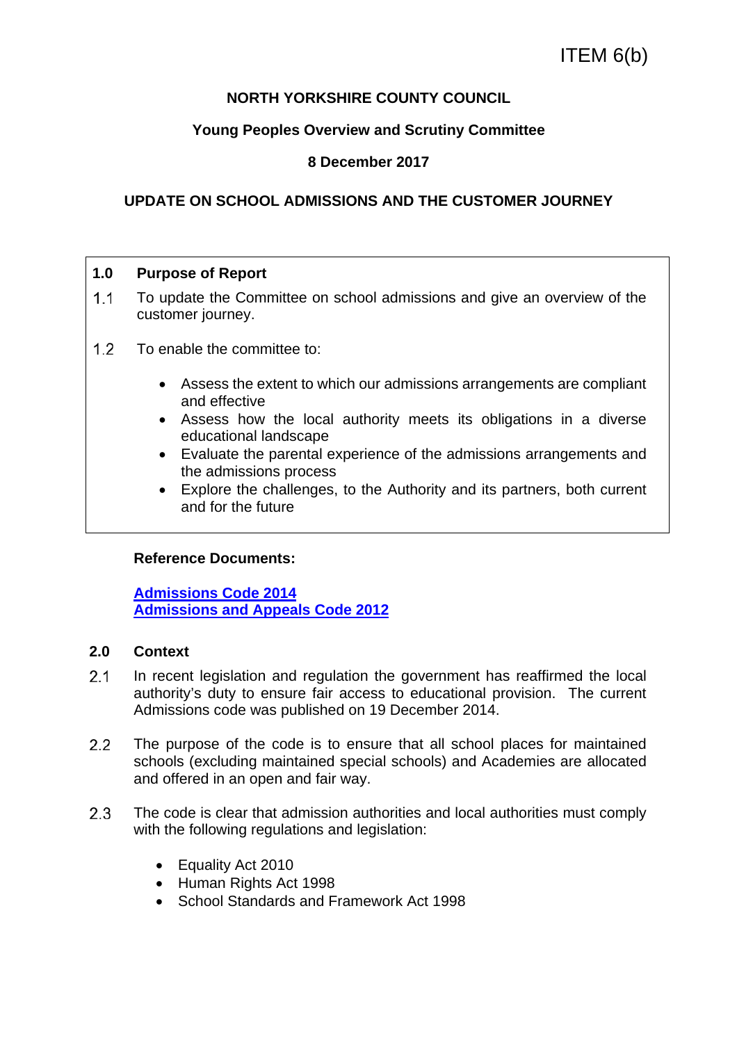ITEM 6(b)

**NORTH YORKSHIRE COUNTY COUNCIL**

**Young Peoples Overview and Scrutiny Committee**

**8 December 2017**

# UPDATE ON SCHOOL ADMISSIONS AND THE CUSTOMER JOURNEY

## 1.0 Purpose of Report

1.1 To update the Committee on school admissions and give an overview of the customer journey.

1.2 To enable the committee to:

- Assess the extent to which our admissions arrangements are compliant and effective
- Assess how the local authority meets its obligations in a diverse educational landscape
- Evaluate the parental experience of the admissions arrangements and the admissions process
- Explore the challenges, to the Authority and its partners, both current and for the future

**Reference Documents:**

**Admissions Code 2014**
**Admissions and Appeals Code 2012**

## 2.0 Context

2.1 In recent legislation and regulation the government has reaffirmed the local authority's duty to ensure fair access to educational provision. The current Admissions code was published on 19 December 2014.

2.2 The purpose of the code is to ensure that all school places for maintained schools (excluding maintained special schools) and Academies are allocated and offered in an open and fair way.

2.3 The code is clear that admission authorities and local authorities must comply with the following regulations and legislation:

- Equality Act 2010
- Human Rights Act 1998
- School Standards and Framework Act 1998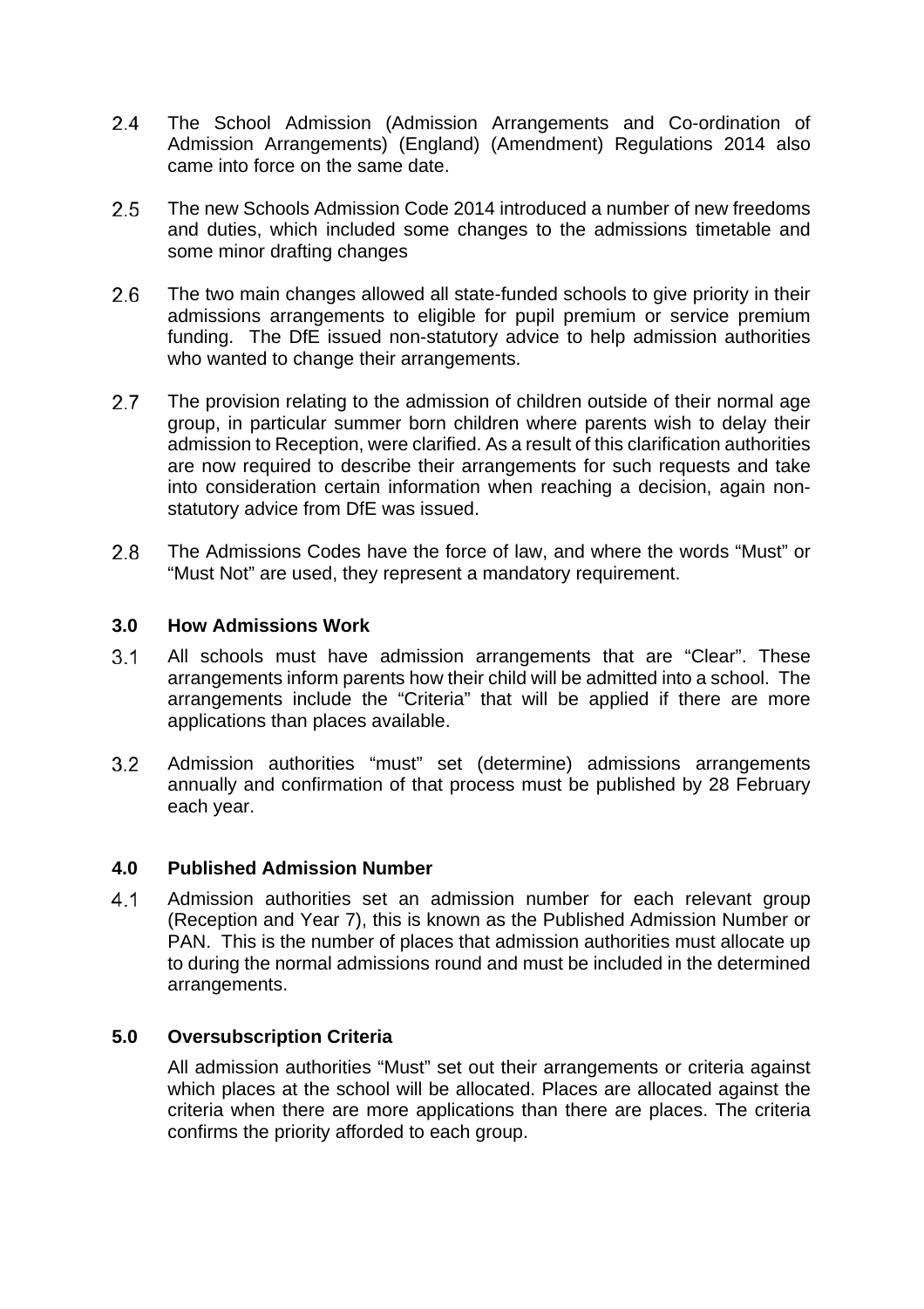2.4 The School Admission (Admission Arrangements and Co-ordination of Admission Arrangements) (England) (Amendment) Regulations 2014 also came into force on the same date.

2.5 The new Schools Admission Code 2014 introduced a number of new freedoms and duties, which included some changes to the admissions timetable and some minor drafting changes

2.6 The two main changes allowed all state-funded schools to give priority in their admissions arrangements to eligible for pupil premium or service premium funding. The DfE issued non-statutory advice to help admission authorities who wanted to change their arrangements.

2.7 The provision relating to the admission of children outside of their normal age group, in particular summer born children where parents wish to delay their admission to Reception, were clarified. As a result of this clarification authorities are now required to describe their arrangements for such requests and take into consideration certain information when reaching a decision, again non-statutory advice from DfE was issued.

2.8 The Admissions Codes have the force of law, and where the words "Must" or "Must Not" are used, they represent a mandatory requirement.

### 3.0 How Admissions Work

3.1 All schools must have admission arrangements that are "Clear". These arrangements inform parents how their child will be admitted into a school. The arrangements include the "Criteria" that will be applied if there are more applications than places available.

3.2 Admission authorities "must" set (determine) admissions arrangements annually and confirmation of that process must be published by 28 February each year.

### 4.0 Published Admission Number

4.1 Admission authorities set an admission number for each relevant group (Reception and Year 7), this is known as the Published Admission Number or PAN. This is the number of places that admission authorities must allocate up to during the normal admissions round and must be included in the determined arrangements.

### 5.0 Oversubscription Criteria

All admission authorities "Must" set out their arrangements or criteria against which places at the school will be allocated. Places are allocated against the criteria when there are more applications than there are places. The criteria confirms the priority afforded to each group.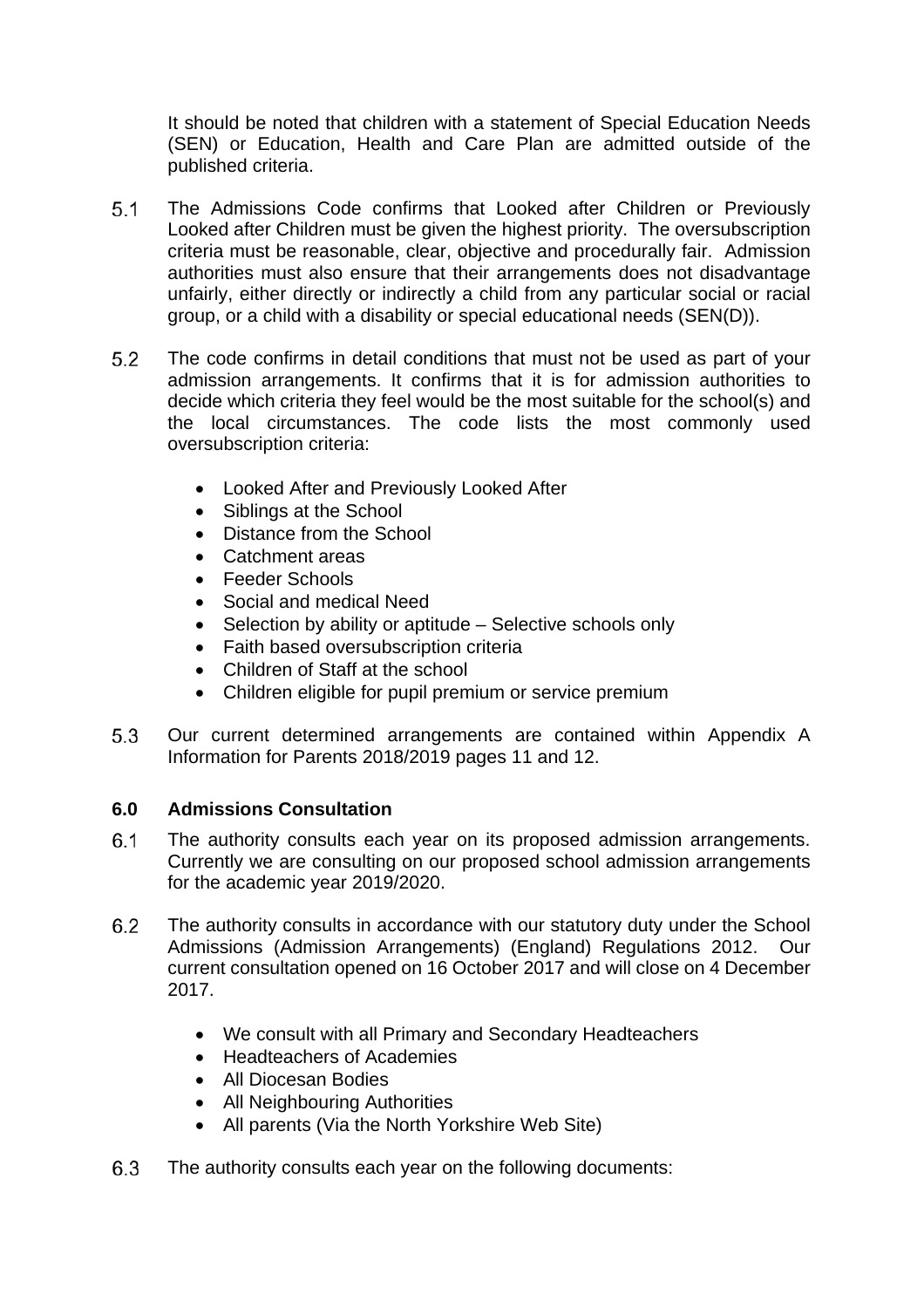It should be noted that children with a statement of Special Education Needs (SEN) or Education, Health and Care Plan are admitted outside of the published criteria.

5.1 The Admissions Code confirms that Looked after Children or Previously Looked after Children must be given the highest priority. The oversubscription criteria must be reasonable, clear, objective and procedurally fair. Admission authorities must also ensure that their arrangements does not disadvantage unfairly, either directly or indirectly a child from any particular social or racial group, or a child with a disability or special educational needs (SEN(D)).

5.2 The code confirms in detail conditions that must not be used as part of your admission arrangements. It confirms that it is for admission authorities to decide which criteria they feel would be the most suitable for the school(s) and the local circumstances. The code lists the most commonly used oversubscription criteria:

- Looked After and Previously Looked After
- Siblings at the School
- Distance from the School
- Catchment areas
- Feeder Schools
- Social and medical Need
- Selection by ability or aptitude – Selective schools only
- Faith based oversubscription criteria
- Children of Staff at the school
- Children eligible for pupil premium or service premium

5.3 Our current determined arrangements are contained within Appendix A Information for Parents 2018/2019 pages 11 and 12.

## 6.0 Admissions Consultation

6.1 The authority consults each year on its proposed admission arrangements. Currently we are consulting on our proposed school admission arrangements for the academic year 2019/2020.

6.2 The authority consults in accordance with our statutory duty under the School Admissions (Admission Arrangements) (England) Regulations 2012. Our current consultation opened on 16 October 2017 and will close on 4 December 2017.

- We consult with all Primary and Secondary Headteachers
- Headteachers of Academies
- All Diocesan Bodies
- All Neighbouring Authorities
- All parents (Via the North Yorkshire Web Site)

6.3 The authority consults each year on the following documents: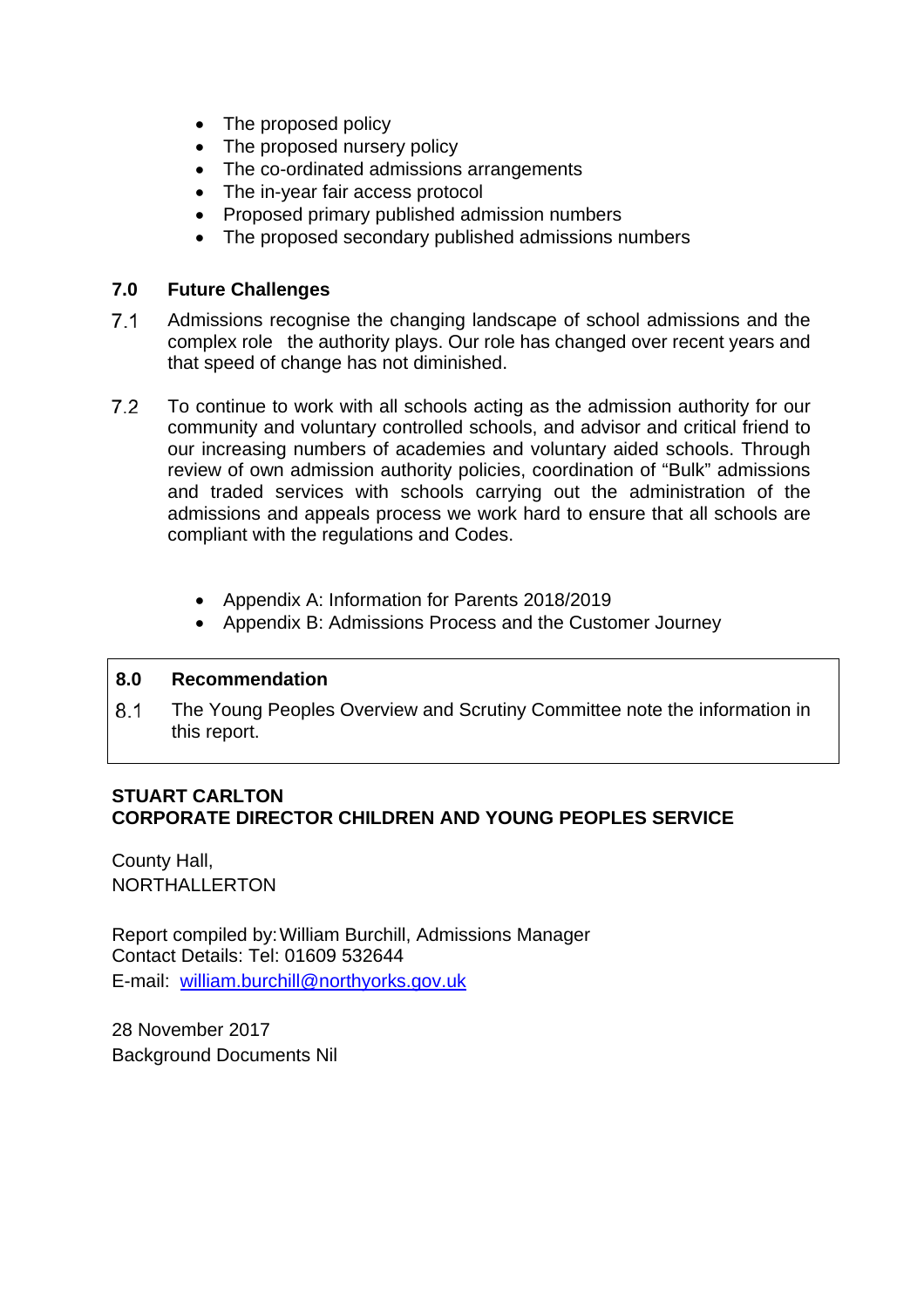- The proposed policy
- The proposed nursery policy
- The co-ordinated admissions arrangements
- The in-year fair access protocol
- Proposed primary published admission numbers
- The proposed secondary published admissions numbers

## 7.0 Future Challenges

7.1 Admissions recognise the changing landscape of school admissions and the complex role the authority plays. Our role has changed over recent years and that speed of change has not diminished.

7.2 To continue to work with all schools acting as the admission authority for our community and voluntary controlled schools, and advisor and critical friend to our increasing numbers of academies and voluntary aided schools. Through review of own admission authority policies, coordination of "Bulk" admissions and traded services with schools carrying out the administration of the admissions and appeals process we work hard to ensure that all schools are compliant with the regulations and Codes.

- Appendix A: Information for Parents 2018/2019
- Appendix B: Admissions Process and the Customer Journey

## 8.0 Recommendation

8.1 The Young Peoples Overview and Scrutiny Committee note the information in this report.

**STUART CARLTON**
**CORPORATE DIRECTOR CHILDREN AND YOUNG PEOPLES SERVICE**

County Hall,
NORTHALLERTON

Report compiled by: William Burchill, Admissions Manager
Contact Details: Tel: 01609 532644
E-mail: william.burchill@northyorks.gov.uk

28 November 2017
Background Documents Nil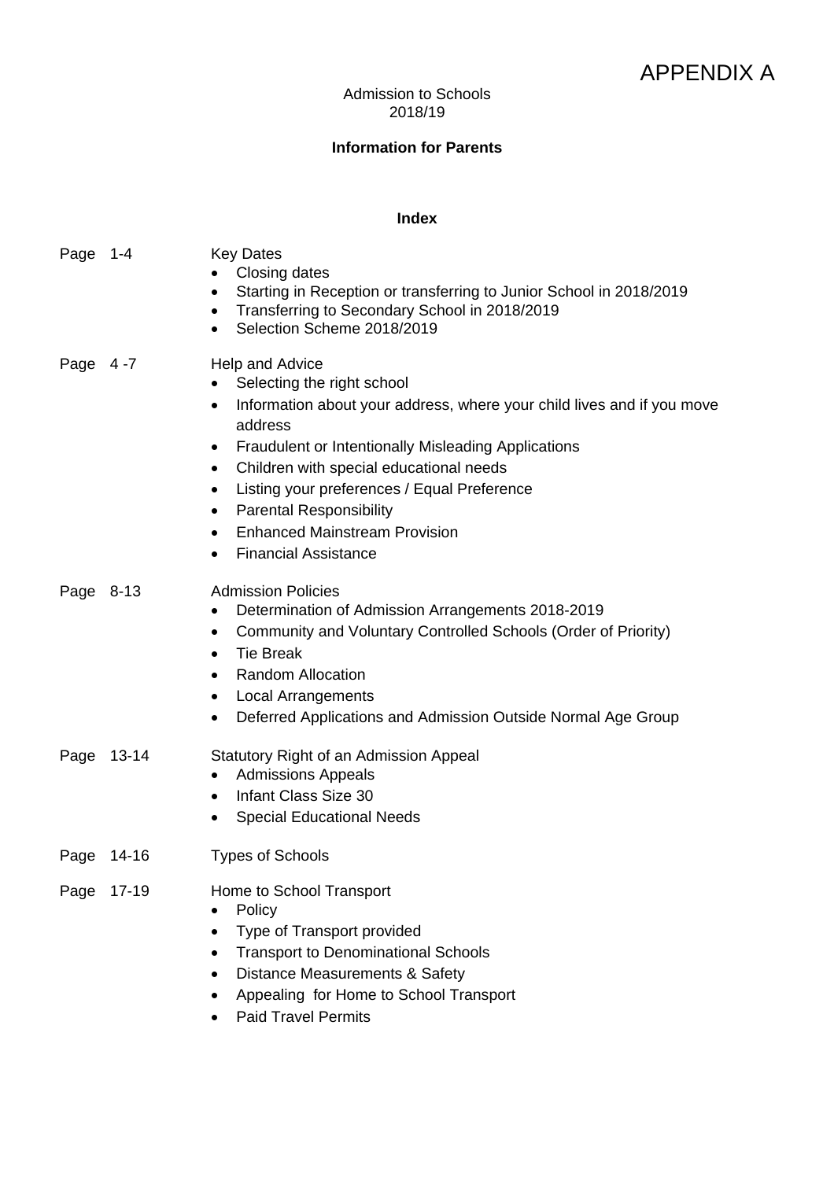APPENDIX A

Admission to Schools
2018/19

**Information for Parents**

**Index**

Page 1-4 — Key Dates
- Closing dates
- Starting in Reception or transferring to Junior School in 2018/2019
- Transferring to Secondary School in 2018/2019
- Selection Scheme 2018/2019

Page 4 -7 — Help and Advice
- Selecting the right school
- Information about your address, where your child lives and if you move address
- Fraudulent or Intentionally Misleading Applications
- Children with special educational needs
- Listing your preferences / Equal Preference
- Parental Responsibility
- Enhanced Mainstream Provision
- Financial Assistance

Page 8-13 — Admission Policies
- Determination of Admission Arrangements 2018-2019
- Community and Voluntary Controlled Schools (Order of Priority)
- Tie Break
- Random Allocation
- Local Arrangements
- Deferred Applications and Admission Outside Normal Age Group

Page 13-14 — Statutory Right of an Admission Appeal
- Admissions Appeals
- Infant Class Size 30
- Special Educational Needs

Page 14-16 — Types of Schools

Page 17-19 — Home to School Transport
- Policy
- Type of Transport provided
- Transport to Denominational Schools
- Distance Measurements & Safety
- Appealing for Home to School Transport
- Paid Travel Permits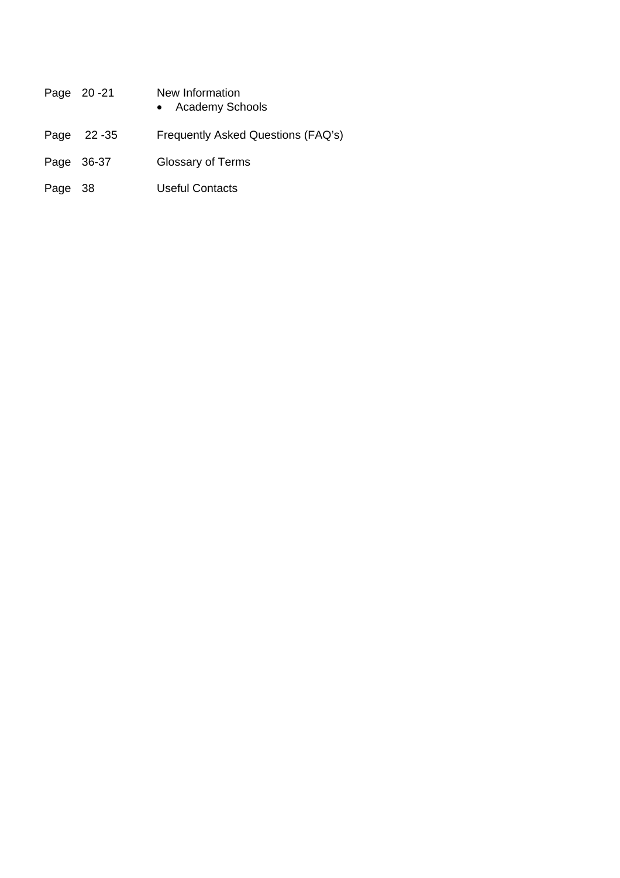| | |
|---|---|
| Page 20 -21 | New Information<br>• Academy Schools |
| Page 22 -35 | Frequently Asked Questions (FAQ's) |
| Page 36-37 | Glossary of Terms |
| Page 38 | Useful Contacts |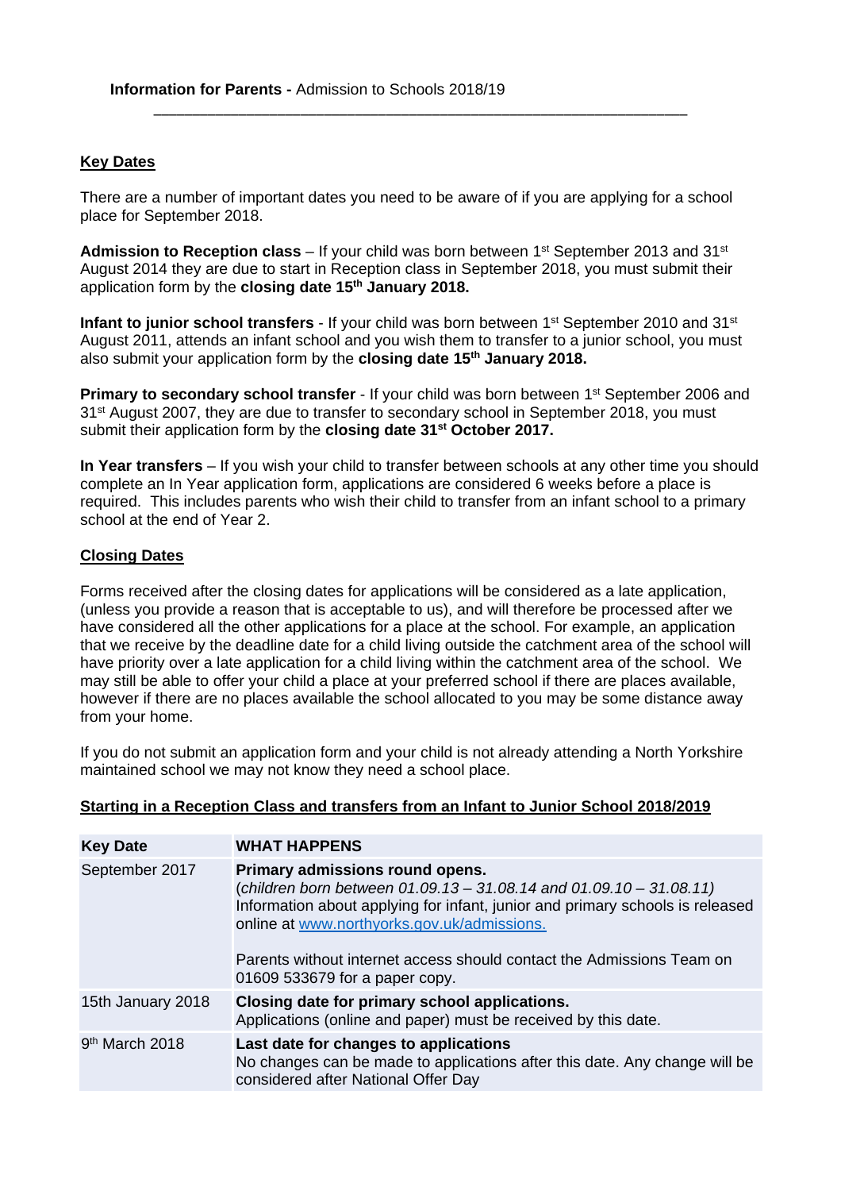**Information for Parents -** Admission to Schools 2018/19

---

## Key Dates

There are a number of important dates you need to be aware of if you are applying for a school place for September 2018.

**Admission to Reception class** – If your child was born between 1st September 2013 and 31st August 2014 they are due to start in Reception class in September 2018, you must submit their application form by the **closing date 15th January 2018.**

**Infant to junior school transfers** - If your child was born between 1st September 2010 and 31st August 2011, attends an infant school and you wish them to transfer to a junior school, you must also submit your application form by the **closing date 15th January 2018.**

**Primary to secondary school transfer** - If your child was born between 1st September 2006 and 31st August 2007, they are due to transfer to secondary school in September 2018, you must submit their application form by the **closing date 31st October 2017.**

**In Year transfers** – If you wish your child to transfer between schools at any other time you should complete an In Year application form, applications are considered 6 weeks before a place is required. This includes parents who wish their child to transfer from an infant school to a primary school at the end of Year 2.

## Closing Dates

Forms received after the closing dates for applications will be considered as a late application, (unless you provide a reason that is acceptable to us), and will therefore be processed after we have considered all the other applications for a place at the school. For example, an application that we receive by the deadline date for a child living outside the catchment area of the school will have priority over a late application for a child living within the catchment area of the school. We may still be able to offer your child a place at your preferred school if there are places available, however if there are no places available the school allocated to you may be some distance away from your home.

If you do not submit an application form and your child is not already attending a North Yorkshire maintained school we may not know they need a school place.

## Starting in a Reception Class and transfers from an Infant to Junior School 2018/2019

| Key Date | WHAT HAPPENS |
|---|---|
| September 2017 | **Primary admissions round opens.** (*children born between 01.09.13 – 31.08.14 and 01.09.10 – 31.08.11)* Information about applying for infant, junior and primary schools is released online at www.northyorks.gov.uk/admissions. <br><br> Parents without internet access should contact the Admissions Team on 01609 533679 for a paper copy. |
| 15th January 2018 | **Closing date for primary school applications.** Applications (online and paper) must be received by this date. |
| 9th March 2018 | **Last date for changes to applications** No changes can be made to applications after this date. Any change will be considered after National Offer Day |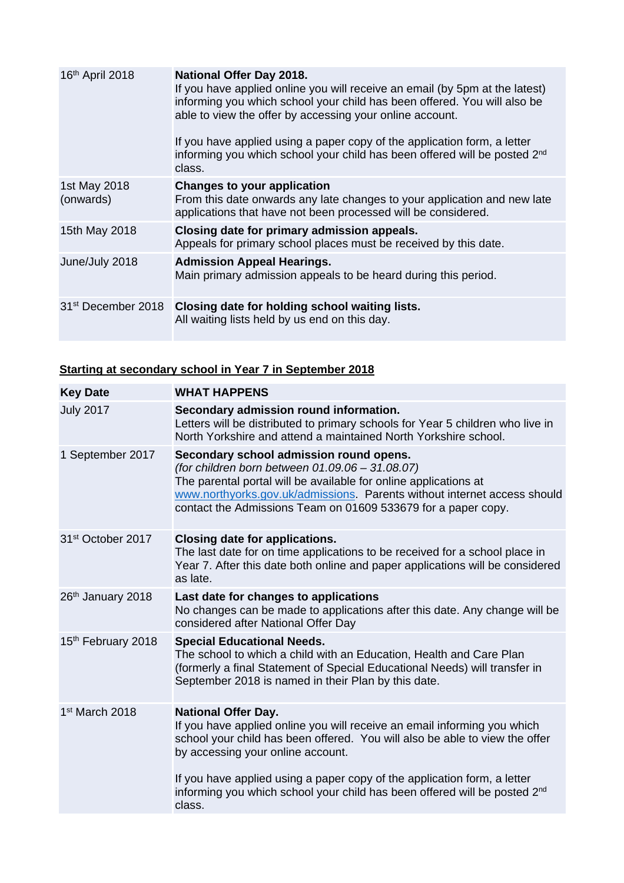| | |
|---|---|
| 16th April 2018 | **National Offer Day 2018.** If you have applied online you will receive an email (by 5pm at the latest) informing you which school your child has been offered. You will also be able to view the offer by accessing your online account.<br><br>If you have applied using a paper copy of the application form, a letter informing you which school your child has been offered will be posted 2nd class. |
| 1st May 2018 (onwards) | **Changes to your application** From this date onwards any late changes to your application and new late applications that have not been processed will be considered. |
| 15th May 2018 | **Closing date for primary admission appeals.** Appeals for primary school places must be received by this date. |
| June/July 2018 | **Admission Appeal Hearings.** Main primary admission appeals to be heard during this period. |
| 31st December 2018 | **Closing date for holding school waiting lists.** All waiting lists held by us end on this day. |

**Starting at secondary school in Year 7 in September 2018**

| **Key Date** | **WHAT HAPPENS** |
|---|---|
| July 2017 | **Secondary admission round information.** Letters will be distributed to primary schools for Year 5 children who live in North Yorkshire and attend a maintained North Yorkshire school. |
| 1 September 2017 | **Secondary school admission round opens.** *(for children born between 01.09.06 – 31.08.07)* The parental portal will be available for online applications at www.northyorks.gov.uk/admissions. Parents without internet access should contact the Admissions Team on 01609 533679 for a paper copy. |
| 31st October 2017 | **Closing date for applications.** The last date for on time applications to be received for a school place in Year 7. After this date both online and paper applications will be considered as late. |
| 26th January 2018 | **Last date for changes to applications** No changes can be made to applications after this date. Any change will be considered after National Offer Day |
| 15th February 2018 | **Special Educational Needs.** The school to which a child with an Education, Health and Care Plan (formerly a final Statement of Special Educational Needs) will transfer in September 2018 is named in their Plan by this date. |
| 1st March 2018 | **National Offer Day.** If you have applied online you will receive an email informing you which school your child has been offered. You will also be able to view the offer by accessing your online account.<br><br>If you have applied using a paper copy of the application form, a letter informing you which school your child has been offered will be posted 2nd class. |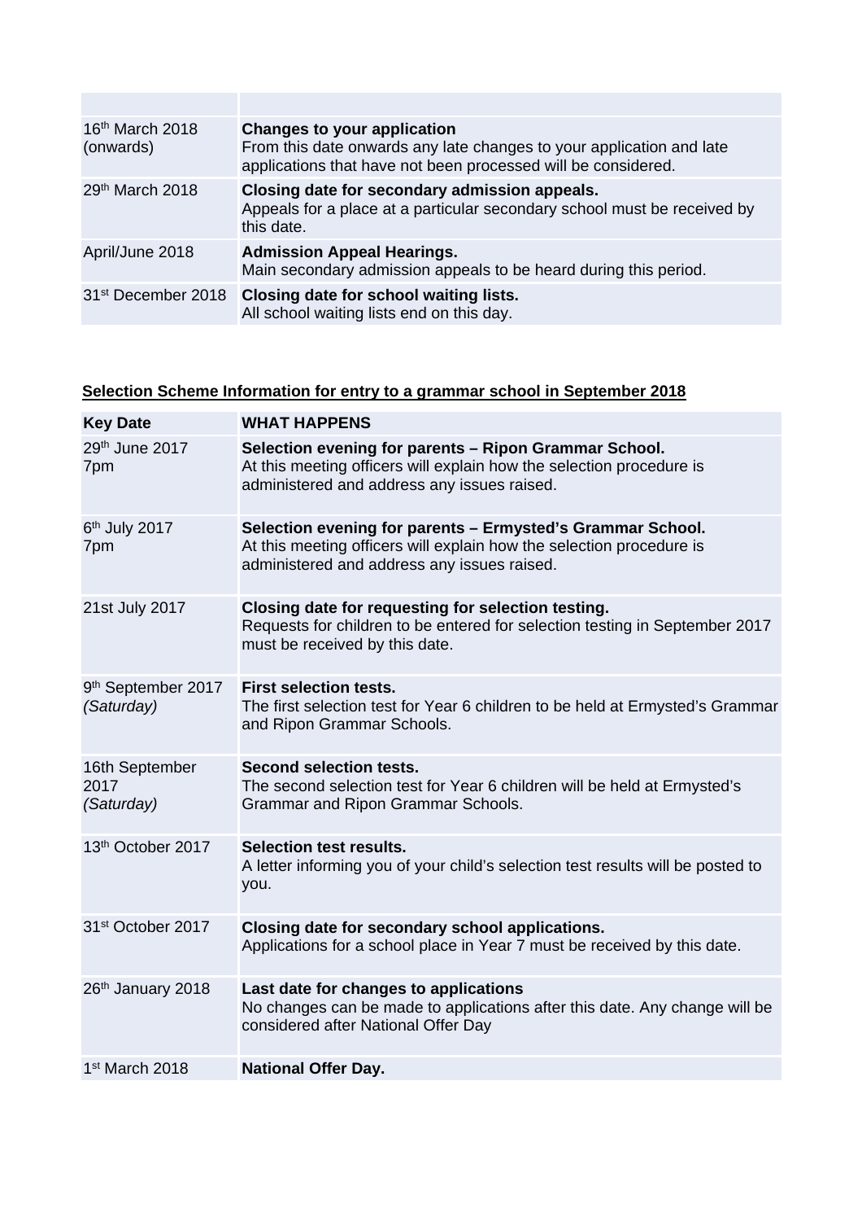| | |
|---|---|
| 16th March 2018 (onwards) | **Changes to your application**<br>From this date onwards any late changes to your application and late applications that have not been processed will be considered. |
| 29th March 2018 | **Closing date for secondary admission appeals.**<br>Appeals for a place at a particular secondary school must be received by this date. |
| April/June 2018 | **Admission Appeal Hearings.**<br>Main secondary admission appeals to be heard during this period. |
| 31st December 2018 | **Closing date for school waiting lists.**<br>All school waiting lists end on this day. |

**<u>Selection Scheme Information for entry to a grammar school in September 2018</u>**

| **Key Date** | **WHAT HAPPENS** |
|---|---|
| 29th June 2017<br>7pm | **Selection evening for parents – Ripon Grammar School.**<br>At this meeting officers will explain how the selection procedure is administered and address any issues raised. |
| 6th July 2017<br>7pm | **Selection evening for parents – Ermysted's Grammar School.**<br>At this meeting officers will explain how the selection procedure is administered and address any issues raised. |
| 21st July 2017 | **Closing date for requesting for selection testing.**<br>Requests for children to be entered for selection testing in September 2017 must be received by this date. |
| 9th September 2017 *(Saturday)* | **First selection tests.**<br>The first selection test for Year 6 children to be held at Ermysted's Grammar and Ripon Grammar Schools. |
| 16th September 2017 *(Saturday)* | **Second selection tests.**<br>The second selection test for Year 6 children will be held at Ermysted's Grammar and Ripon Grammar Schools. |
| 13th October 2017 | **Selection test results.**<br>A letter informing you of your child's selection test results will be posted to you. |
| 31st October 2017 | **Closing date for secondary school applications.**<br>Applications for a school place in Year 7 must be received by this date. |
| 26th January 2018 | **Last date for changes to applications**<br>No changes can be made to applications after this date. Any change will be considered after National Offer Day |
| 1st March 2018 | **National Offer Day.** |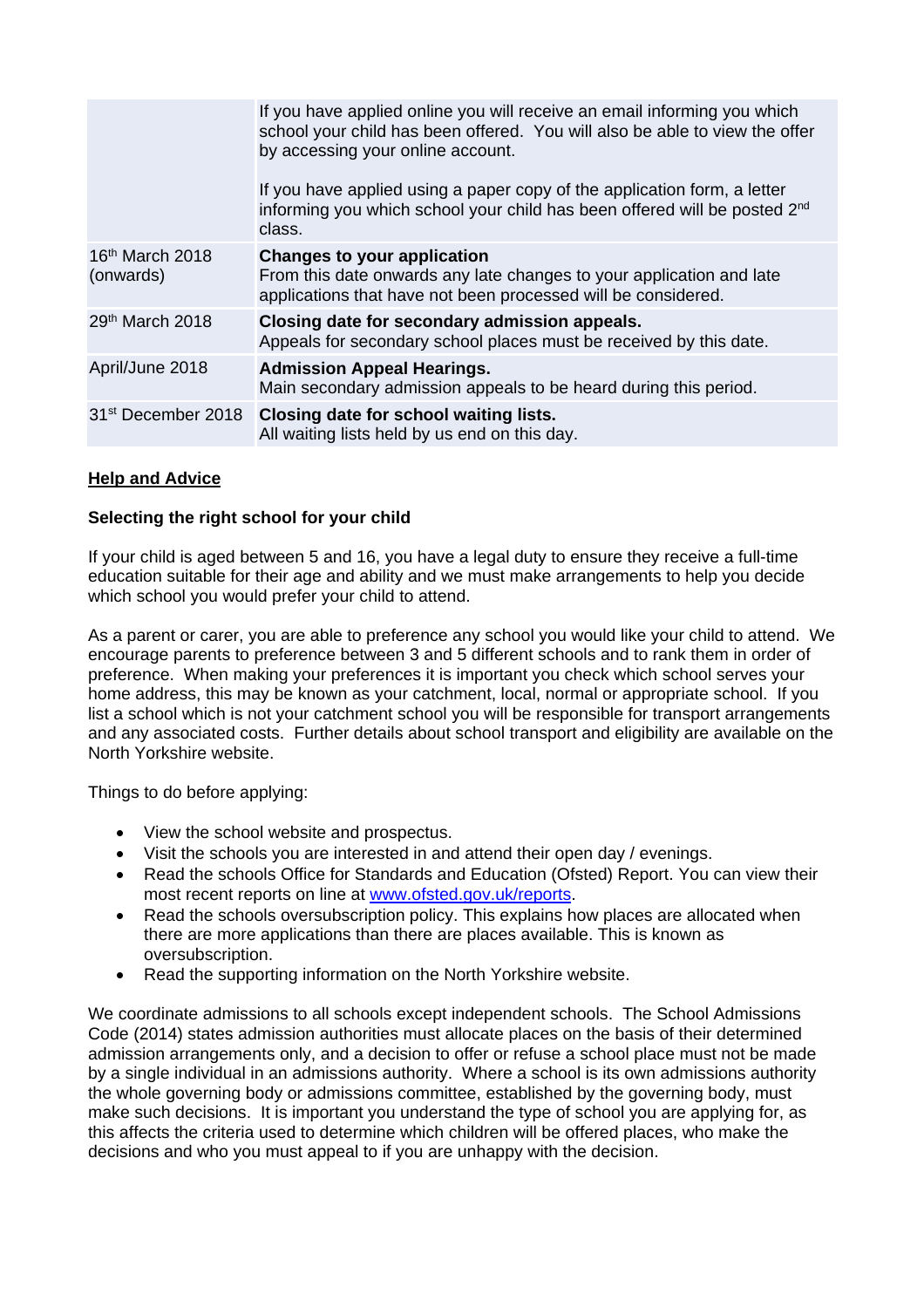|  |  |
|---|---|
|  | If you have applied online you will receive an email informing you which school your child has been offered. You will also be able to view the offer by accessing your online account.<br><br>If you have applied using a paper copy of the application form, a letter informing you which school your child has been offered will be posted 2nd class. |
| 16th March 2018 (onwards) | **Changes to your application**<br>From this date onwards any late changes to your application and late applications that have not been processed will be considered. |
| 29th March 2018 | **Closing date for secondary admission appeals.**<br>Appeals for secondary school places must be received by this date. |
| April/June 2018 | **Admission Appeal Hearings.**<br>Main secondary admission appeals to be heard during this period. |
| 31st December 2018 | **Closing date for school waiting lists.**<br>All waiting lists held by us end on this day. |

## Help and Advice

### Selecting the right school for your child

If your child is aged between 5 and 16, you have a legal duty to ensure they receive a full-time education suitable for their age and ability and we must make arrangements to help you decide which school you would prefer your child to attend.

As a parent or carer, you are able to preference any school you would like your child to attend. We encourage parents to preference between 3 and 5 different schools and to rank them in order of preference. When making your preferences it is important you check which school serves your home address, this may be known as your catchment, local, normal or appropriate school. If you list a school which is not your catchment school you will be responsible for transport arrangements and any associated costs. Further details about school transport and eligibility are available on the North Yorkshire website.

Things to do before applying:

- View the school website and prospectus.
- Visit the schools you are interested in and attend their open day / evenings.
- Read the schools Office for Standards and Education (Ofsted) Report. You can view their most recent reports on line at www.ofsted.gov.uk/reports.
- Read the schools oversubscription policy. This explains how places are allocated when there are more applications than there are places available. This is known as oversubscription.
- Read the supporting information on the North Yorkshire website.

We coordinate admissions to all schools except independent schools. The School Admissions Code (2014) states admission authorities must allocate places on the basis of their determined admission arrangements only, and a decision to offer or refuse a school place must not be made by a single individual in an admissions authority. Where a school is its own admissions authority the whole governing body or admissions committee, established by the governing body, must make such decisions. It is important you understand the type of school you are applying for, as this affects the criteria used to determine which children will be offered places, who make the decisions and who you must appeal to if you are unhappy with the decision.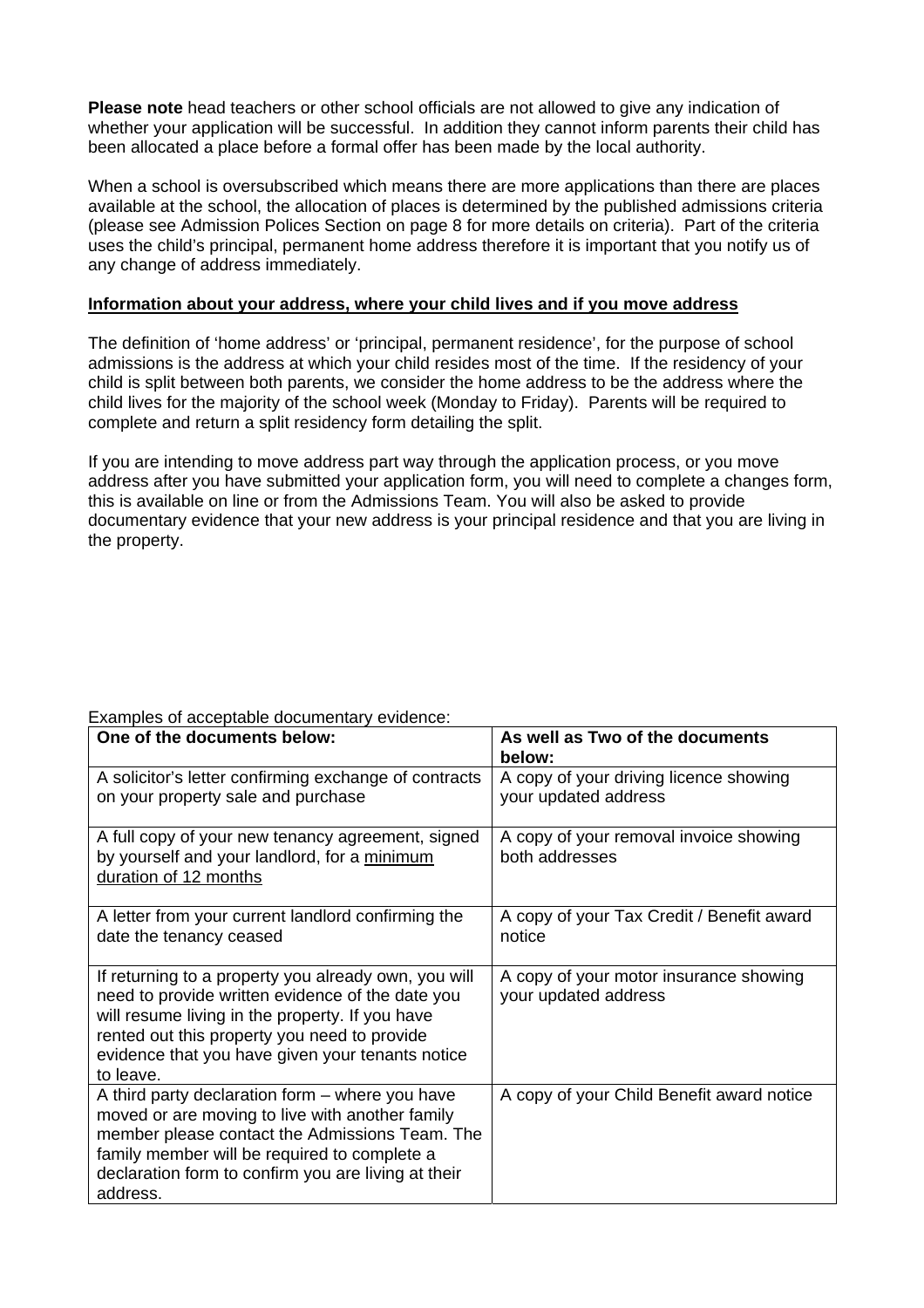**Please note** head teachers or other school officials are not allowed to give any indication of whether your application will be successful. In addition they cannot inform parents their child has been allocated a place before a formal offer has been made by the local authority.

When a school is oversubscribed which means there are more applications than there are places available at the school, the allocation of places is determined by the published admissions criteria (please see Admission Polices Section on page 8 for more details on criteria). Part of the criteria uses the child's principal, permanent home address therefore it is important that you notify us of any change of address immediately.

**Information about your address, where your child lives and if you move address**

The definition of 'home address' or 'principal, permanent residence', for the purpose of school admissions is the address at which your child resides most of the time. If the residency of your child is split between both parents, we consider the home address to be the address where the child lives for the majority of the school week (Monday to Friday). Parents will be required to complete and return a split residency form detailing the split.

If you are intending to move address part way through the application process, or you move address after you have submitted your application form, you will need to complete a changes form, this is available on line or from the Admissions Team. You will also be asked to provide documentary evidence that your new address is your principal residence and that you are living in the property.

Examples of acceptable documentary evidence:

| One of the documents below: | As well as Two of the documents below: |
|---|---|
| A solicitor's letter confirming exchange of contracts on your property sale and purchase | A copy of your driving licence showing your updated address |
| A full copy of your new tenancy agreement, signed by yourself and your landlord, for a minimum duration of 12 months | A copy of your removal invoice showing both addresses |
| A letter from your current landlord confirming the date the tenancy ceased | A copy of your Tax Credit / Benefit award notice |
| If returning to a property you already own, you will need to provide written evidence of the date you will resume living in the property. If you have rented out this property you need to provide evidence that you have given your tenants notice to leave. | A copy of your motor insurance showing your updated address |
| A third party declaration form – where you have moved or are moving to live with another family member please contact the Admissions Team. The family member will be required to complete a declaration form to confirm you are living at their address. | A copy of your Child Benefit award notice |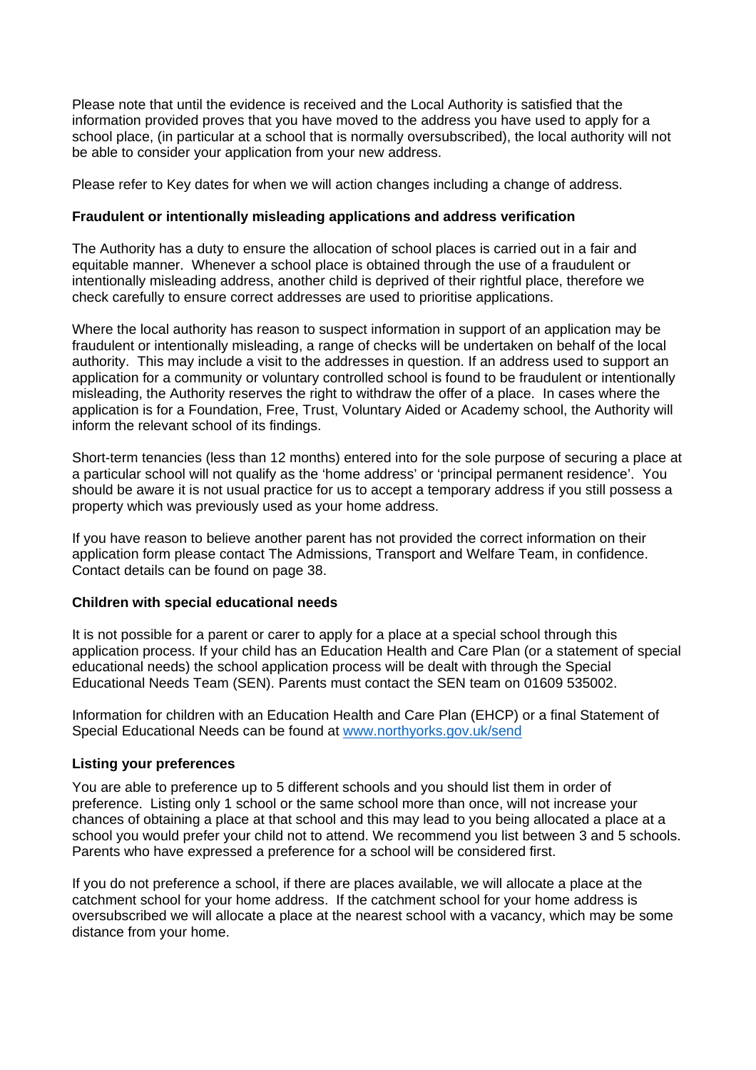Please note that until the evidence is received and the Local Authority is satisfied that the information provided proves that you have moved to the address you have used to apply for a school place, (in particular at a school that is normally oversubscribed), the local authority will not be able to consider your application from your new address.

Please refer to Key dates for when we will action changes including a change of address.

**Fraudulent or intentionally misleading applications and address verification**

The Authority has a duty to ensure the allocation of school places is carried out in a fair and equitable manner. Whenever a school place is obtained through the use of a fraudulent or intentionally misleading address, another child is deprived of their rightful place, therefore we check carefully to ensure correct addresses are used to prioritise applications.

Where the local authority has reason to suspect information in support of an application may be fraudulent or intentionally misleading, a range of checks will be undertaken on behalf of the local authority. This may include a visit to the addresses in question. If an address used to support an application for a community or voluntary controlled school is found to be fraudulent or intentionally misleading, the Authority reserves the right to withdraw the offer of a place. In cases where the application is for a Foundation, Free, Trust, Voluntary Aided or Academy school, the Authority will inform the relevant school of its findings.

Short-term tenancies (less than 12 months) entered into for the sole purpose of securing a place at a particular school will not qualify as the 'home address' or 'principal permanent residence'. You should be aware it is not usual practice for us to accept a temporary address if you still possess a property which was previously used as your home address.

If you have reason to believe another parent has not provided the correct information on their application form please contact The Admissions, Transport and Welfare Team, in confidence. Contact details can be found on page 38.

**Children with special educational needs**

It is not possible for a parent or carer to apply for a place at a special school through this application process. If your child has an Education Health and Care Plan (or a statement of special educational needs) the school application process will be dealt with through the Special Educational Needs Team (SEN). Parents must contact the SEN team on 01609 535002.

Information for children with an Education Health and Care Plan (EHCP) or a final Statement of Special Educational Needs can be found at [www.northyorks.gov.uk/send](http://www.northyorks.gov.uk/send)

**Listing your preferences**

You are able to preference up to 5 different schools and you should list them in order of preference. Listing only 1 school or the same school more than once, will not increase your chances of obtaining a place at that school and this may lead to you being allocated a place at a school you would prefer your child not to attend. We recommend you list between 3 and 5 schools. Parents who have expressed a preference for a school will be considered first.

If you do not preference a school, if there are places available, we will allocate a place at the catchment school for your home address. If the catchment school for your home address is oversubscribed we will allocate a place at the nearest school with a vacancy, which may be some distance from your home.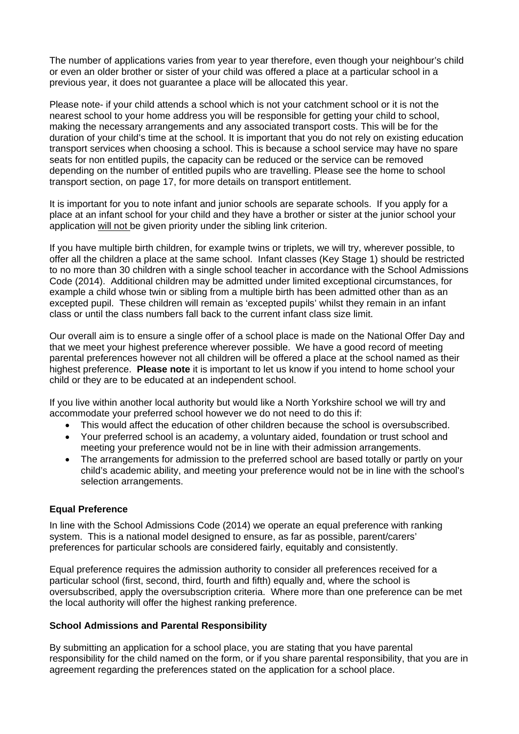The number of applications varies from year to year therefore, even though your neighbour's child or even an older brother or sister of your child was offered a place at a particular school in a previous year, it does not guarantee a place will be allocated this year.

Please note- if your child attends a school which is not your catchment school or it is not the nearest school to your home address you will be responsible for getting your child to school, making the necessary arrangements and any associated transport costs. This will be for the duration of your child's time at the school. It is important that you do not rely on existing education transport services when choosing a school. This is because a school service may have no spare seats for non entitled pupils, the capacity can be reduced or the service can be removed depending on the number of entitled pupils who are travelling. Please see the home to school transport section, on page 17, for more details on transport entitlement.

It is important for you to note infant and junior schools are separate schools. If you apply for a place at an infant school for your child and they have a brother or sister at the junior school your application will not be given priority under the sibling link criterion.

If you have multiple birth children, for example twins or triplets, we will try, wherever possible, to offer all the children a place at the same school. Infant classes (Key Stage 1) should be restricted to no more than 30 children with a single school teacher in accordance with the School Admissions Code (2014). Additional children may be admitted under limited exceptional circumstances, for example a child whose twin or sibling from a multiple birth has been admitted other than as an excepted pupil. These children will remain as 'excepted pupils' whilst they remain in an infant class or until the class numbers fall back to the current infant class size limit.

Our overall aim is to ensure a single offer of a school place is made on the National Offer Day and that we meet your highest preference wherever possible. We have a good record of meeting parental preferences however not all children will be offered a place at the school named as their highest preference. **Please note** it is important to let us know if you intend to home school your child or they are to be educated at an independent school.

If you live within another local authority but would like a North Yorkshire school we will try and accommodate your preferred school however we do not need to do this if:

- This would affect the education of other children because the school is oversubscribed.
- Your preferred school is an academy, a voluntary aided, foundation or trust school and meeting your preference would not be in line with their admission arrangements.
- The arrangements for admission to the preferred school are based totally or partly on your child's academic ability, and meeting your preference would not be in line with the school's selection arrangements.

**Equal Preference**

In line with the School Admissions Code (2014) we operate an equal preference with ranking system. This is a national model designed to ensure, as far as possible, parent/carers' preferences for particular schools are considered fairly, equitably and consistently.

Equal preference requires the admission authority to consider all preferences received for a particular school (first, second, third, fourth and fifth) equally and, where the school is oversubscribed, apply the oversubscription criteria. Where more than one preference can be met the local authority will offer the highest ranking preference.

**School Admissions and Parental Responsibility**

By submitting an application for a school place, you are stating that you have parental responsibility for the child named on the form, or if you share parental responsibility, that you are in agreement regarding the preferences stated on the application for a school place.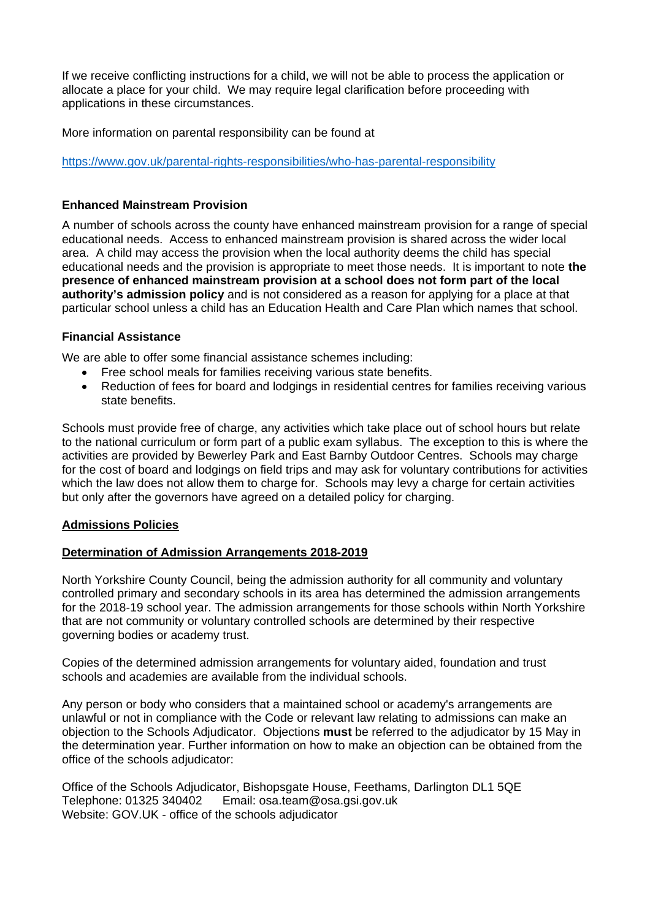If we receive conflicting instructions for a child, we will not be able to process the application or allocate a place for your child. We may require legal clarification before proceeding with applications in these circumstances.

More information on parental responsibility can be found at

https://www.gov.uk/parental-rights-responsibilities/who-has-parental-responsibility

**Enhanced Mainstream Provision**

A number of schools across the county have enhanced mainstream provision for a range of special educational needs. Access to enhanced mainstream provision is shared across the wider local area. A child may access the provision when the local authority deems the child has special educational needs and the provision is appropriate to meet those needs. It is important to note **the presence of enhanced mainstream provision at a school does not form part of the local authority's admission policy** and is not considered as a reason for applying for a place at that particular school unless a child has an Education Health and Care Plan which names that school.

**Financial Assistance**

We are able to offer some financial assistance schemes including:

- Free school meals for families receiving various state benefits.
- Reduction of fees for board and lodgings in residential centres for families receiving various state benefits.

Schools must provide free of charge, any activities which take place out of school hours but relate to the national curriculum or form part of a public exam syllabus. The exception to this is where the activities are provided by Bewerley Park and East Barnby Outdoor Centres. Schools may charge for the cost of board and lodgings on field trips and may ask for voluntary contributions for activities which the law does not allow them to charge for. Schools may levy a charge for certain activities but only after the governors have agreed on a detailed policy for charging.

**Admissions Policies**

**Determination of Admission Arrangements 2018-2019**

North Yorkshire County Council, being the admission authority for all community and voluntary controlled primary and secondary schools in its area has determined the admission arrangements for the 2018-19 school year. The admission arrangements for those schools within North Yorkshire that are not community or voluntary controlled schools are determined by their respective governing bodies or academy trust.

Copies of the determined admission arrangements for voluntary aided, foundation and trust schools and academies are available from the individual schools.

Any person or body who considers that a maintained school or academy's arrangements are unlawful or not in compliance with the Code or relevant law relating to admissions can make an objection to the Schools Adjudicator. Objections **must** be referred to the adjudicator by 15 May in the determination year. Further information on how to make an objection can be obtained from the office of the schools adjudicator:

Office of the Schools Adjudicator, Bishopsgate House, Feethams, Darlington DL1 5QE
Telephone: 01325 340402 Email: osa.team@osa.gsi.gov.uk
Website: GOV.UK - office of the schools adjudicator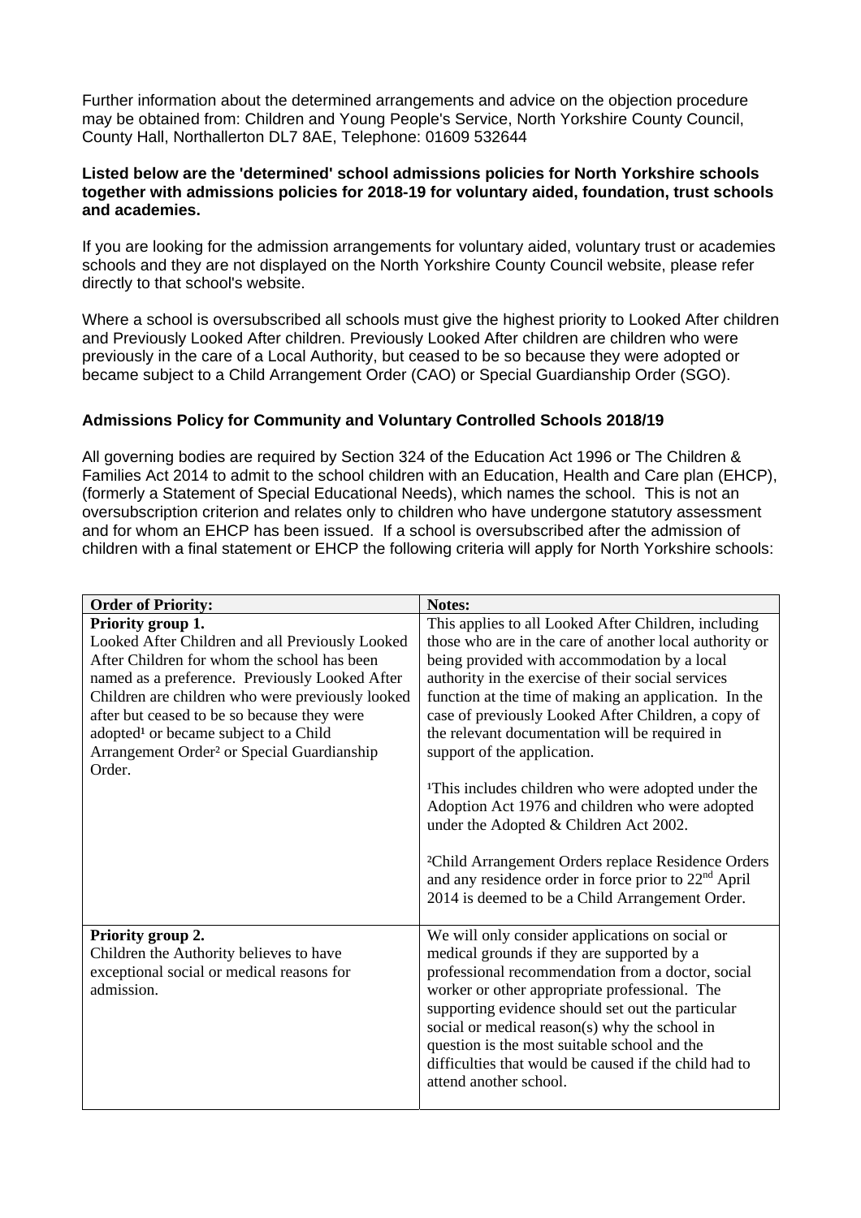Further information about the determined arrangements and advice on the objection procedure may be obtained from: Children and Young People's Service, North Yorkshire County Council, County Hall, Northallerton DL7 8AE, Telephone: 01609 532644

**Listed below are the 'determined' school admissions policies for North Yorkshire schools together with admissions policies for 2018-19 for voluntary aided, foundation, trust schools and academies.**

If you are looking for the admission arrangements for voluntary aided, voluntary trust or academies schools and they are not displayed on the North Yorkshire County Council website, please refer directly to that school's website.

Where a school is oversubscribed all schools must give the highest priority to Looked After children and Previously Looked After children. Previously Looked After children are children who were previously in the care of a Local Authority, but ceased to be so because they were adopted or became subject to a Child Arrangement Order (CAO) or Special Guardianship Order (SGO).

**Admissions Policy for Community and Voluntary Controlled Schools 2018/19**

All governing bodies are required by Section 324 of the Education Act 1996 or The Children & Families Act 2014 to admit to the school children with an Education, Health and Care plan (EHCP), (formerly a Statement of Special Educational Needs), which names the school. This is not an oversubscription criterion and relates only to children who have undergone statutory assessment and for whom an EHCP has been issued. If a school is oversubscribed after the admission of children with a final statement or EHCP the following criteria will apply for North Yorkshire schools:

| **Order of Priority:** | **Notes:** |
|---|---|
| **Priority group 1.** Looked After Children and all Previously Looked After Children for whom the school has been named as a preference. Previously Looked After Children are children who were previously looked after but ceased to be so because they were adopted[1] or became subject to a Child Arrangement Order[2] or Special Guardianship Order. | This applies to all Looked After Children, including those who are in the care of another local authority or being provided with accommodation by a local authority in the exercise of their social services function at the time of making an application. In the case of previously Looked After Children, a copy of the relevant documentation will be required in support of the application.<br><br>[1]This includes children who were adopted under the Adoption Act 1976 and children who were adopted under the Adopted & Children Act 2002.<br><br>[2]Child Arrangement Orders replace Residence Orders and any residence order in force prior to 22nd April 2014 is deemed to be a Child Arrangement Order. |
| **Priority group 2.** Children the Authority believes to have exceptional social or medical reasons for admission. | We will only consider applications on social or medical grounds if they are supported by a professional recommendation from a doctor, social worker or other appropriate professional. The supporting evidence should set out the particular social or medical reason(s) why the school in question is the most suitable school and the difficulties that would be caused if the child had to attend another school. |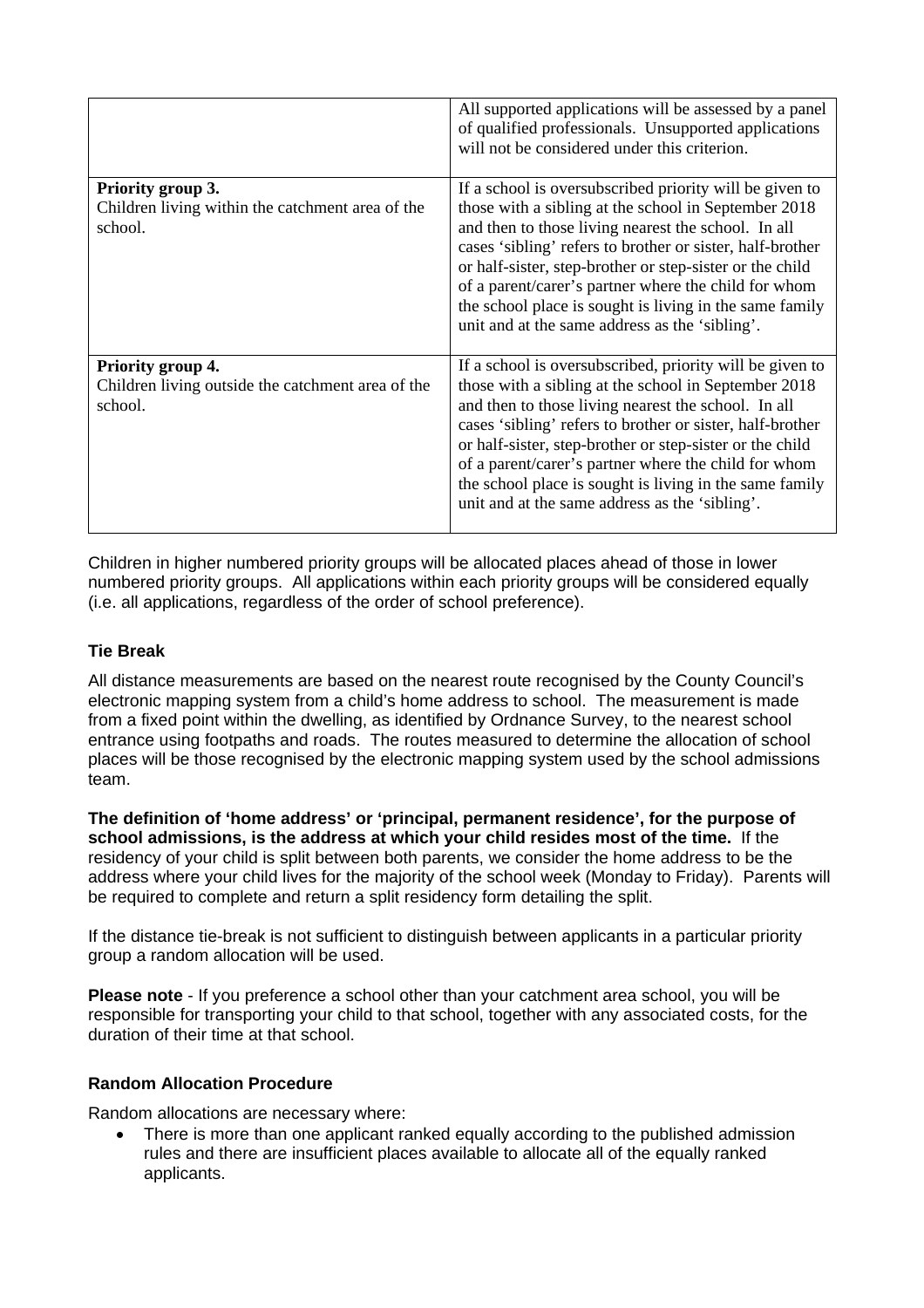| | |
|---|---|
| | All supported applications will be assessed by a panel of qualified professionals. Unsupported applications will not be considered under this criterion. |
| **Priority group 3.** Children living within the catchment area of the school. | If a school is oversubscribed priority will be given to those with a sibling at the school in September 2018 and then to those living nearest the school. In all cases 'sibling' refers to brother or sister, half-brother or half-sister, step-brother or step-sister or the child of a parent/carer's partner where the child for whom the school place is sought is living in the same family unit and at the same address as the 'sibling'. |
| **Priority group 4.** Children living outside the catchment area of the school. | If a school is oversubscribed, priority will be given to those with a sibling at the school in September 2018 and then to those living nearest the school. In all cases 'sibling' refers to brother or sister, half-brother or half-sister, step-brother or step-sister or the child of a parent/carer's partner where the child for whom the school place is sought is living in the same family unit and at the same address as the 'sibling'. |

Children in higher numbered priority groups will be allocated places ahead of those in lower numbered priority groups. All applications within each priority groups will be considered equally (i.e. all applications, regardless of the order of school preference).

### Tie Break

All distance measurements are based on the nearest route recognised by the County Council's electronic mapping system from a child's home address to school. The measurement is made from a fixed point within the dwelling, as identified by Ordnance Survey, to the nearest school entrance using footpaths and roads. The routes measured to determine the allocation of school places will be those recognised by the electronic mapping system used by the school admissions team.

**The definition of 'home address' or 'principal, permanent residence', for the purpose of school admissions, is the address at which your child resides most of the time.** If the residency of your child is split between both parents, we consider the home address to be the address where your child lives for the majority of the school week (Monday to Friday). Parents will be required to complete and return a split residency form detailing the split.

If the distance tie-break is not sufficient to distinguish between applicants in a particular priority group a random allocation will be used.

**Please note** - If you preference a school other than your catchment area school, you will be responsible for transporting your child to that school, together with any associated costs, for the duration of their time at that school.

### Random Allocation Procedure

Random allocations are necessary where:

- There is more than one applicant ranked equally according to the published admission rules and there are insufficient places available to allocate all of the equally ranked applicants.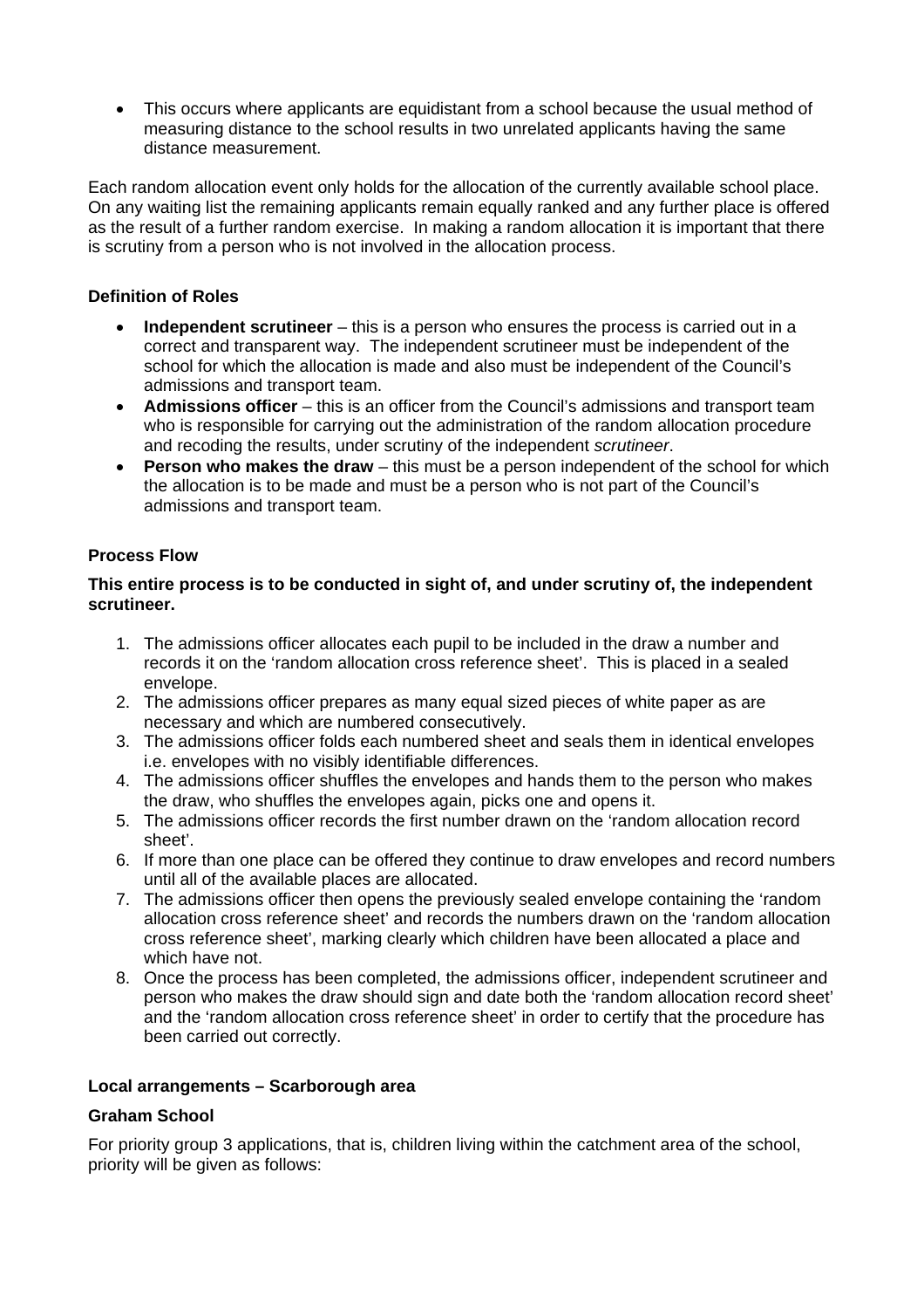- This occurs where applicants are equidistant from a school because the usual method of measuring distance to the school results in two unrelated applicants having the same distance measurement.

Each random allocation event only holds for the allocation of the currently available school place. On any waiting list the remaining applicants remain equally ranked and any further place is offered as the result of a further random exercise. In making a random allocation it is important that there is scrutiny from a person who is not involved in the allocation process.

**Definition of Roles**

- **Independent scrutineer** – this is a person who ensures the process is carried out in a correct and transparent way. The independent scrutineer must be independent of the school for which the allocation is made and also must be independent of the Council's admissions and transport team.
- **Admissions officer** – this is an officer from the Council's admissions and transport team who is responsible for carrying out the administration of the random allocation procedure and recoding the results, under scrutiny of the independent *scrutineer*.
- **Person who makes the draw** – this must be a person independent of the school for which the allocation is to be made and must be a person who is not part of the Council's admissions and transport team.

**Process Flow**

**This entire process is to be conducted in sight of, and under scrutiny of, the independent scrutineer.**

1. The admissions officer allocates each pupil to be included in the draw a number and records it on the 'random allocation cross reference sheet'. This is placed in a sealed envelope.
2. The admissions officer prepares as many equal sized pieces of white paper as are necessary and which are numbered consecutively.
3. The admissions officer folds each numbered sheet and seals them in identical envelopes i.e. envelopes with no visibly identifiable differences.
4. The admissions officer shuffles the envelopes and hands them to the person who makes the draw, who shuffles the envelopes again, picks one and opens it.
5. The admissions officer records the first number drawn on the 'random allocation record sheet'.
6. If more than one place can be offered they continue to draw envelopes and record numbers until all of the available places are allocated.
7. The admissions officer then opens the previously sealed envelope containing the 'random allocation cross reference sheet' and records the numbers drawn on the 'random allocation cross reference sheet', marking clearly which children have been allocated a place and which have not.
8. Once the process has been completed, the admissions officer, independent scrutineer and person who makes the draw should sign and date both the 'random allocation record sheet' and the 'random allocation cross reference sheet' in order to certify that the procedure has been carried out correctly.

**Local arrangements – Scarborough area**

**Graham School**

For priority group 3 applications, that is, children living within the catchment area of the school, priority will be given as follows: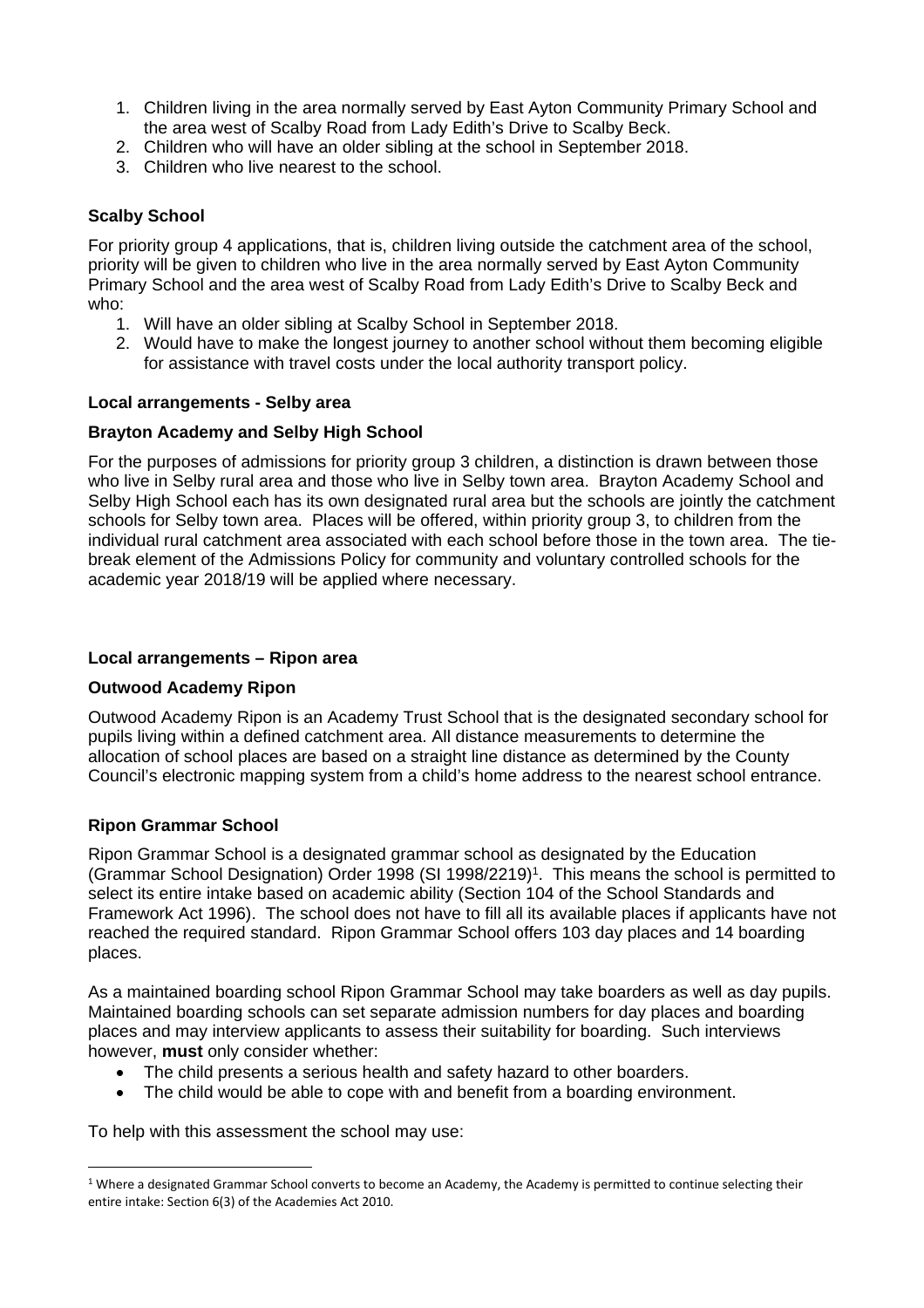1. Children living in the area normally served by East Ayton Community Primary School and the area west of Scalby Road from Lady Edith's Drive to Scalby Beck.
2. Children who will have an older sibling at the school in September 2018.
3. Children who live nearest to the school.

**Scalby School**

For priority group 4 applications, that is, children living outside the catchment area of the school, priority will be given to children who live in the area normally served by East Ayton Community Primary School and the area west of Scalby Road from Lady Edith's Drive to Scalby Beck and who:

1. Will have an older sibling at Scalby School in September 2018.
2. Would have to make the longest journey to another school without them becoming eligible for assistance with travel costs under the local authority transport policy.

**Local arrangements - Selby area**

**Brayton Academy and Selby High School**

For the purposes of admissions for priority group 3 children, a distinction is drawn between those who live in Selby rural area and those who live in Selby town area. Brayton Academy School and Selby High School each has its own designated rural area but the schools are jointly the catchment schools for Selby town area. Places will be offered, within priority group 3, to children from the individual rural catchment area associated with each school before those in the town area. The tie-break element of the Admissions Policy for community and voluntary controlled schools for the academic year 2018/19 will be applied where necessary.

**Local arrangements – Ripon area**

**Outwood Academy Ripon**

Outwood Academy Ripon is an Academy Trust School that is the designated secondary school for pupils living within a defined catchment area. All distance measurements to determine the allocation of school places are based on a straight line distance as determined by the County Council's electronic mapping system from a child's home address to the nearest school entrance.

**Ripon Grammar School**

Ripon Grammar School is a designated grammar school as designated by the Education (Grammar School Designation) Order 1998 (SI 1998/2219)[1]. This means the school is permitted to select its entire intake based on academic ability (Section 104 of the School Standards and Framework Act 1996). The school does not have to fill all its available places if applicants have not reached the required standard. Ripon Grammar School offers 103 day places and 14 boarding places.

As a maintained boarding school Ripon Grammar School may take boarders as well as day pupils. Maintained boarding schools can set separate admission numbers for day places and boarding places and may interview applicants to assess their suitability for boarding. Such interviews however, **must** only consider whether:

- The child presents a serious health and safety hazard to other boarders.
- The child would be able to cope with and benefit from a boarding environment.

To help with this assessment the school may use:

[1] Where a designated Grammar School converts to become an Academy, the Academy is permitted to continue selecting their entire intake: Section 6(3) of the Academies Act 2010.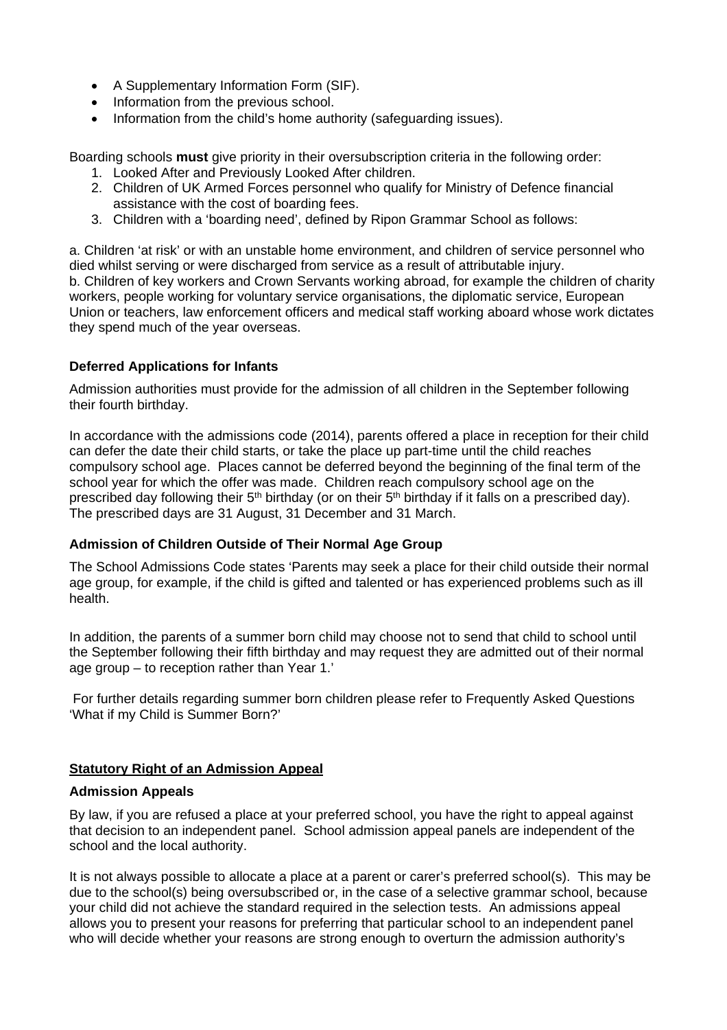- A Supplementary Information Form (SIF).
- Information from the previous school.
- Information from the child's home authority (safeguarding issues).

Boarding schools **must** give priority in their oversubscription criteria in the following order:

1. Looked After and Previously Looked After children.
2. Children of UK Armed Forces personnel who qualify for Ministry of Defence financial assistance with the cost of boarding fees.
3. Children with a 'boarding need', defined by Ripon Grammar School as follows:

a. Children 'at risk' or with an unstable home environment, and children of service personnel who died whilst serving or were discharged from service as a result of attributable injury.
b. Children of key workers and Crown Servants working abroad, for example the children of charity workers, people working for voluntary service organisations, the diplomatic service, European Union or teachers, law enforcement officers and medical staff working aboard whose work dictates they spend much of the year overseas.

**Deferred Applications for Infants**

Admission authorities must provide for the admission of all children in the September following their fourth birthday.

In accordance with the admissions code (2014), parents offered a place in reception for their child can defer the date their child starts, or take the place up part-time until the child reaches compulsory school age. Places cannot be deferred beyond the beginning of the final term of the school year for which the offer was made. Children reach compulsory school age on the prescribed day following their 5th birthday (or on their 5th birthday if it falls on a prescribed day). The prescribed days are 31 August, 31 December and 31 March.

**Admission of Children Outside of Their Normal Age Group**

The School Admissions Code states 'Parents may seek a place for their child outside their normal age group, for example, if the child is gifted and talented or has experienced problems such as ill health.

In addition, the parents of a summer born child may choose not to send that child to school until the September following their fifth birthday and may request they are admitted out of their normal age group – to reception rather than Year 1.'

For further details regarding summer born children please refer to Frequently Asked Questions 'What if my Child is Summer Born?'

## Statutory Right of an Admission Appeal

**Admission Appeals**

By law, if you are refused a place at your preferred school, you have the right to appeal against that decision to an independent panel. School admission appeal panels are independent of the school and the local authority.

It is not always possible to allocate a place at a parent or carer's preferred school(s). This may be due to the school(s) being oversubscribed or, in the case of a selective grammar school, because your child did not achieve the standard required in the selection tests. An admissions appeal allows you to present your reasons for preferring that particular school to an independent panel who will decide whether your reasons are strong enough to overturn the admission authority's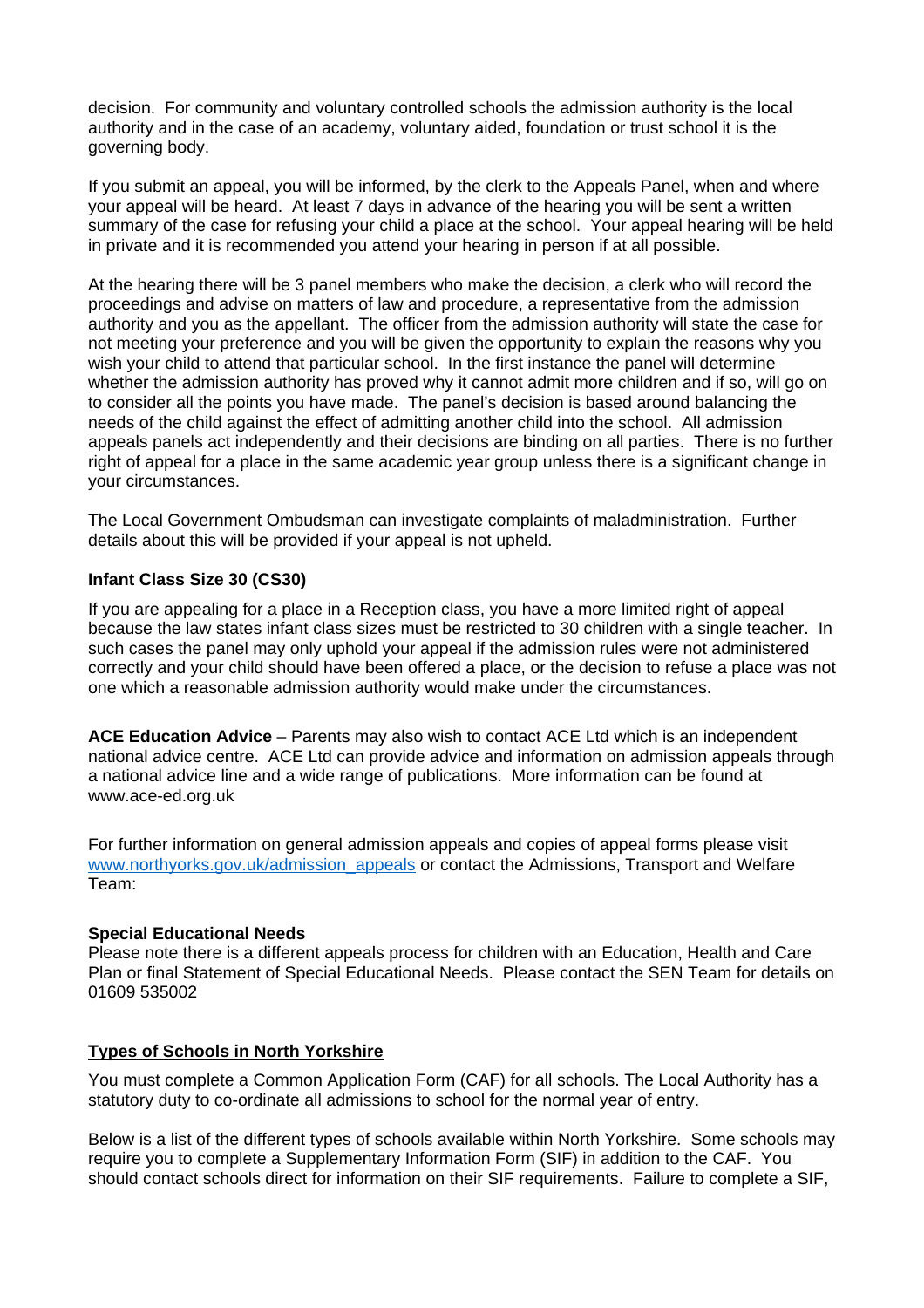decision. For community and voluntary controlled schools the admission authority is the local authority and in the case of an academy, voluntary aided, foundation or trust school it is the governing body.

If you submit an appeal, you will be informed, by the clerk to the Appeals Panel, when and where your appeal will be heard. At least 7 days in advance of the hearing you will be sent a written summary of the case for refusing your child a place at the school. Your appeal hearing will be held in private and it is recommended you attend your hearing in person if at all possible.

At the hearing there will be 3 panel members who make the decision, a clerk who will record the proceedings and advise on matters of law and procedure, a representative from the admission authority and you as the appellant. The officer from the admission authority will state the case for not meeting your preference and you will be given the opportunity to explain the reasons why you wish your child to attend that particular school. In the first instance the panel will determine whether the admission authority has proved why it cannot admit more children and if so, will go on to consider all the points you have made. The panel's decision is based around balancing the needs of the child against the effect of admitting another child into the school. All admission appeals panels act independently and their decisions are binding on all parties. There is no further right of appeal for a place in the same academic year group unless there is a significant change in your circumstances.

The Local Government Ombudsman can investigate complaints of maladministration. Further details about this will be provided if your appeal is not upheld.

**Infant Class Size 30 (CS30)**

If you are appealing for a place in a Reception class, you have a more limited right of appeal because the law states infant class sizes must be restricted to 30 children with a single teacher. In such cases the panel may only uphold your appeal if the admission rules were not administered correctly and your child should have been offered a place, or the decision to refuse a place was not one which a reasonable admission authority would make under the circumstances.

**ACE Education Advice** – Parents may also wish to contact ACE Ltd which is an independent national advice centre. ACE Ltd can provide advice and information on admission appeals through a national advice line and a wide range of publications. More information can be found at www.ace-ed.org.uk

For further information on general admission appeals and copies of appeal forms please visit [www.northyorks.gov.uk/admission_appeals](http://www.northyorks.gov.uk/admission_appeals) or contact the Admissions, Transport and Welfare Team:

**Special Educational Needs**
Please note there is a different appeals process for children with an Education, Health and Care Plan or final Statement of Special Educational Needs. Please contact the SEN Team for details on 01609 535002

## Types of Schools in North Yorkshire

You must complete a Common Application Form (CAF) for all schools. The Local Authority has a statutory duty to co-ordinate all admissions to school for the normal year of entry.

Below is a list of the different types of schools available within North Yorkshire. Some schools may require you to complete a Supplementary Information Form (SIF) in addition to the CAF. You should contact schools direct for information on their SIF requirements. Failure to complete a SIF,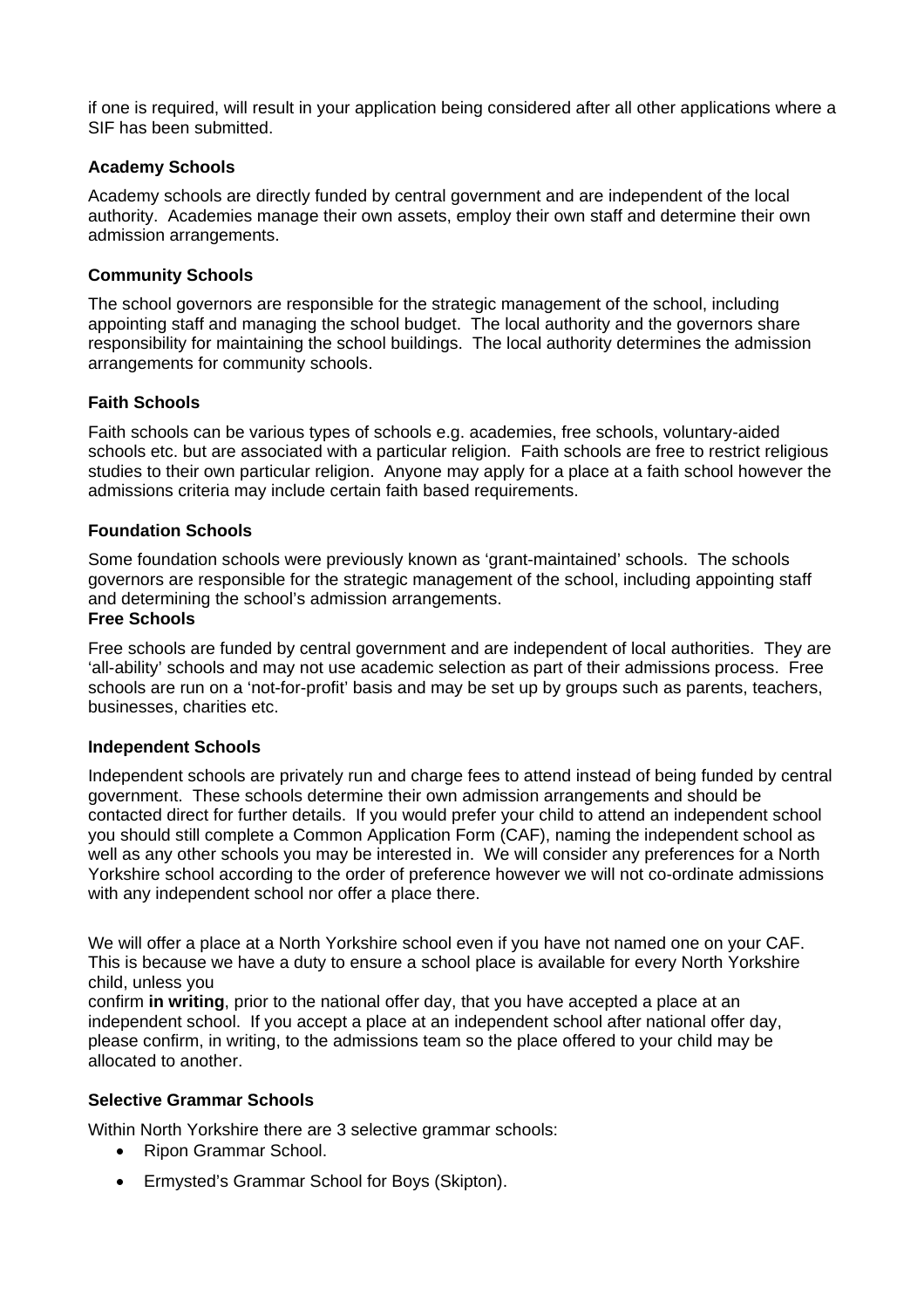if one is required, will result in your application being considered after all other applications where a SIF has been submitted.

### Academy Schools

Academy schools are directly funded by central government and are independent of the local authority. Academies manage their own assets, employ their own staff and determine their own admission arrangements.

### Community Schools

The school governors are responsible for the strategic management of the school, including appointing staff and managing the school budget. The local authority and the governors share responsibility for maintaining the school buildings. The local authority determines the admission arrangements for community schools.

### Faith Schools

Faith schools can be various types of schools e.g. academies, free schools, voluntary-aided schools etc. but are associated with a particular religion. Faith schools are free to restrict religious studies to their own particular religion. Anyone may apply for a place at a faith school however the admissions criteria may include certain faith based requirements.

### Foundation Schools

Some foundation schools were previously known as 'grant-maintained' schools. The schools governors are responsible for the strategic management of the school, including appointing staff and determining the school's admission arrangements.

### Free Schools

Free schools are funded by central government and are independent of local authorities. They are 'all-ability' schools and may not use academic selection as part of their admissions process. Free schools are run on a 'not-for-profit' basis and may be set up by groups such as parents, teachers, businesses, charities etc.

### Independent Schools

Independent schools are privately run and charge fees to attend instead of being funded by central government. These schools determine their own admission arrangements and should be contacted direct for further details. If you would prefer your child to attend an independent school you should still complete a Common Application Form (CAF), naming the independent school as well as any other schools you may be interested in. We will consider any preferences for a North Yorkshire school according to the order of preference however we will not co-ordinate admissions with any independent school nor offer a place there.

We will offer a place at a North Yorkshire school even if you have not named one on your CAF. This is because we have a duty to ensure a school place is available for every North Yorkshire child, unless you confirm **in writing**, prior to the national offer day, that you have accepted a place at an independent school. If you accept a place at an independent school after national offer day, please confirm, in writing, to the admissions team so the place offered to your child may be allocated to another.

### Selective Grammar Schools

Within North Yorkshire there are 3 selective grammar schools:

- Ripon Grammar School.
- Ermysted's Grammar School for Boys (Skipton).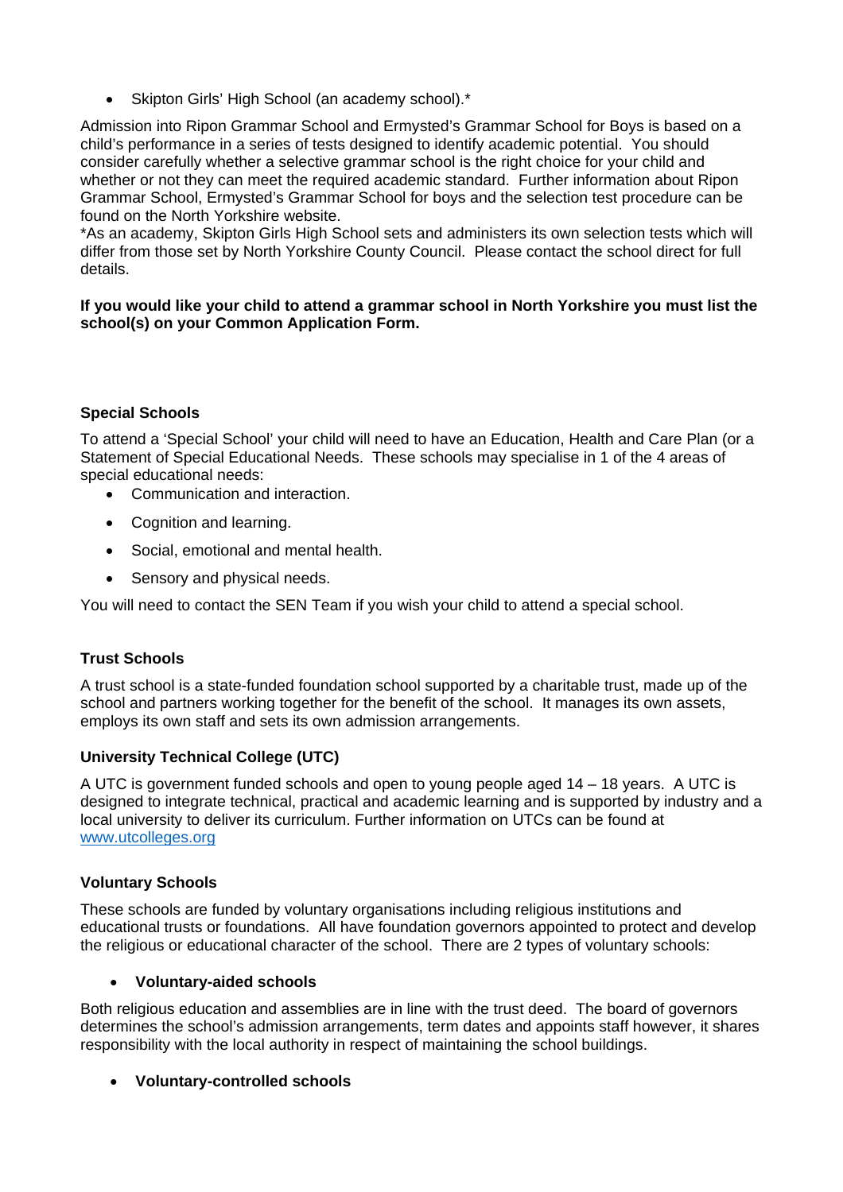- Skipton Girls' High School (an academy school).*

Admission into Ripon Grammar School and Ermysted's Grammar School for Boys is based on a child's performance in a series of tests designed to identify academic potential. You should consider carefully whether a selective grammar school is the right choice for your child and whether or not they can meet the required academic standard. Further information about Ripon Grammar School, Ermysted's Grammar School for boys and the selection test procedure can be found on the North Yorkshire website.

*As an academy, Skipton Girls High School sets and administers its own selection tests which will differ from those set by North Yorkshire County Council. Please contact the school direct for full details.

**If you would like your child to attend a grammar school in North Yorkshire you must list the school(s) on your Common Application Form.**

### Special Schools

To attend a 'Special School' your child will need to have an Education, Health and Care Plan (or a Statement of Special Educational Needs. These schools may specialise in 1 of the 4 areas of special educational needs:

- Communication and interaction.
- Cognition and learning.
- Social, emotional and mental health.
- Sensory and physical needs.

You will need to contact the SEN Team if you wish your child to attend a special school.

### Trust Schools

A trust school is a state-funded foundation school supported by a charitable trust, made up of the school and partners working together for the benefit of the school. It manages its own assets, employs its own staff and sets its own admission arrangements.

### University Technical College (UTC)

A UTC is government funded schools and open to young people aged 14 – 18 years. A UTC is designed to integrate technical, practical and academic learning and is supported by industry and a local university to deliver its curriculum. Further information on UTCs can be found at [www.utcolleges.org](http://www.utcolleges.org)

### Voluntary Schools

These schools are funded by voluntary organisations including religious institutions and educational trusts or foundations. All have foundation governors appointed to protect and develop the religious or educational character of the school. There are 2 types of voluntary schools:

- **Voluntary-aided schools**

Both religious education and assemblies are in line with the trust deed. The board of governors determines the school's admission arrangements, term dates and appoints staff however, it shares responsibility with the local authority in respect of maintaining the school buildings.

- **Voluntary-controlled schools**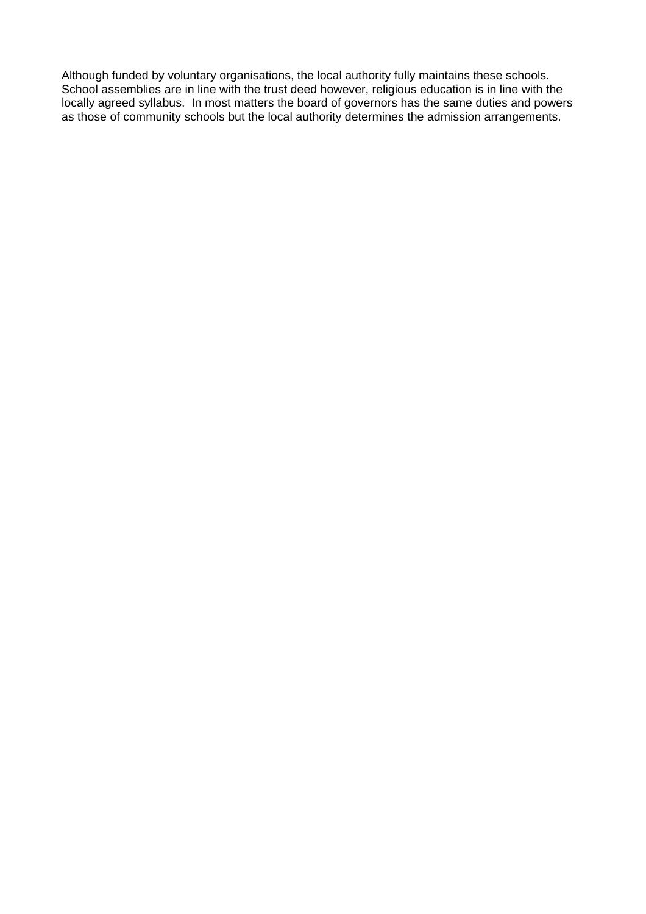Although funded by voluntary organisations, the local authority fully maintains these schools. School assemblies are in line with the trust deed however, religious education is in line with the locally agreed syllabus.  In most matters the board of governors has the same duties and powers as those of community schools but the local authority determines the admission arrangements.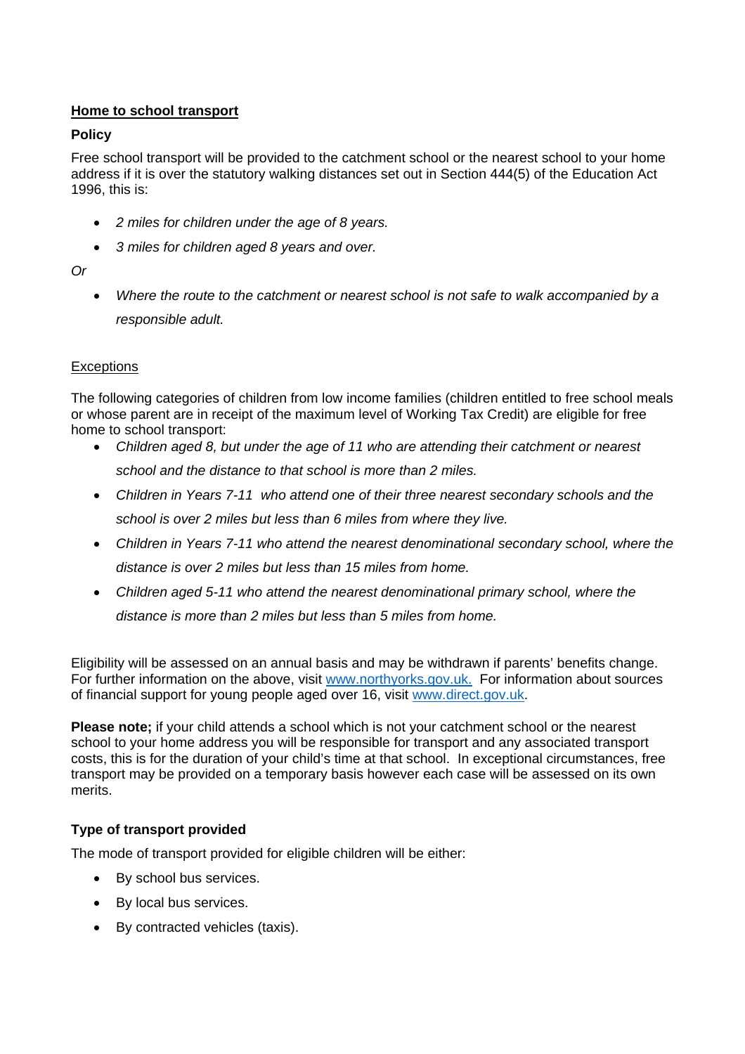## Home to school transport

### Policy

Free school transport will be provided to the catchment school or the nearest school to your home address if it is over the statutory walking distances set out in Section 444(5) of the Education Act 1996, this is:

- *2 miles for children under the age of 8 years.*
- *3 miles for children aged 8 years and over.*

*Or*

- *Where the route to the catchment or nearest school is not safe to walk accompanied by a responsible adult.*

### Exceptions

The following categories of children from low income families (children entitled to free school meals or whose parent are in receipt of the maximum level of Working Tax Credit) are eligible for free home to school transport:

- *Children aged 8, but under the age of 11 who are attending their catchment or nearest school and the distance to that school is more than 2 miles.*
- *Children in Years 7-11 who attend one of their three nearest secondary schools and the school is over 2 miles but less than 6 miles from where they live.*
- *Children in Years 7-11 who attend the nearest denominational secondary school, where the distance is over 2 miles but less than 15 miles from home.*
- *Children aged 5-11 who attend the nearest denominational primary school, where the distance is more than 2 miles but less than 5 miles from home.*

Eligibility will be assessed on an annual basis and may be withdrawn if parents' benefits change. For further information on the above, visit www.northyorks.gov.uk. For information about sources of financial support for young people aged over 16, visit www.direct.gov.uk.

**Please note;** if your child attends a school which is not your catchment school or the nearest school to your home address you will be responsible for transport and any associated transport costs, this is for the duration of your child's time at that school. In exceptional circumstances, free transport may be provided on a temporary basis however each case will be assessed on its own merits.

### Type of transport provided

The mode of transport provided for eligible children will be either:

- By school bus services.
- By local bus services.
- By contracted vehicles (taxis).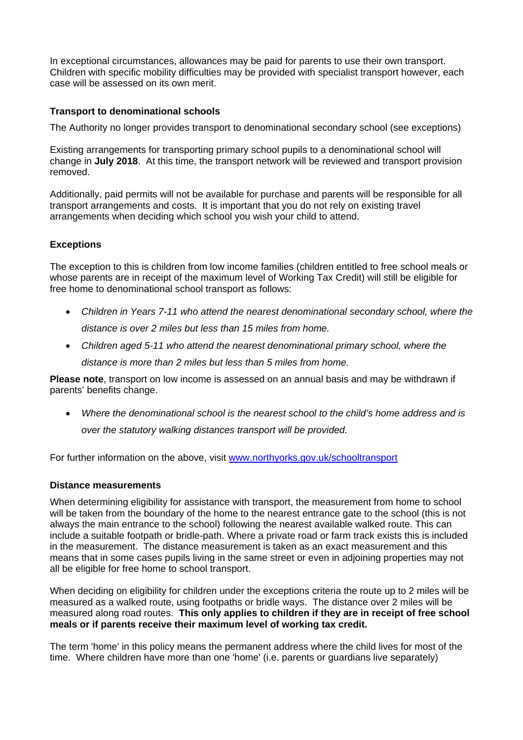In exceptional circumstances, allowances may be paid for parents to use their own transport. Children with specific mobility difficulties may be provided with specialist transport however, each case will be assessed on its own merit.

**Transport to denominational schools**

The Authority no longer provides transport to denominational secondary school (see exceptions)

Existing arrangements for transporting primary school pupils to a denominational school will change in **July 2018**. At this time, the transport network will be reviewed and transport provision removed.

Additionally, paid permits will not be available for purchase and parents will be responsible for all transport arrangements and costs. It is important that you do not rely on existing travel arrangements when deciding which school you wish your child to attend.

**Exceptions**

The exception to this is children from low income families (children entitled to free school meals or whose parents are in receipt of the maximum level of Working Tax Credit) will still be eligible for free home to denominational school transport as follows:

- *Children in Years 7-11 who attend the nearest denominational secondary school, where the distance is over 2 miles but less than 15 miles from home.*
- *Children aged 5-11 who attend the nearest denominational primary school, where the distance is more than 2 miles but less than 5 miles from home.*

**Please note**, transport on low income is assessed on an annual basis and may be withdrawn if parents' benefits change.

- *Where the denominational school is the nearest school to the child's home address and is over the statutory walking distances transport will be provided.*

For further information on the above, visit www.northyorks.gov.uk/schooltransport

**Distance measurements**

When determining eligibility for assistance with transport, the measurement from home to school will be taken from the boundary of the home to the nearest entrance gate to the school (this is not always the main entrance to the school) following the nearest available walked route. This can include a suitable footpath or bridle-path. Where a private road or farm track exists this is included in the measurement. The distance measurement is taken as an exact measurement and this means that in some cases pupils living in the same street or even in adjoining properties may not all be eligible for free home to school transport.

When deciding on eligibility for children under the exceptions criteria the route up to 2 miles will be measured as a walked route, using footpaths or bridle ways. The distance over 2 miles will be measured along road routes. **This only applies to children if they are in receipt of free school meals or if parents receive their maximum level of working tax credit.**

The term 'home' in this policy means the permanent address where the child lives for most of the time. Where children have more than one 'home' (i.e. parents or guardians live separately)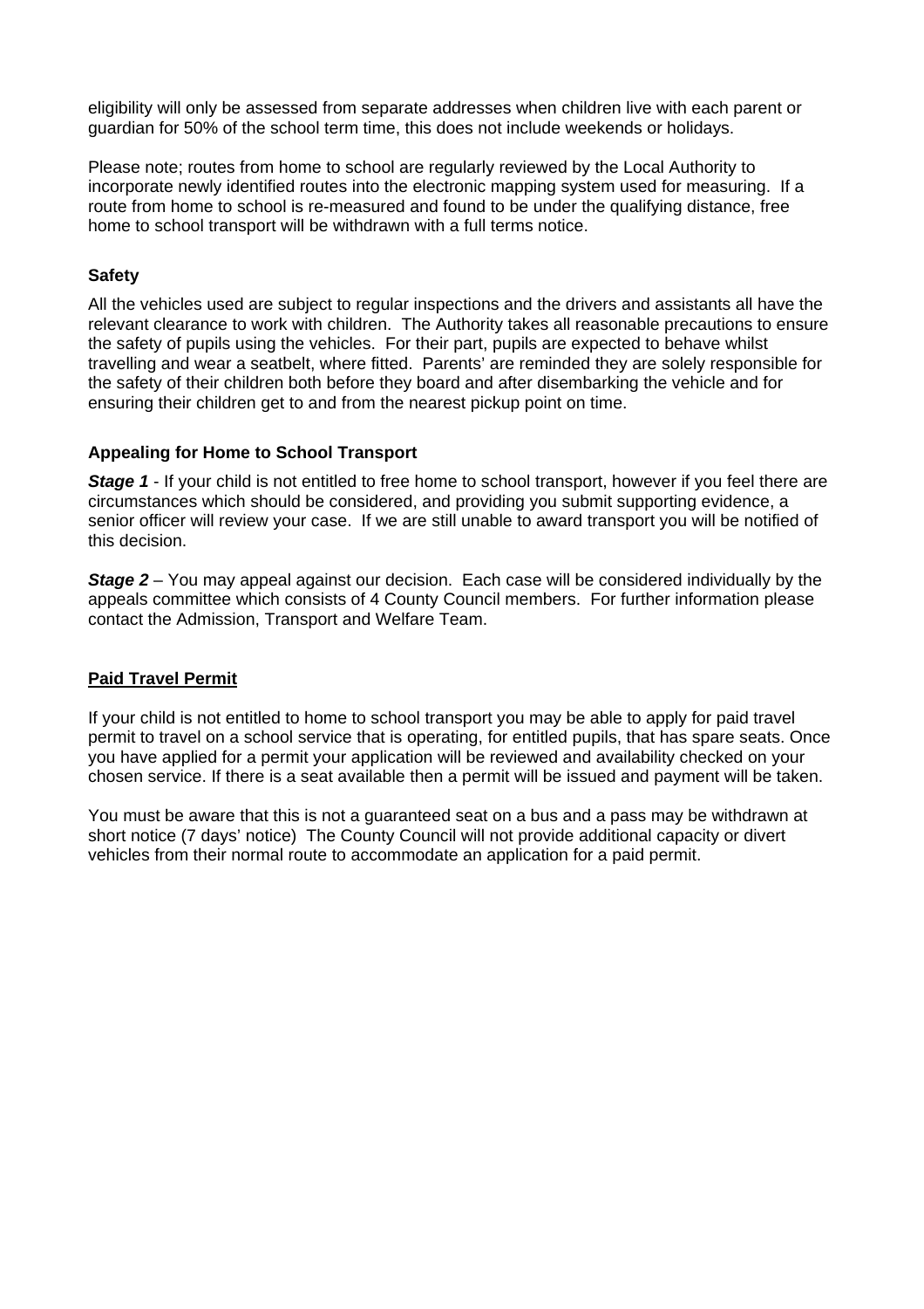eligibility will only be assessed from separate addresses when children live with each parent or guardian for 50% of the school term time, this does not include weekends or holidays.

Please note; routes from home to school are regularly reviewed by the Local Authority to incorporate newly identified routes into the electronic mapping system used for measuring. If a route from home to school is re-measured and found to be under the qualifying distance, free home to school transport will be withdrawn with a full terms notice.

**Safety**

All the vehicles used are subject to regular inspections and the drivers and assistants all have the relevant clearance to work with children. The Authority takes all reasonable precautions to ensure the safety of pupils using the vehicles. For their part, pupils are expected to behave whilst travelling and wear a seatbelt, where fitted. Parents' are reminded they are solely responsible for the safety of their children both before they board and after disembarking the vehicle and for ensuring their children get to and from the nearest pickup point on time.

**Appealing for Home to School Transport**

***Stage 1*** - If your child is not entitled to free home to school transport, however if you feel there are circumstances which should be considered, and providing you submit supporting evidence, a senior officer will review your case. If we are still unable to award transport you will be notified of this decision.

***Stage 2*** – You may appeal against our decision. Each case will be considered individually by the appeals committee which consists of 4 County Council members. For further information please contact the Admission, Transport and Welfare Team.

**Paid Travel Permit**

If your child is not entitled to home to school transport you may be able to apply for paid travel permit to travel on a school service that is operating, for entitled pupils, that has spare seats. Once you have applied for a permit your application will be reviewed and availability checked on your chosen service. If there is a seat available then a permit will be issued and payment will be taken.

You must be aware that this is not a guaranteed seat on a bus and a pass may be withdrawn at short notice (7 days' notice) The County Council will not provide additional capacity or divert vehicles from their normal route to accommodate an application for a paid permit.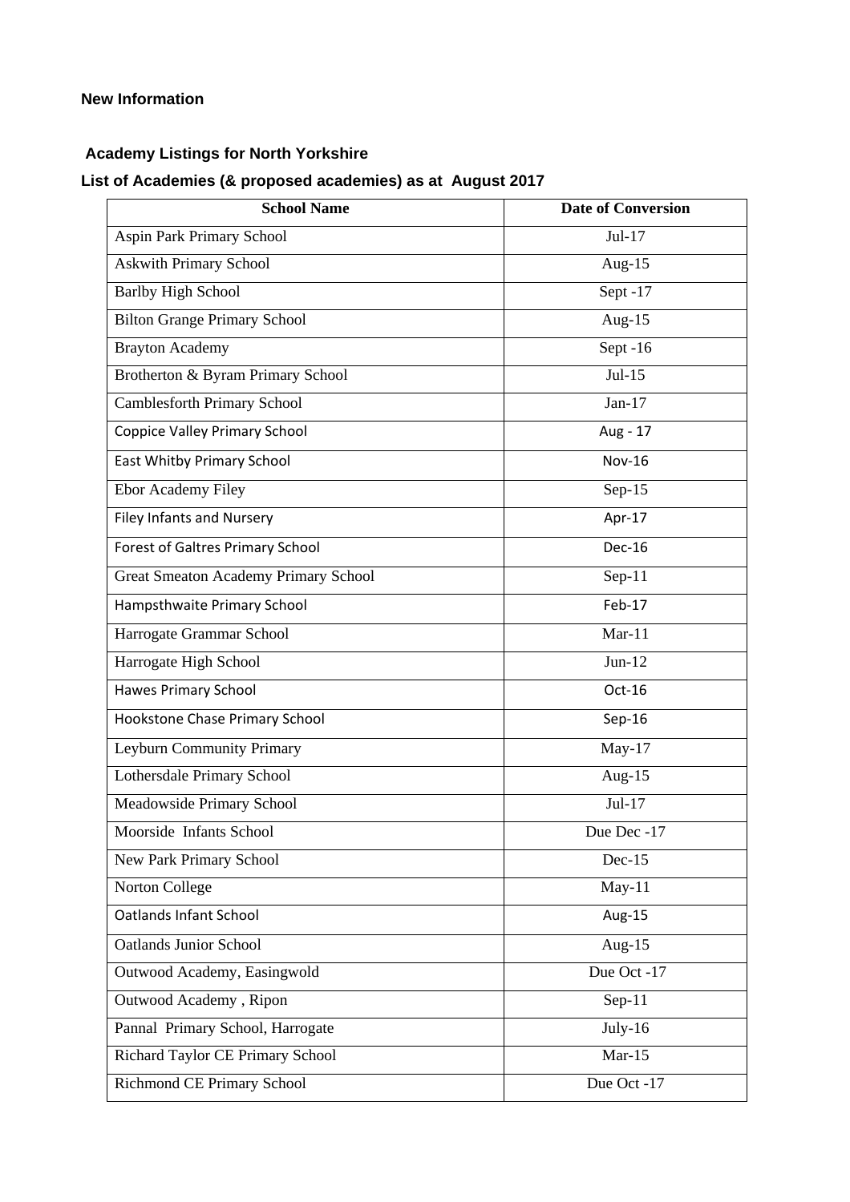**New Information**

## Academy Listings for North Yorkshire

### List of Academies (& proposed academies) as at August 2017

| School Name | Date of Conversion |
|---|---|
| Aspin Park Primary School | Jul-17 |
| Askwith Primary School | Aug-15 |
| Barlby High School | Sept -17 |
| Bilton Grange Primary School | Aug-15 |
| Brayton Academy | Sept -16 |
| Brotherton & Byram Primary School | Jul-15 |
| Camblesforth Primary School | Jan-17 |
| Coppice Valley Primary School | Aug - 17 |
| East Whitby Primary School | Nov-16 |
| Ebor Academy Filey | Sep-15 |
| Filey Infants and Nursery | Apr-17 |
| Forest of Galtres Primary School | Dec-16 |
| Great Smeaton Academy Primary School | Sep-11 |
| Hampsthwaite Primary School | Feb-17 |
| Harrogate Grammar School | Mar-11 |
| Harrogate High School | Jun-12 |
| Hawes Primary School | Oct-16 |
| Hookstone Chase Primary School | Sep-16 |
| Leyburn Community Primary | May-17 |
| Lothersdale Primary School | Aug-15 |
| Meadowside Primary School | Jul-17 |
| Moorside Infants School | Due Dec -17 |
| New Park Primary School | Dec-15 |
| Norton College | May-11 |
| Oatlands Infant School | Aug-15 |
| Oatlands Junior School | Aug-15 |
| Outwood Academy, Easingwold | Due Oct -17 |
| Outwood Academy , Ripon | Sep-11 |
| Pannal Primary School, Harrogate | July-16 |
| Richard Taylor CE Primary School | Mar-15 |
| Richmond CE Primary School | Due Oct -17 |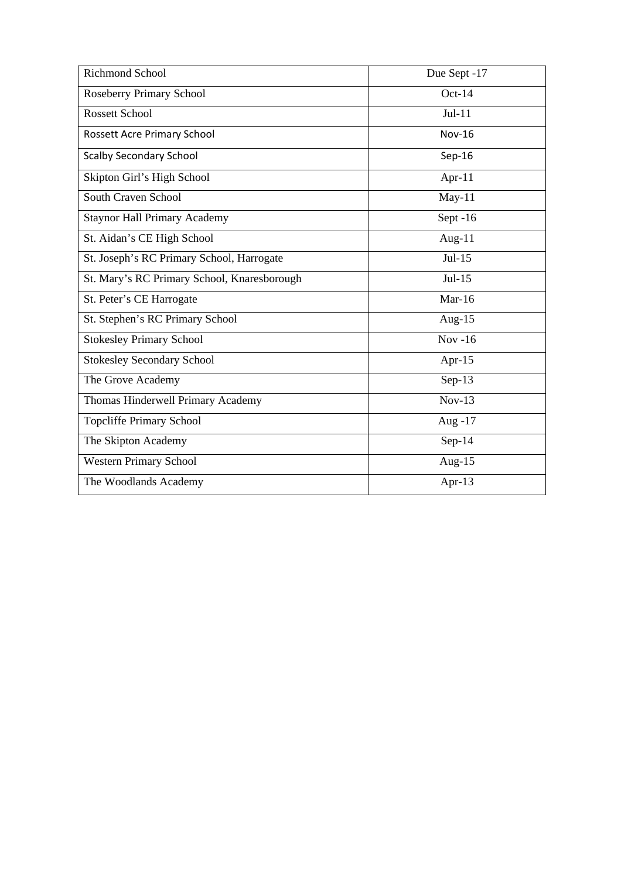| Richmond School | Due Sept -17 |
|---|---|
| Roseberry Primary School | Oct-14 |
| Rossett School | Jul-11 |
| Rossett Acre Primary School | Nov-16 |
| Scalby Secondary School | Sep-16 |
| Skipton Girl's High School | Apr-11 |
| South Craven School | May-11 |
| Staynor Hall Primary Academy | Sept -16 |
| St. Aidan's CE High School | Aug-11 |
| St. Joseph's RC Primary School, Harrogate | Jul-15 |
| St. Mary's RC Primary School, Knaresborough | Jul-15 |
| St. Peter's CE Harrogate | Mar-16 |
| St. Stephen's RC Primary School | Aug-15 |
| Stokesley Primary School | Nov -16 |
| Stokesley Secondary School | Apr-15 |
| The Grove Academy | Sep-13 |
| Thomas Hinderwell Primary Academy | Nov-13 |
| Topcliffe Primary School | Aug -17 |
| The Skipton Academy | Sep-14 |
| Western Primary School | Aug-15 |
| The Woodlands Academy | Apr-13 |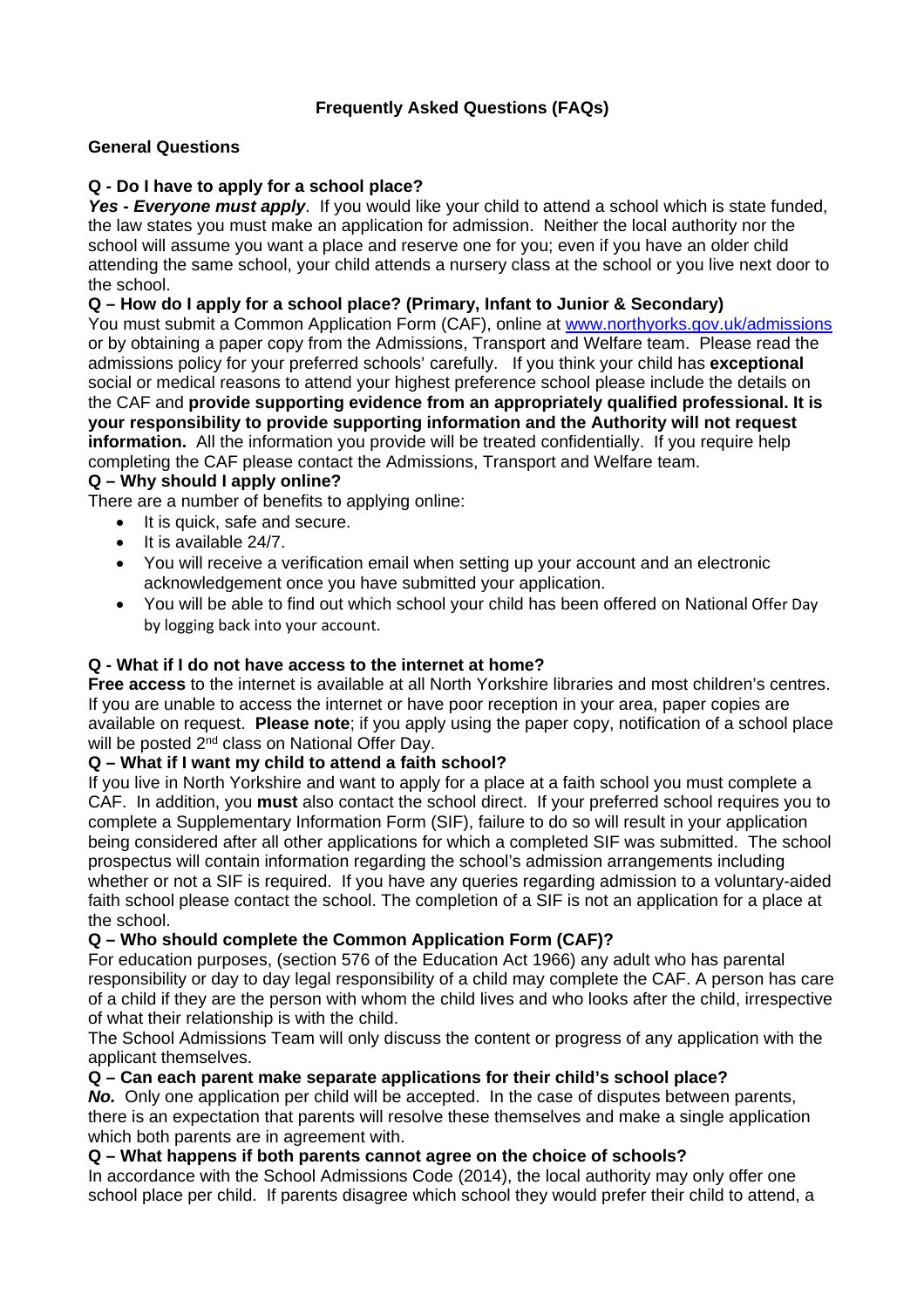## Frequently Asked Questions (FAQs)

### General Questions

**Q - Do I have to apply for a school place?**

***Yes - Everyone must apply***. If you would like your child to attend a school which is state funded, the law states you must make an application for admission. Neither the local authority nor the school will assume you want a place and reserve one for you; even if you have an older child attending the same school, your child attends a nursery class at the school or you live next door to the school.

**Q – How do I apply for a school place? (Primary, Infant to Junior & Secondary)**

You must submit a Common Application Form (CAF), online at www.northyorks.gov.uk/admissions or by obtaining a paper copy from the Admissions, Transport and Welfare team. Please read the admissions policy for your preferred schools' carefully. If you think your child has **exceptional** social or medical reasons to attend your highest preference school please include the details on the CAF and **provide supporting evidence from an appropriately qualified professional. It is your responsibility to provide supporting information and the Authority will not request information.** All the information you provide will be treated confidentially. If you require help completing the CAF please contact the Admissions, Transport and Welfare team.

**Q – Why should I apply online?**

There are a number of benefits to applying online:

- It is quick, safe and secure.
- It is available 24/7.
- You will receive a verification email when setting up your account and an electronic acknowledgement once you have submitted your application.
- You will be able to find out which school your child has been offered on National Offer Day by logging back into your account.

**Q - What if I do not have access to the internet at home?**

**Free access** to the internet is available at all North Yorkshire libraries and most children's centres. If you are unable to access the internet or have poor reception in your area, paper copies are available on request. **Please note**; if you apply using the paper copy, notification of a school place will be posted 2nd class on National Offer Day.

**Q – What if I want my child to attend a faith school?**

If you live in North Yorkshire and want to apply for a place at a faith school you must complete a CAF. In addition, you **must** also contact the school direct. If your preferred school requires you to complete a Supplementary Information Form (SIF), failure to do so will result in your application being considered after all other applications for which a completed SIF was submitted. The school prospectus will contain information regarding the school's admission arrangements including whether or not a SIF is required. If you have any queries regarding admission to a voluntary-aided faith school please contact the school. The completion of a SIF is not an application for a place at the school.

**Q – Who should complete the Common Application Form (CAF)?**

For education purposes, (section 576 of the Education Act 1966) any adult who has parental responsibility or day to day legal responsibility of a child may complete the CAF. A person has care of a child if they are the person with whom the child lives and who looks after the child, irrespective of what their relationship is with the child.

The School Admissions Team will only discuss the content or progress of any application with the applicant themselves.

**Q – Can each parent make separate applications for their child's school place?**

***No.*** Only one application per child will be accepted. In the case of disputes between parents, there is an expectation that parents will resolve these themselves and make a single application which both parents are in agreement with.

**Q – What happens if both parents cannot agree on the choice of schools?**

In accordance with the School Admissions Code (2014), the local authority may only offer one school place per child. If parents disagree which school they would prefer their child to attend, a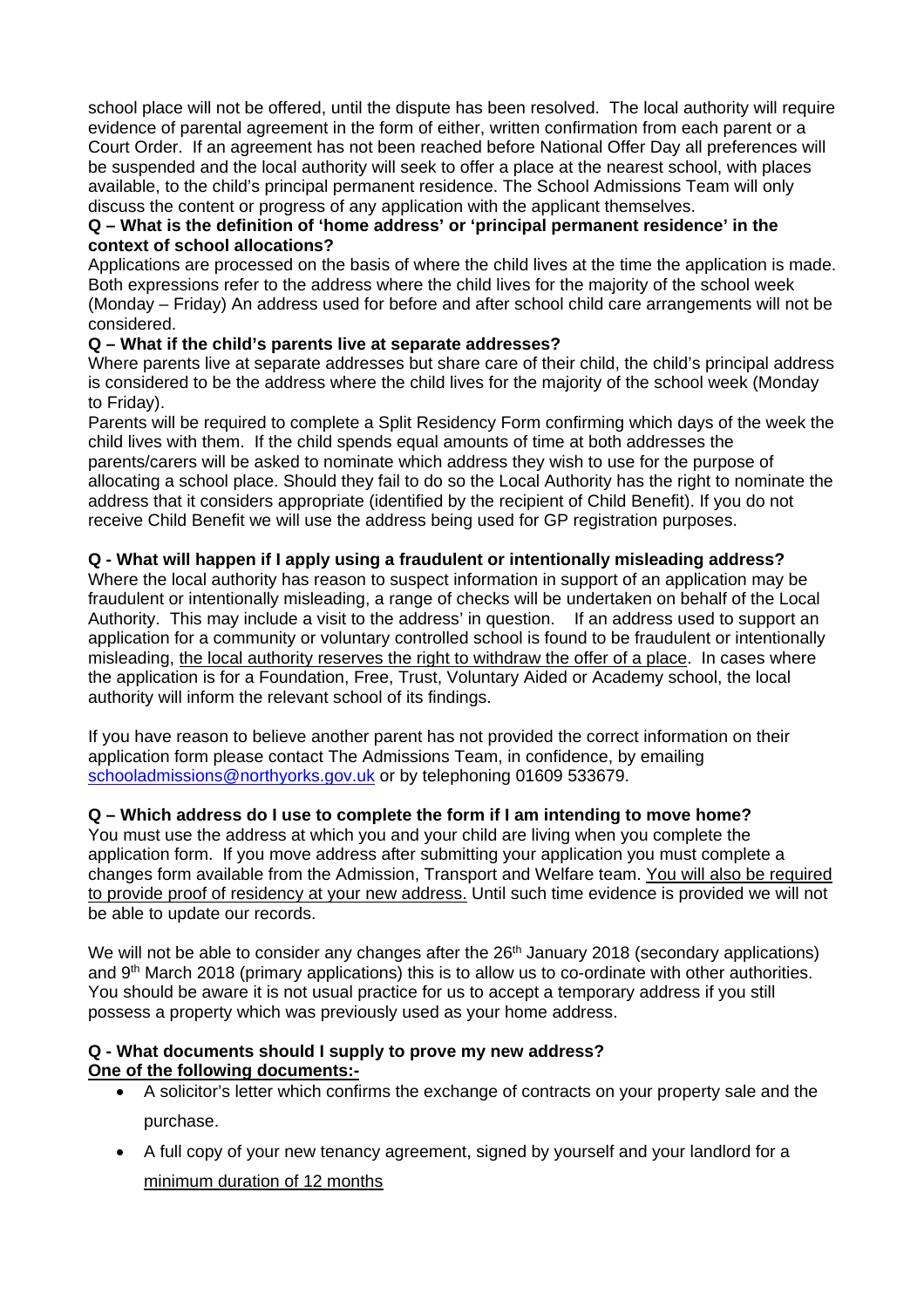school place will not be offered, until the dispute has been resolved. The local authority will require evidence of parental agreement in the form of either, written confirmation from each parent or a Court Order. If an agreement has not been reached before National Offer Day all preferences will be suspended and the local authority will seek to offer a place at the nearest school, with places available, to the child's principal permanent residence. The School Admissions Team will only discuss the content or progress of any application with the applicant themselves.

**Q – What is the definition of 'home address' or 'principal permanent residence' in the context of school allocations?**

Applications are processed on the basis of where the child lives at the time the application is made. Both expressions refer to the address where the child lives for the majority of the school week (Monday – Friday) An address used for before and after school child care arrangements will not be considered.

**Q – What if the child's parents live at separate addresses?**

Where parents live at separate addresses but share care of their child, the child's principal address is considered to be the address where the child lives for the majority of the school week (Monday to Friday).

Parents will be required to complete a Split Residency Form confirming which days of the week the child lives with them. If the child spends equal amounts of time at both addresses the parents/carers will be asked to nominate which address they wish to use for the purpose of allocating a school place. Should they fail to do so the Local Authority has the right to nominate the address that it considers appropriate (identified by the recipient of Child Benefit). If you do not receive Child Benefit we will use the address being used for GP registration purposes.

**Q - What will happen if I apply using a fraudulent or intentionally misleading address?**

Where the local authority has reason to suspect information in support of an application may be fraudulent or intentionally misleading, a range of checks will be undertaken on behalf of the Local Authority. This may include a visit to the address' in question. If an address used to support an application for a community or voluntary controlled school is found to be fraudulent or intentionally misleading, the local authority reserves the right to withdraw the offer of a place. In cases where the application is for a Foundation, Free, Trust, Voluntary Aided or Academy school, the local authority will inform the relevant school of its findings.

If you have reason to believe another parent has not provided the correct information on their application form please contact The Admissions Team, in confidence, by emailing schooladmissions@northyorks.gov.uk or by telephoning 01609 533679.

**Q – Which address do I use to complete the form if I am intending to move home?**

You must use the address at which you and your child are living when you complete the application form. If you move address after submitting your application you must complete a changes form available from the Admission, Transport and Welfare team. You will also be required to provide proof of residency at your new address. Until such time evidence is provided we will not be able to update our records.

We will not be able to consider any changes after the 26th January 2018 (secondary applications) and 9th March 2018 (primary applications) this is to allow us to co-ordinate with other authorities. You should be aware it is not usual practice for us to accept a temporary address if you still possess a property which was previously used as your home address.

**Q - What documents should I supply to prove my new address?**

**One of the following documents:-**

- A solicitor's letter which confirms the exchange of contracts on your property sale and the purchase.
- A full copy of your new tenancy agreement, signed by yourself and your landlord for a minimum duration of 12 months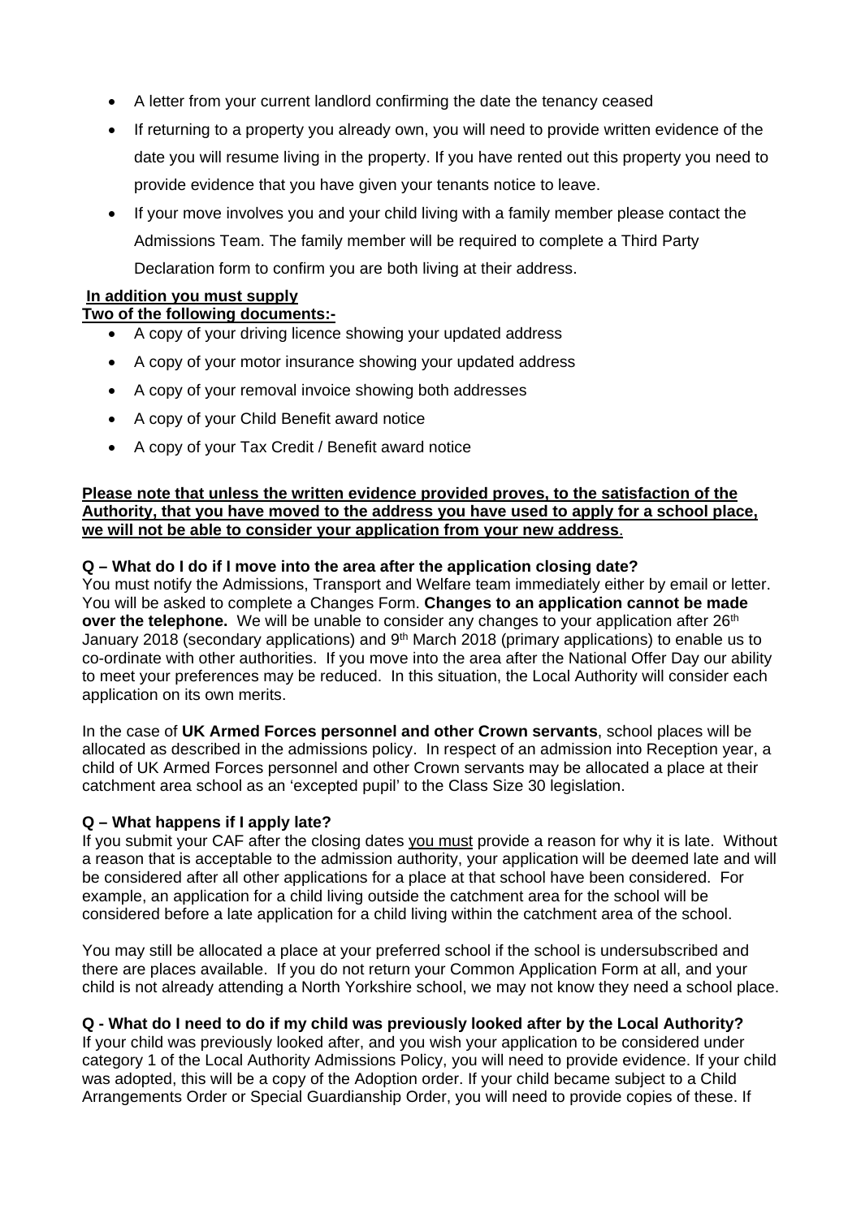- A letter from your current landlord confirming the date the tenancy ceased
- If returning to a property you already own, you will need to provide written evidence of the date you will resume living in the property. If you have rented out this property you need to provide evidence that you have given your tenants notice to leave.
- If your move involves you and your child living with a family member please contact the Admissions Team. The family member will be required to complete a Third Party Declaration form to confirm you are both living at their address.

**In addition you must supply**
**Two of the following documents:-**

- A copy of your driving licence showing your updated address
- A copy of your motor insurance showing your updated address
- A copy of your removal invoice showing both addresses
- A copy of your Child Benefit award notice
- A copy of your Tax Credit / Benefit award notice

**Please note that unless the written evidence provided proves, to the satisfaction of the Authority, that you have moved to the address you have used to apply for a school place, we will not be able to consider your application from your new address**.

**Q – What do I do if I move into the area after the application closing date?**

You must notify the Admissions, Transport and Welfare team immediately either by email or letter. You will be asked to complete a Changes Form. **Changes to an application cannot be made over the telephone.** We will be unable to consider any changes to your application after 26th January 2018 (secondary applications) and 9th March 2018 (primary applications) to enable us to co-ordinate with other authorities. If you move into the area after the National Offer Day our ability to meet your preferences may be reduced. In this situation, the Local Authority will consider each application on its own merits.

In the case of **UK Armed Forces personnel and other Crown servants**, school places will be allocated as described in the admissions policy. In respect of an admission into Reception year, a child of UK Armed Forces personnel and other Crown servants may be allocated a place at their catchment area school as an 'excepted pupil' to the Class Size 30 legislation.

**Q – What happens if I apply late?**

If you submit your CAF after the closing dates you must provide a reason for why it is late. Without a reason that is acceptable to the admission authority, your application will be deemed late and will be considered after all other applications for a place at that school have been considered. For example, an application for a child living outside the catchment area for the school will be considered before a late application for a child living within the catchment area of the school.

You may still be allocated a place at your preferred school if the school is undersubscribed and there are places available. If you do not return your Common Application Form at all, and your child is not already attending a North Yorkshire school, we may not know they need a school place.

**Q - What do I need to do if my child was previously looked after by the Local Authority?**

If your child was previously looked after, and you wish your application to be considered under category 1 of the Local Authority Admissions Policy, you will need to provide evidence. If your child was adopted, this will be a copy of the Adoption order. If your child became subject to a Child Arrangements Order or Special Guardianship Order, you will need to provide copies of these. If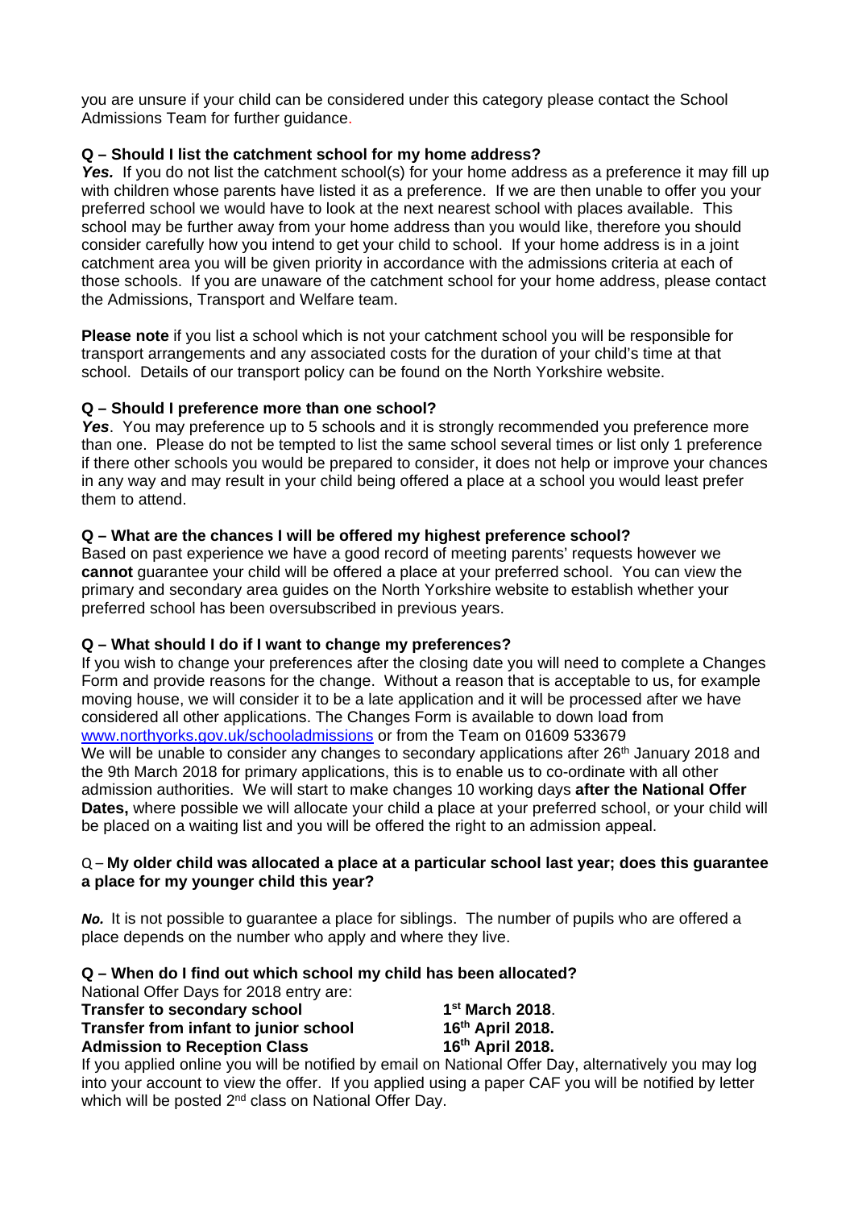you are unsure if your child can be considered under this category please contact the School Admissions Team for further guidance.

**Q – Should I list the catchment school for my home address?**

***Yes.*** If you do not list the catchment school(s) for your home address as a preference it may fill up with children whose parents have listed it as a preference. If we are then unable to offer you your preferred school we would have to look at the next nearest school with places available. This school may be further away from your home address than you would like, therefore you should consider carefully how you intend to get your child to school. If your home address is in a joint catchment area you will be given priority in accordance with the admissions criteria at each of those schools. If you are unaware of the catchment school for your home address, please contact the Admissions, Transport and Welfare team.

**Please note** if you list a school which is not your catchment school you will be responsible for transport arrangements and any associated costs for the duration of your child's time at that school. Details of our transport policy can be found on the North Yorkshire website.

**Q – Should I preference more than one school?**

***Yes***. You may preference up to 5 schools and it is strongly recommended you preference more than one. Please do not be tempted to list the same school several times or list only 1 preference if there other schools you would be prepared to consider, it does not help or improve your chances in any way and may result in your child being offered a place at a school you would least prefer them to attend.

**Q – What are the chances I will be offered my highest preference school?**

Based on past experience we have a good record of meeting parents' requests however we **cannot** guarantee your child will be offered a place at your preferred school. You can view the primary and secondary area guides on the North Yorkshire website to establish whether your preferred school has been oversubscribed in previous years.

**Q – What should I do if I want to change my preferences?**

If you wish to change your preferences after the closing date you will need to complete a Changes Form and provide reasons for the change. Without a reason that is acceptable to us, for example moving house, we will consider it to be a late application and it will be processed after we have considered all other applications. The Changes Form is available to down load from [www.northyorks.gov.uk/schooladmissions](http://www.northyorks.gov.uk/schooladmissions) or from the Team on 01609 533679

We will be unable to consider any changes to secondary applications after 26th January 2018 and the 9th March 2018 for primary applications, this is to enable us to co-ordinate with all other admission authorities. We will start to make changes 10 working days **after the National Offer Dates,** where possible we will allocate your child a place at your preferred school, or your child will be placed on a waiting list and you will be offered the right to an admission appeal.

Q – **My older child was allocated a place at a particular school last year; does this guarantee a place for my younger child this year?**

***No.*** It is not possible to guarantee a place for siblings. The number of pupils who are offered a place depends on the number who apply and where they live.

**Q – When do I find out which school my child has been allocated?**

National Offer Days for 2018 entry are:

| | |
|---|---|
| **Transfer to secondary school** | **1st March 2018**. |
| **Transfer from infant to junior school** | **16th April 2018.** |
| **Admission to Reception Class** | **16th April 2018.** |

If you applied online you will be notified by email on National Offer Day, alternatively you may log into your account to view the offer. If you applied using a paper CAF you will be notified by letter which will be posted 2nd class on National Offer Day.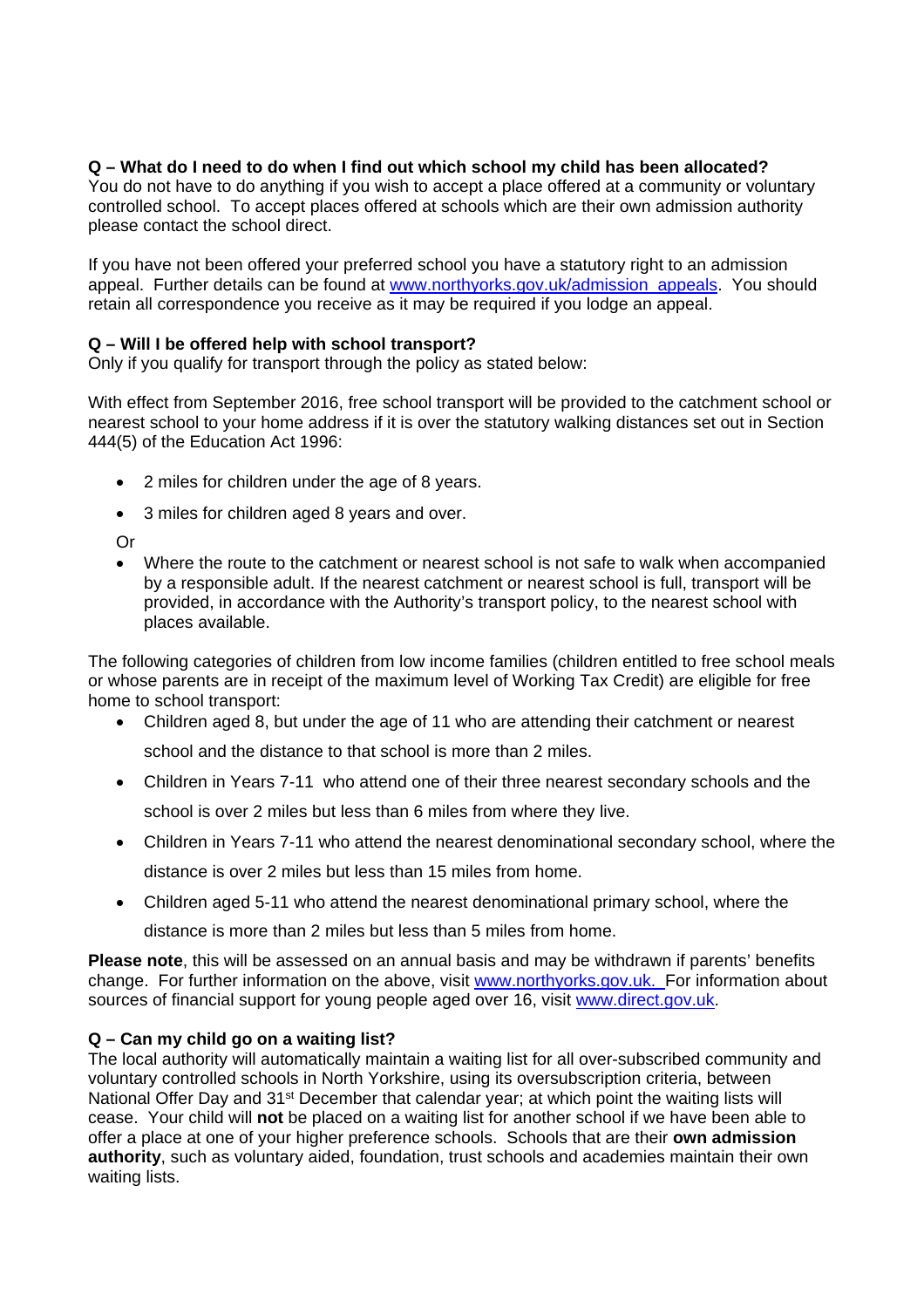**Q – What do I need to do when I find out which school my child has been allocated?**
You do not have to do anything if you wish to accept a place offered at a community or voluntary controlled school. To accept places offered at schools which are their own admission authority please contact the school direct.

If you have not been offered your preferred school you have a statutory right to an admission appeal. Further details can be found at www.northyorks.gov.uk/admission_appeals. You should retain all correspondence you receive as it may be required if you lodge an appeal.

**Q – Will I be offered help with school transport?**
Only if you qualify for transport through the policy as stated below:

With effect from September 2016, free school transport will be provided to the catchment school or nearest school to your home address if it is over the statutory walking distances set out in Section 444(5) of the Education Act 1996:

- 2 miles for children under the age of 8 years.
- 3 miles for children aged 8 years and over.

Or

- Where the route to the catchment or nearest school is not safe to walk when accompanied by a responsible adult. If the nearest catchment or nearest school is full, transport will be provided, in accordance with the Authority's transport policy, to the nearest school with places available.

The following categories of children from low income families (children entitled to free school meals or whose parents are in receipt of the maximum level of Working Tax Credit) are eligible for free home to school transport:

- Children aged 8, but under the age of 11 who are attending their catchment or nearest school and the distance to that school is more than 2 miles.
- Children in Years 7-11 who attend one of their three nearest secondary schools and the school is over 2 miles but less than 6 miles from where they live.
- Children in Years 7-11 who attend the nearest denominational secondary school, where the distance is over 2 miles but less than 15 miles from home.
- Children aged 5-11 who attend the nearest denominational primary school, where the distance is more than 2 miles but less than 5 miles from home.

**Please note**, this will be assessed on an annual basis and may be withdrawn if parents' benefits change. For further information on the above, visit www.northyorks.gov.uk. For information about sources of financial support for young people aged over 16, visit www.direct.gov.uk.

**Q – Can my child go on a waiting list?**
The local authority will automatically maintain a waiting list for all over-subscribed community and voluntary controlled schools in North Yorkshire, using its oversubscription criteria, between National Offer Day and 31st December that calendar year; at which point the waiting lists will cease. Your child will **not** be placed on a waiting list for another school if we have been able to offer a place at one of your higher preference schools. Schools that are their **own admission authority**, such as voluntary aided, foundation, trust schools and academies maintain their own waiting lists.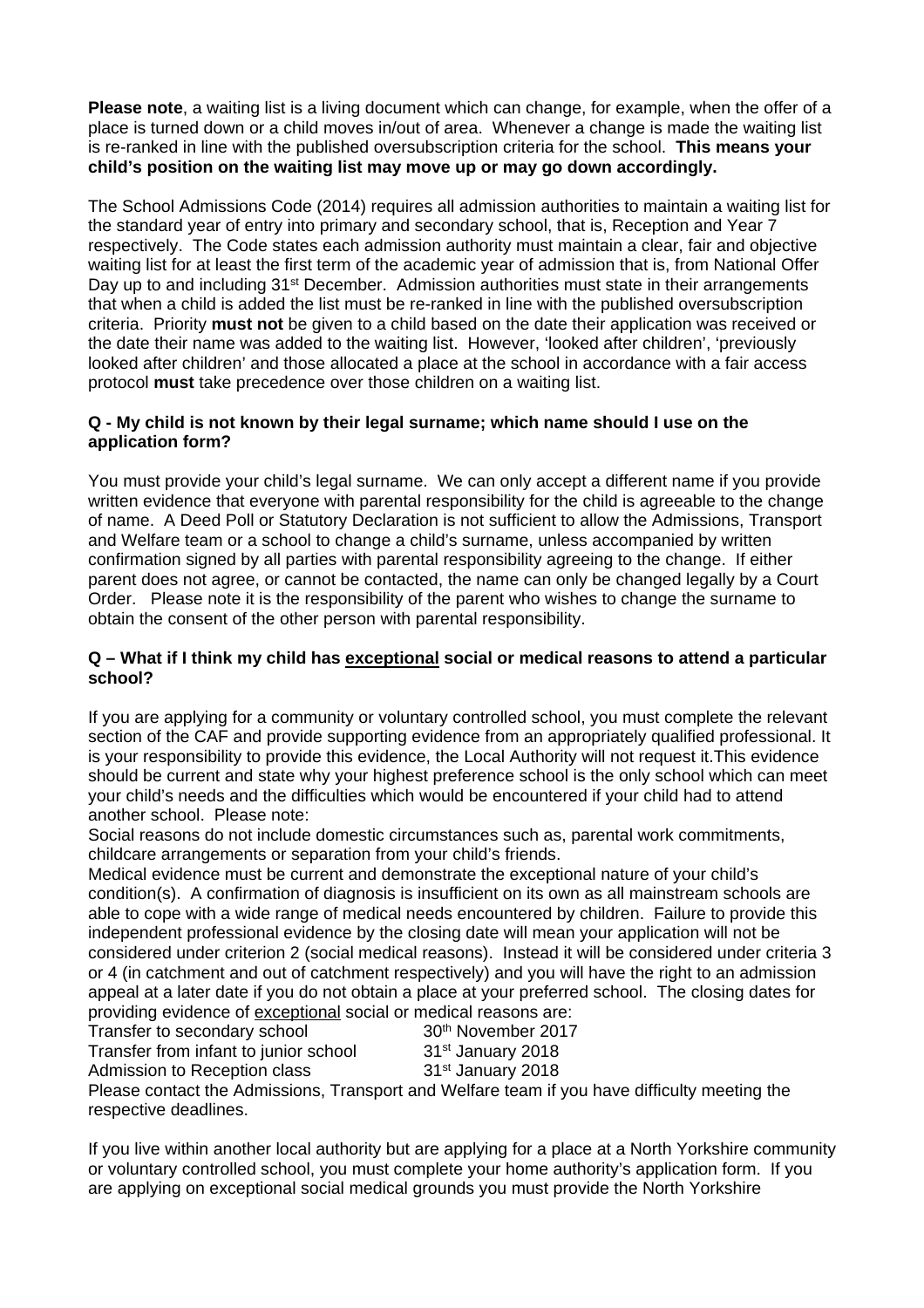**Please note**, a waiting list is a living document which can change, for example, when the offer of a place is turned down or a child moves in/out of area. Whenever a change is made the waiting list is re-ranked in line with the published oversubscription criteria for the school. **This means your child's position on the waiting list may move up or may go down accordingly.**

The School Admissions Code (2014) requires all admission authorities to maintain a waiting list for the standard year of entry into primary and secondary school, that is, Reception and Year 7 respectively. The Code states each admission authority must maintain a clear, fair and objective waiting list for at least the first term of the academic year of admission that is, from National Offer Day up to and including 31st December. Admission authorities must state in their arrangements that when a child is added the list must be re-ranked in line with the published oversubscription criteria. Priority **must not** be given to a child based on the date their application was received or the date their name was added to the waiting list. However, 'looked after children', 'previously looked after children' and those allocated a place at the school in accordance with a fair access protocol **must** take precedence over those children on a waiting list.

**Q - My child is not known by their legal surname; which name should I use on the application form?**

You must provide your child's legal surname. We can only accept a different name if you provide written evidence that everyone with parental responsibility for the child is agreeable to the change of name. A Deed Poll or Statutory Declaration is not sufficient to allow the Admissions, Transport and Welfare team or a school to change a child's surname, unless accompanied by written confirmation signed by all parties with parental responsibility agreeing to the change. If either parent does not agree, or cannot be contacted, the name can only be changed legally by a Court Order. Please note it is the responsibility of the parent who wishes to change the surname to obtain the consent of the other person with parental responsibility.

**Q – What if I think my child has exceptional social or medical reasons to attend a particular school?**

If you are applying for a community or voluntary controlled school, you must complete the relevant section of the CAF and provide supporting evidence from an appropriately qualified professional. It is your responsibility to provide this evidence, the Local Authority will not request it.This evidence should be current and state why your highest preference school is the only school which can meet your child's needs and the difficulties which would be encountered if your child had to attend another school. Please note:

Social reasons do not include domestic circumstances such as, parental work commitments, childcare arrangements or separation from your child's friends.

Medical evidence must be current and demonstrate the exceptional nature of your child's condition(s). A confirmation of diagnosis is insufficient on its own as all mainstream schools are able to cope with a wide range of medical needs encountered by children. Failure to provide this independent professional evidence by the closing date will mean your application will not be considered under criterion 2 (social medical reasons). Instead it will be considered under criteria 3 or 4 (in catchment and out of catchment respectively) and you will have the right to an admission appeal at a later date if you do not obtain a place at your preferred school. The closing dates for providing evidence of exceptional social or medical reasons are:

| | |
|---|---|
| Transfer to secondary school | 30th November 2017 |
| Transfer from infant to junior school | 31st January 2018 |
| Admission to Reception class | 31st January 2018 |

Please contact the Admissions, Transport and Welfare team if you have difficulty meeting the respective deadlines.

If you live within another local authority but are applying for a place at a North Yorkshire community or voluntary controlled school, you must complete your home authority's application form. If you are applying on exceptional social medical grounds you must provide the North Yorkshire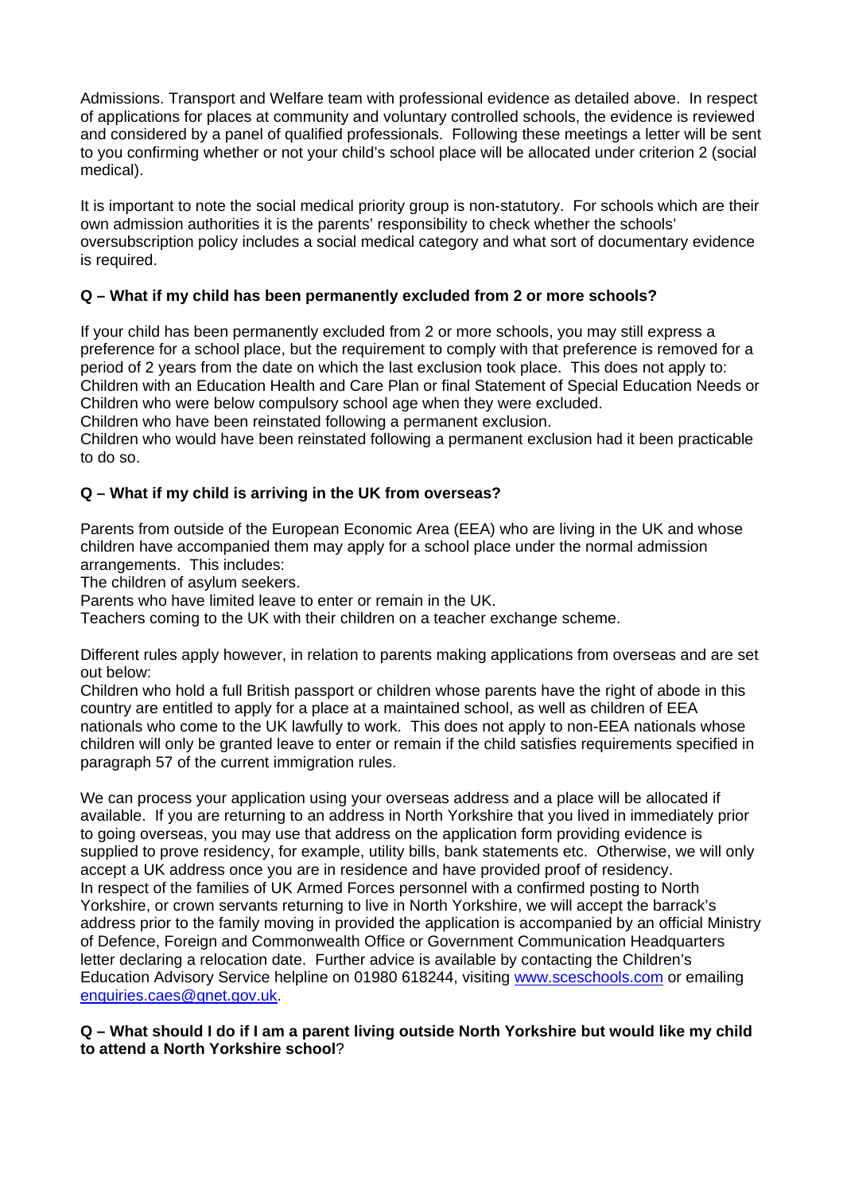Admissions. Transport and Welfare team with professional evidence as detailed above. In respect of applications for places at community and voluntary controlled schools, the evidence is reviewed and considered by a panel of qualified professionals. Following these meetings a letter will be sent to you confirming whether or not your child's school place will be allocated under criterion 2 (social medical).

It is important to note the social medical priority group is non-statutory. For schools which are their own admission authorities it is the parents' responsibility to check whether the schools' oversubscription policy includes a social medical category and what sort of documentary evidence is required.

**Q – What if my child has been permanently excluded from 2 or more schools?**

If your child has been permanently excluded from 2 or more schools, you may still express a preference for a school place, but the requirement to comply with that preference is removed for a period of 2 years from the date on which the last exclusion took place. This does not apply to:
Children with an Education Health and Care Plan or final Statement of Special Education Needs or Children who were below compulsory school age when they were excluded.
Children who have been reinstated following a permanent exclusion.
Children who would have been reinstated following a permanent exclusion had it been practicable to do so.

**Q – What if my child is arriving in the UK from overseas?**

Parents from outside of the European Economic Area (EEA) who are living in the UK and whose children have accompanied them may apply for a school place under the normal admission arrangements. This includes:
The children of asylum seekers.
Parents who have limited leave to enter or remain in the UK.
Teachers coming to the UK with their children on a teacher exchange scheme.

Different rules apply however, in relation to parents making applications from overseas and are set out below:
Children who hold a full British passport or children whose parents have the right of abode in this country are entitled to apply for a place at a maintained school, as well as children of EEA nationals who come to the UK lawfully to work. This does not apply to non-EEA nationals whose children will only be granted leave to enter or remain if the child satisfies requirements specified in paragraph 57 of the current immigration rules.

We can process your application using your overseas address and a place will be allocated if available. If you are returning to an address in North Yorkshire that you lived in immediately prior to going overseas, you may use that address on the application form providing evidence is supplied to prove residency, for example, utility bills, bank statements etc. Otherwise, we will only accept a UK address once you are in residence and have provided proof of residency.
In respect of the families of UK Armed Forces personnel with a confirmed posting to North Yorkshire, or crown servants returning to live in North Yorkshire, we will accept the barrack's address prior to the family moving in provided the application is accompanied by an official Ministry of Defence, Foreign and Commonwealth Office or Government Communication Headquarters letter declaring a relocation date. Further advice is available by contacting the Children's Education Advisory Service helpline on 01980 618244, visiting [www.sceschools.com](http://www.sceschools.com) or emailing [enquiries.caes@gnet.gov.uk](mailto:enquiries.caes@gnet.gov.uk).

**Q – What should I do if I am a parent living outside North Yorkshire but would like my child to attend a North Yorkshire school**?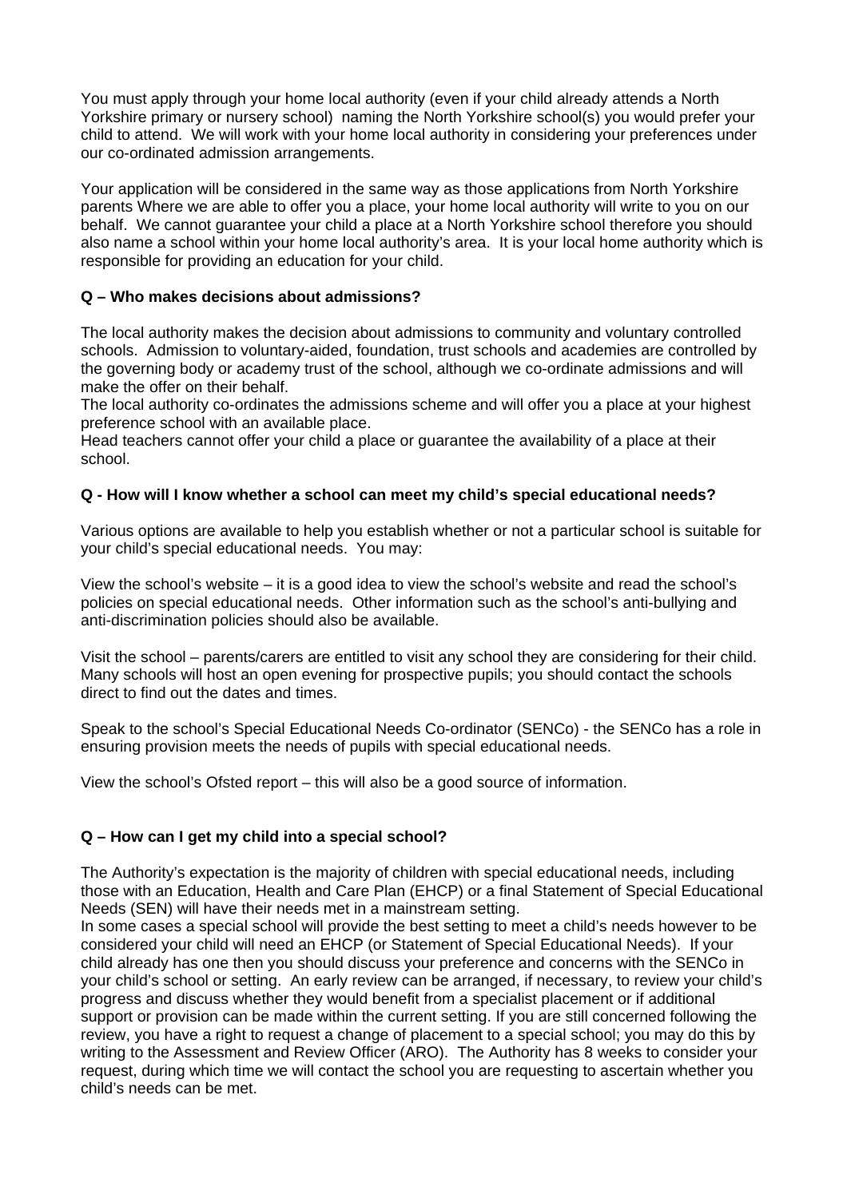You must apply through your home local authority (even if your child already attends a North Yorkshire primary or nursery school) naming the North Yorkshire school(s) you would prefer your child to attend. We will work with your home local authority in considering your preferences under our co-ordinated admission arrangements.

Your application will be considered in the same way as those applications from North Yorkshire parents Where we are able to offer you a place, your home local authority will write to you on our behalf. We cannot guarantee your child a place at a North Yorkshire school therefore you should also name a school within your home local authority's area. It is your local home authority which is responsible for providing an education for your child.

**Q – Who makes decisions about admissions?**

The local authority makes the decision about admissions to community and voluntary controlled schools. Admission to voluntary-aided, foundation, trust schools and academies are controlled by the governing body or academy trust of the school, although we co-ordinate admissions and will make the offer on their behalf.
The local authority co-ordinates the admissions scheme and will offer you a place at your highest preference school with an available place.
Head teachers cannot offer your child a place or guarantee the availability of a place at their school.

**Q - How will I know whether a school can meet my child's special educational needs?**

Various options are available to help you establish whether or not a particular school is suitable for your child's special educational needs. You may:

View the school's website – it is a good idea to view the school's website and read the school's policies on special educational needs. Other information such as the school's anti-bullying and anti-discrimination policies should also be available.

Visit the school – parents/carers are entitled to visit any school they are considering for their child. Many schools will host an open evening for prospective pupils; you should contact the schools direct to find out the dates and times.

Speak to the school's Special Educational Needs Co-ordinator (SENCo) - the SENCo has a role in ensuring provision meets the needs of pupils with special educational needs.

View the school's Ofsted report – this will also be a good source of information.

**Q – How can I get my child into a special school?**

The Authority's expectation is the majority of children with special educational needs, including those with an Education, Health and Care Plan (EHCP) or a final Statement of Special Educational Needs (SEN) will have their needs met in a mainstream setting.
In some cases a special school will provide the best setting to meet a child's needs however to be considered your child will need an EHCP (or Statement of Special Educational Needs). If your child already has one then you should discuss your preference and concerns with the SENCo in your child's school or setting. An early review can be arranged, if necessary, to review your child's progress and discuss whether they would benefit from a specialist placement or if additional support or provision can be made within the current setting. If you are still concerned following the review, you have a right to request a change of placement to a special school; you may do this by writing to the Assessment and Review Officer (ARO). The Authority has 8 weeks to consider your request, during which time we will contact the school you are requesting to ascertain whether you child's needs can be met.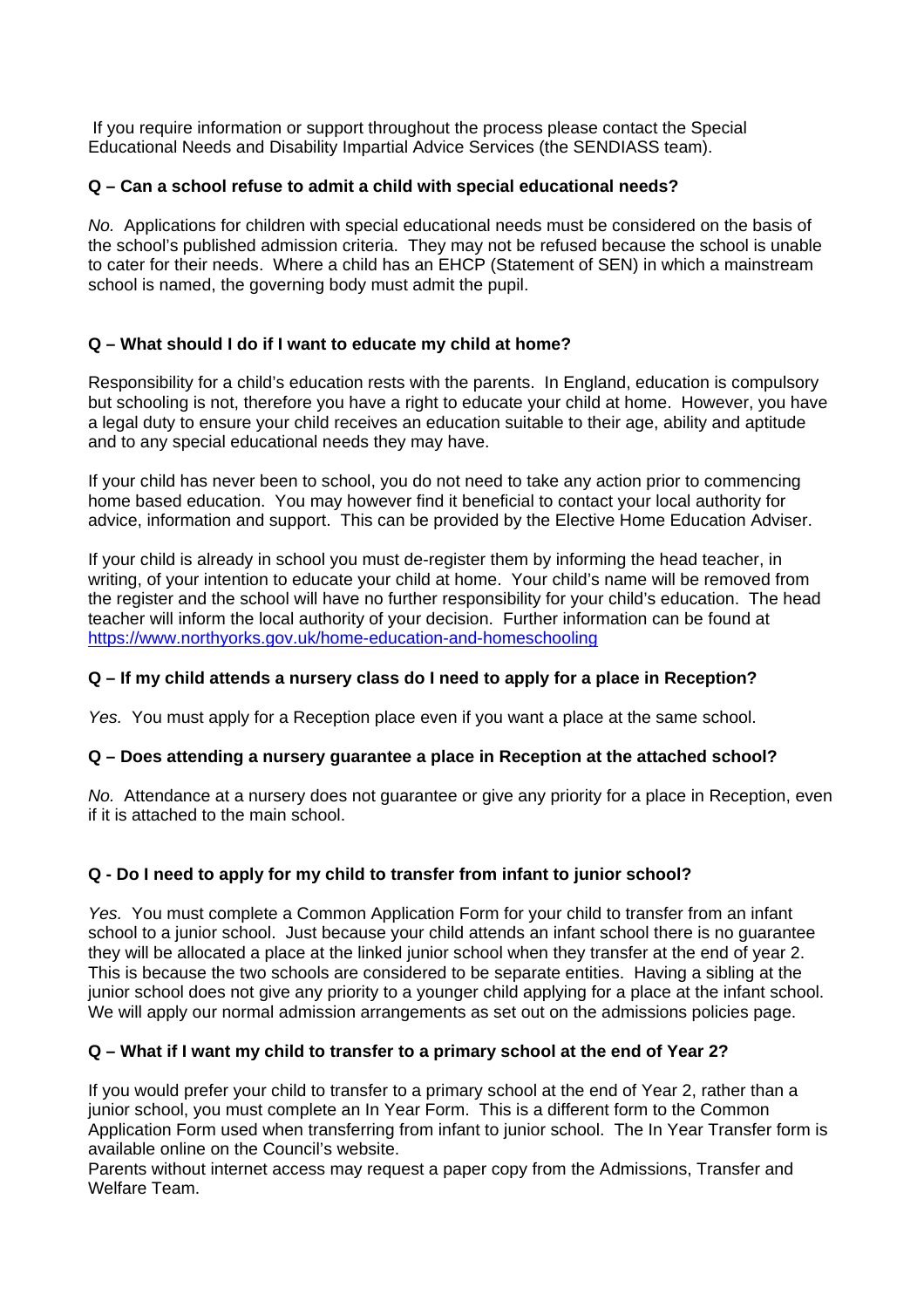If you require information or support throughout the process please contact the Special Educational Needs and Disability Impartial Advice Services (the SENDIASS team).

**Q – Can a school refuse to admit a child with special educational needs?**

*No.* Applications for children with special educational needs must be considered on the basis of the school's published admission criteria. They may not be refused because the school is unable to cater for their needs. Where a child has an EHCP (Statement of SEN) in which a mainstream school is named, the governing body must admit the pupil.

**Q – What should I do if I want to educate my child at home?**

Responsibility for a child's education rests with the parents. In England, education is compulsory but schooling is not, therefore you have a right to educate your child at home. However, you have a legal duty to ensure your child receives an education suitable to their age, ability and aptitude and to any special educational needs they may have.

If your child has never been to school, you do not need to take any action prior to commencing home based education. You may however find it beneficial to contact your local authority for advice, information and support. This can be provided by the Elective Home Education Adviser.

If your child is already in school you must de-register them by informing the head teacher, in writing, of your intention to educate your child at home. Your child's name will be removed from the register and the school will have no further responsibility for your child's education. The head teacher will inform the local authority of your decision. Further information can be found at https://www.northyorks.gov.uk/home-education-and-homeschooling

**Q – If my child attends a nursery class do I need to apply for a place in Reception?**

*Yes.* You must apply for a Reception place even if you want a place at the same school.

**Q – Does attending a nursery guarantee a place in Reception at the attached school?**

*No.* Attendance at a nursery does not guarantee or give any priority for a place in Reception, even if it is attached to the main school.

**Q - Do I need to apply for my child to transfer from infant to junior school?**

*Yes.* You must complete a Common Application Form for your child to transfer from an infant school to a junior school. Just because your child attends an infant school there is no guarantee they will be allocated a place at the linked junior school when they transfer at the end of year 2. This is because the two schools are considered to be separate entities. Having a sibling at the junior school does not give any priority to a younger child applying for a place at the infant school. We will apply our normal admission arrangements as set out on the admissions policies page.

**Q – What if I want my child to transfer to a primary school at the end of Year 2?**

If you would prefer your child to transfer to a primary school at the end of Year 2, rather than a junior school, you must complete an In Year Form. This is a different form to the Common Application Form used when transferring from infant to junior school. The In Year Transfer form is available online on the Council's website.

Parents without internet access may request a paper copy from the Admissions, Transfer and Welfare Team.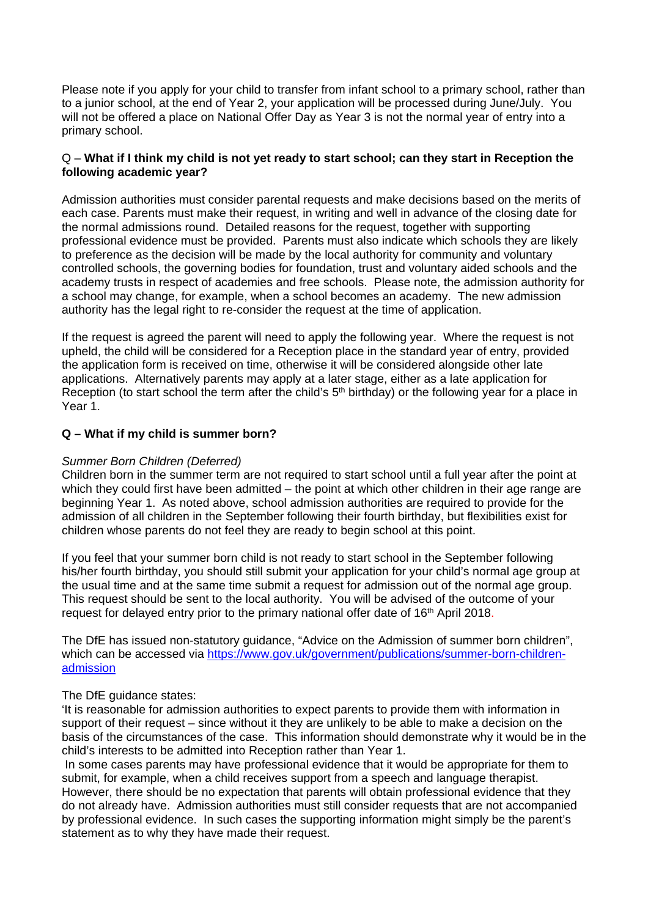Please note if you apply for your child to transfer from infant school to a primary school, rather than to a junior school, at the end of Year 2, your application will be processed during June/July. You will not be offered a place on National Offer Day as Year 3 is not the normal year of entry into a primary school.

Q – **What if I think my child is not yet ready to start school; can they start in Reception the following academic year?**

Admission authorities must consider parental requests and make decisions based on the merits of each case. Parents must make their request, in writing and well in advance of the closing date for the normal admissions round. Detailed reasons for the request, together with supporting professional evidence must be provided. Parents must also indicate which schools they are likely to preference as the decision will be made by the local authority for community and voluntary controlled schools, the governing bodies for foundation, trust and voluntary aided schools and the academy trusts in respect of academies and free schools. Please note, the admission authority for a school may change, for example, when a school becomes an academy. The new admission authority has the legal right to re-consider the request at the time of application.

If the request is agreed the parent will need to apply the following year. Where the request is not upheld, the child will be considered for a Reception place in the standard year of entry, provided the application form is received on time, otherwise it will be considered alongside other late applications. Alternatively parents may apply at a later stage, either as a late application for Reception (to start school the term after the child's 5th birthday) or the following year for a place in Year 1.

**Q – What if my child is summer born?**

*Summer Born Children (Deferred)*
Children born in the summer term are not required to start school until a full year after the point at which they could first have been admitted – the point at which other children in their age range are beginning Year 1. As noted above, school admission authorities are required to provide for the admission of all children in the September following their fourth birthday, but flexibilities exist for children whose parents do not feel they are ready to begin school at this point.

If you feel that your summer born child is not ready to start school in the September following his/her fourth birthday, you should still submit your application for your child's normal age group at the usual time and at the same time submit a request for admission out of the normal age group. This request should be sent to the local authority. You will be advised of the outcome of your request for delayed entry prior to the primary national offer date of 16th April 2018.

The DfE has issued non-statutory guidance, "Advice on the Admission of summer born children", which can be accessed via [https://www.gov.uk/government/publications/summer-born-children-admission](https://www.gov.uk/government/publications/summer-born-children-admission)

The DfE guidance states:
'It is reasonable for admission authorities to expect parents to provide them with information in support of their request – since without it they are unlikely to be able to make a decision on the basis of the circumstances of the case. This information should demonstrate why it would be in the child's interests to be admitted into Reception rather than Year 1.
In some cases parents may have professional evidence that it would be appropriate for them to submit, for example, when a child receives support from a speech and language therapist. However, there should be no expectation that parents will obtain professional evidence that they do not already have. Admission authorities must still consider requests that are not accompanied by professional evidence. In such cases the supporting information might simply be the parent's statement as to why they have made their request.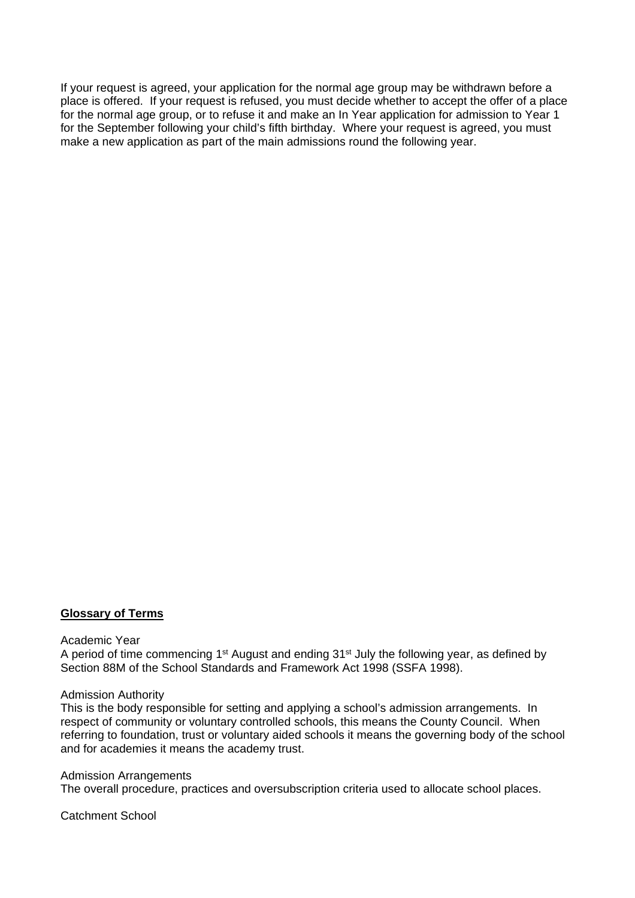If your request is agreed, your application for the normal age group may be withdrawn before a place is offered. If your request is refused, you must decide whether to accept the offer of a place for the normal age group, or to refuse it and make an In Year application for admission to Year 1 for the September following your child's fifth birthday. Where your request is agreed, you must make a new application as part of the main admissions round the following year.

**Glossary of Terms**

Academic Year
A period of time commencing 1st August and ending 31st July the following year, as defined by Section 88M of the School Standards and Framework Act 1998 (SSFA 1998).

Admission Authority
This is the body responsible for setting and applying a school's admission arrangements. In respect of community or voluntary controlled schools, this means the County Council. When referring to foundation, trust or voluntary aided schools it means the governing body of the school and for academies it means the academy trust.

Admission Arrangements
The overall procedure, practices and oversubscription criteria used to allocate school places.

Catchment School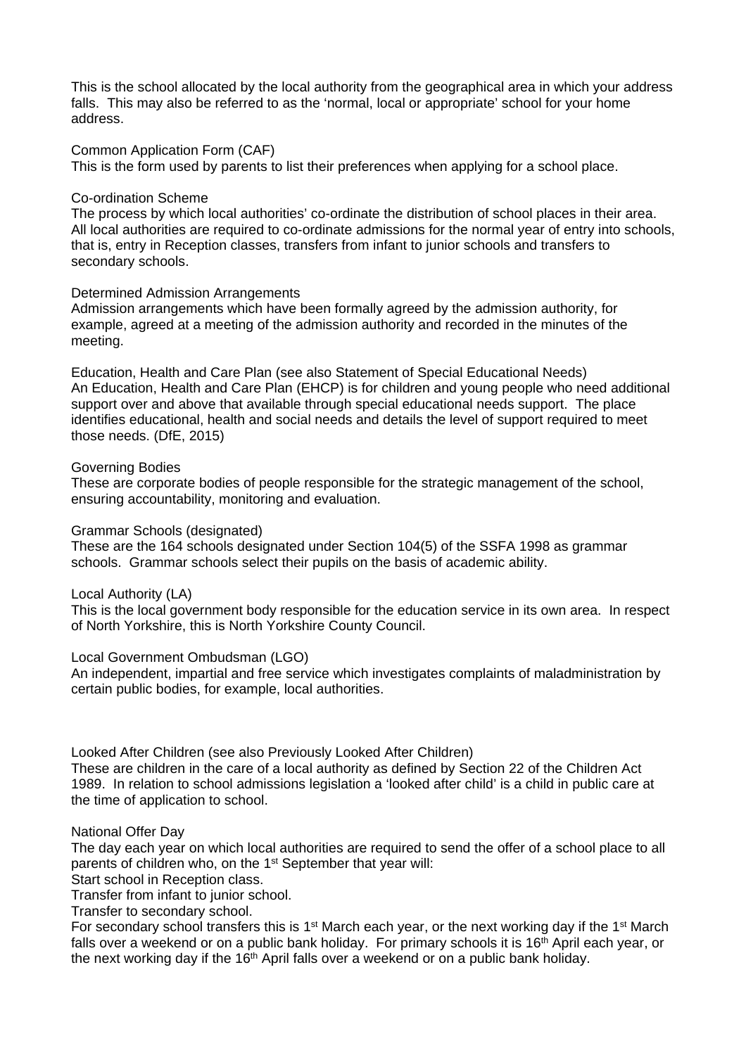This is the school allocated by the local authority from the geographical area in which your address falls. This may also be referred to as the 'normal, local or appropriate' school for your home address.

Common Application Form (CAF)

This is the form used by parents to list their preferences when applying for a school place.

Co-ordination Scheme

The process by which local authorities' co-ordinate the distribution of school places in their area. All local authorities are required to co-ordinate admissions for the normal year of entry into schools, that is, entry in Reception classes, transfers from infant to junior schools and transfers to secondary schools.

Determined Admission Arrangements

Admission arrangements which have been formally agreed by the admission authority, for example, agreed at a meeting of the admission authority and recorded in the minutes of the meeting.

Education, Health and Care Plan (see also Statement of Special Educational Needs)

An Education, Health and Care Plan (EHCP) is for children and young people who need additional support over and above that available through special educational needs support. The place identifies educational, health and social needs and details the level of support required to meet those needs. (DfE, 2015)

Governing Bodies

These are corporate bodies of people responsible for the strategic management of the school, ensuring accountability, monitoring and evaluation.

Grammar Schools (designated)

These are the 164 schools designated under Section 104(5) of the SSFA 1998 as grammar schools. Grammar schools select their pupils on the basis of academic ability.

Local Authority (LA)

This is the local government body responsible for the education service in its own area. In respect of North Yorkshire, this is North Yorkshire County Council.

Local Government Ombudsman (LGO)

An independent, impartial and free service which investigates complaints of maladministration by certain public bodies, for example, local authorities.

Looked After Children (see also Previously Looked After Children)

These are children in the care of a local authority as defined by Section 22 of the Children Act 1989. In relation to school admissions legislation a 'looked after child' is a child in public care at the time of application to school.

National Offer Day

The day each year on which local authorities are required to send the offer of a school place to all parents of children who, on the 1st September that year will:

Start school in Reception class.

Transfer from infant to junior school.

Transfer to secondary school.

For secondary school transfers this is 1st March each year, or the next working day if the 1st March falls over a weekend or on a public bank holiday. For primary schools it is 16th April each year, or the next working day if the 16th April falls over a weekend or on a public bank holiday.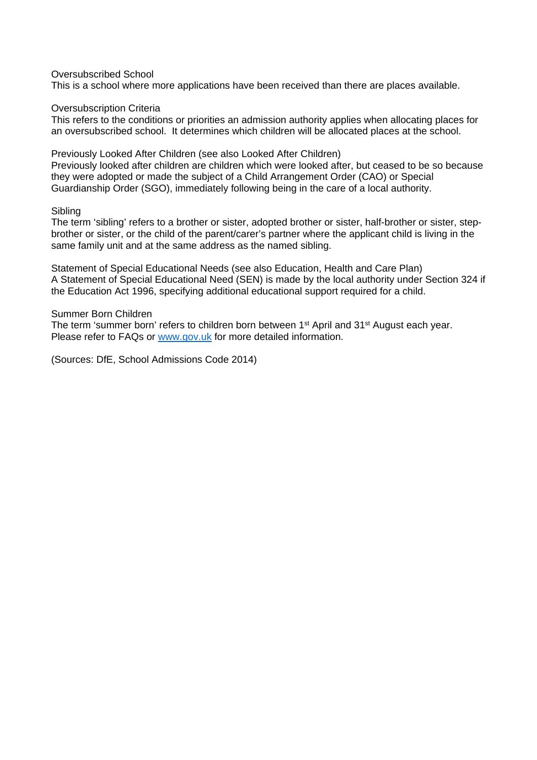### Oversubscribed School

This is a school where more applications have been received than there are places available.

### Oversubscription Criteria

This refers to the conditions or priorities an admission authority applies when allocating places for an oversubscribed school. It determines which children will be allocated places at the school.

### Previously Looked After Children (see also Looked After Children)

Previously looked after children are children which were looked after, but ceased to be so because they were adopted or made the subject of a Child Arrangement Order (CAO) or Special Guardianship Order (SGO), immediately following being in the care of a local authority.

### Sibling

The term 'sibling' refers to a brother or sister, adopted brother or sister, half-brother or sister, step-brother or sister, or the child of the parent/carer's partner where the applicant child is living in the same family unit and at the same address as the named sibling.

### Statement of Special Educational Needs (see also Education, Health and Care Plan)

A Statement of Special Educational Need (SEN) is made by the local authority under Section 324 if the Education Act 1996, specifying additional educational support required for a child.

### Summer Born Children

The term 'summer born' refers to children born between 1st April and 31st August each year. Please refer to FAQs or [www.gov.uk](http://www.gov.uk) for more detailed information.

(Sources: DfE, School Admissions Code 2014)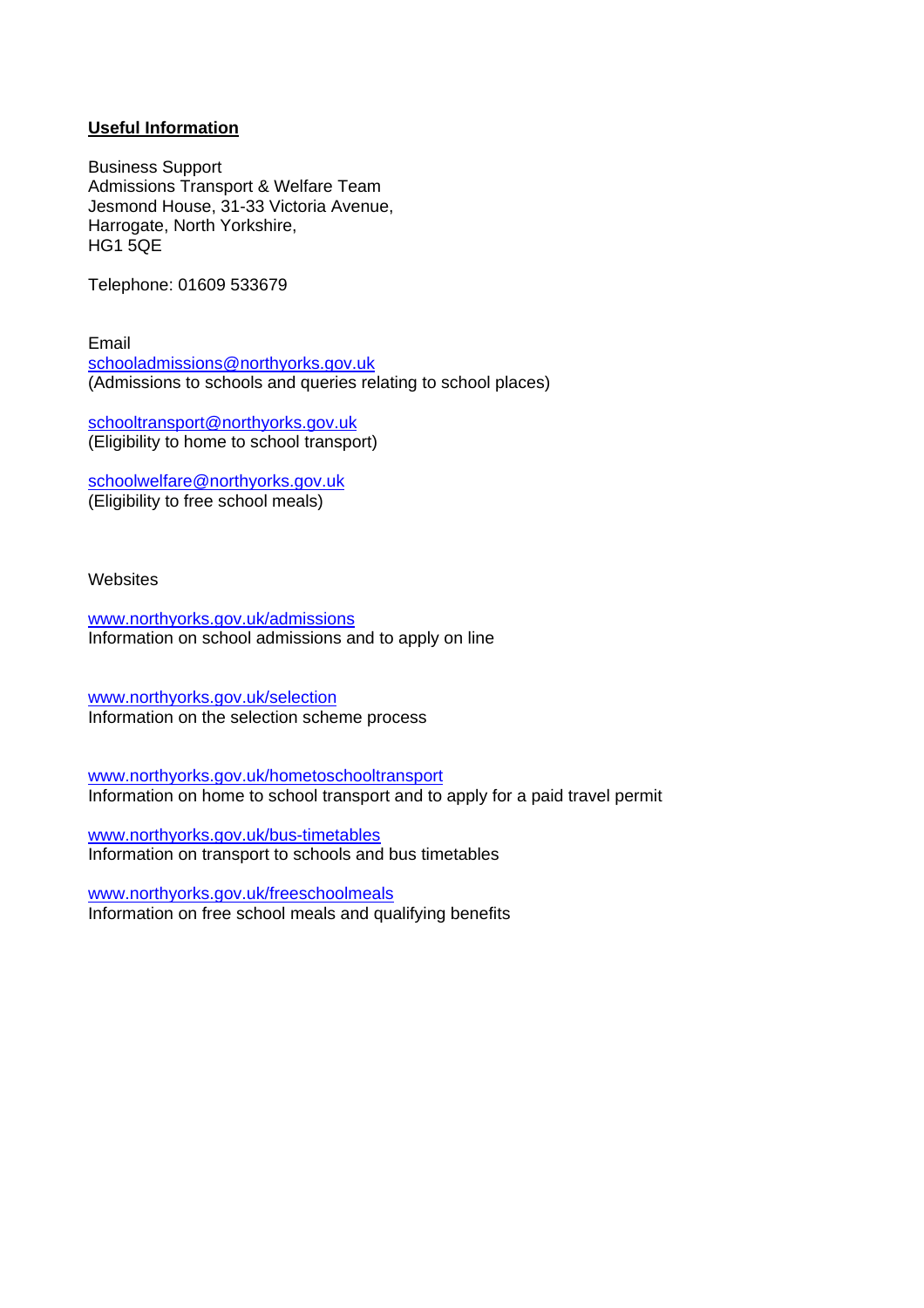**Useful Information**

Business Support  
Admissions Transport & Welfare Team  
Jesmond House, 31-33 Victoria Avenue,  
Harrogate, North Yorkshire,  
HG1 5QE

Telephone: 01609 533679

Email  
schooladmissions@northyorks.gov.uk  
(Admissions to schools and queries relating to school places)

schooltransport@northyorks.gov.uk  
(Eligibility to home to school transport)

schoolwelfare@northyorks.gov.uk  
(Eligibility to free school meals)

Websites

www.northyorks.gov.uk/admissions  
Information on school admissions and to apply on line

www.northyorks.gov.uk/selection  
Information on the selection scheme process

www.northyorks.gov.uk/hometoschooltransport  
Information on home to school transport and to apply for a paid travel permit

www.northyorks.gov.uk/bus-timetables  
Information on transport to schools and bus timetables

www.northyorks.gov.uk/freeschoolmeals  
Information on free school meals and qualifying benefits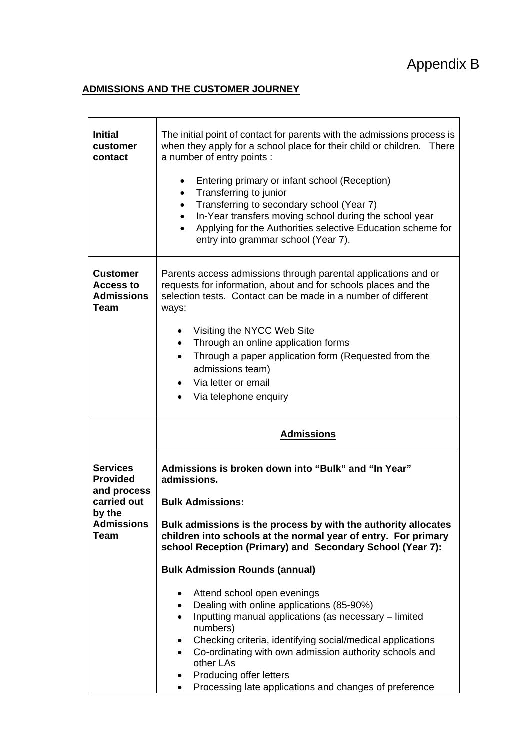Appendix B

**ADMISSIONS AND THE CUSTOMER JOURNEY**

| | |
|---|---|
| **Initial customer contact** | The initial point of contact for parents with the admissions process is when they apply for a school place for their child or children. There a number of entry points :<br><br>• Entering primary or infant school (Reception)<br>• Transferring to junior<br>• Transferring to secondary school (Year 7)<br>• In-Year transfers moving school during the school year<br>• Applying for the Authorities selective Education scheme for entry into grammar school (Year 7). |
| **Customer Access to Admissions Team** | Parents access admissions through parental applications and or requests for information, about and for schools places and the selection tests. Contact can be made in a number of different ways:<br><br>• Visiting the NYCC Web Site<br>• Through an online application forms<br>• Through a paper application form (Requested from the admissions team)<br>• Via letter or email<br>• Via telephone enquiry |
| | **Admissions** |
| **Services Provided and process carried out by the Admissions Team** | **Admissions is broken down into "Bulk" and "In Year" admissions.**<br><br>**Bulk Admissions:**<br><br>**Bulk admissions is the process by with the authority allocates children into schools at the normal year of entry. For primary school Reception (Primary) and Secondary School (Year 7):**<br><br>**Bulk Admission Rounds (annual)**<br><br>• Attend school open evenings<br>• Dealing with online applications (85-90%)<br>• Inputting manual applications (as necessary – limited numbers)<br>• Checking criteria, identifying social/medical applications<br>• Co-ordinating with own admission authority schools and other LAs<br>• Producing offer letters<br>• Processing late applications and changes of preference |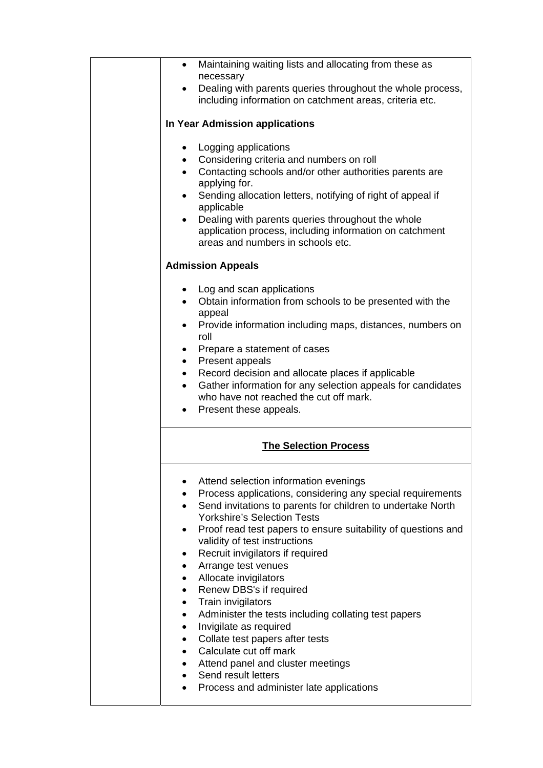- Maintaining waiting lists and allocating from these as necessary
- Dealing with parents queries throughout the whole process, including information on catchment areas, criteria etc.

**In Year Admission applications**

- Logging applications
- Considering criteria and numbers on roll
- Contacting schools and/or other authorities parents are applying for.
- Sending allocation letters, notifying of right of appeal if applicable
- Dealing with parents queries throughout the whole application process, including information on catchment areas and numbers in schools etc.

**Admission Appeals**

- Log and scan applications
- Obtain information from schools to be presented with the appeal
- Provide information including maps, distances, numbers on roll
- Prepare a statement of cases
- Present appeals
- Record decision and allocate places if applicable
- Gather information for any selection appeals for candidates who have not reached the cut off mark.
- Present these appeals.

**The Selection Process**

- Attend selection information evenings
- Process applications, considering any special requirements
- Send invitations to parents for children to undertake North Yorkshire's Selection Tests
- Proof read test papers to ensure suitability of questions and validity of test instructions
- Recruit invigilators if required
- Arrange test venues
- Allocate invigilators
- Renew DBS's if required
- Train invigilators
- Administer the tests including collating test papers
- Invigilate as required
- Collate test papers after tests
- Calculate cut off mark
- Attend panel and cluster meetings
- Send result letters
- Process and administer late applications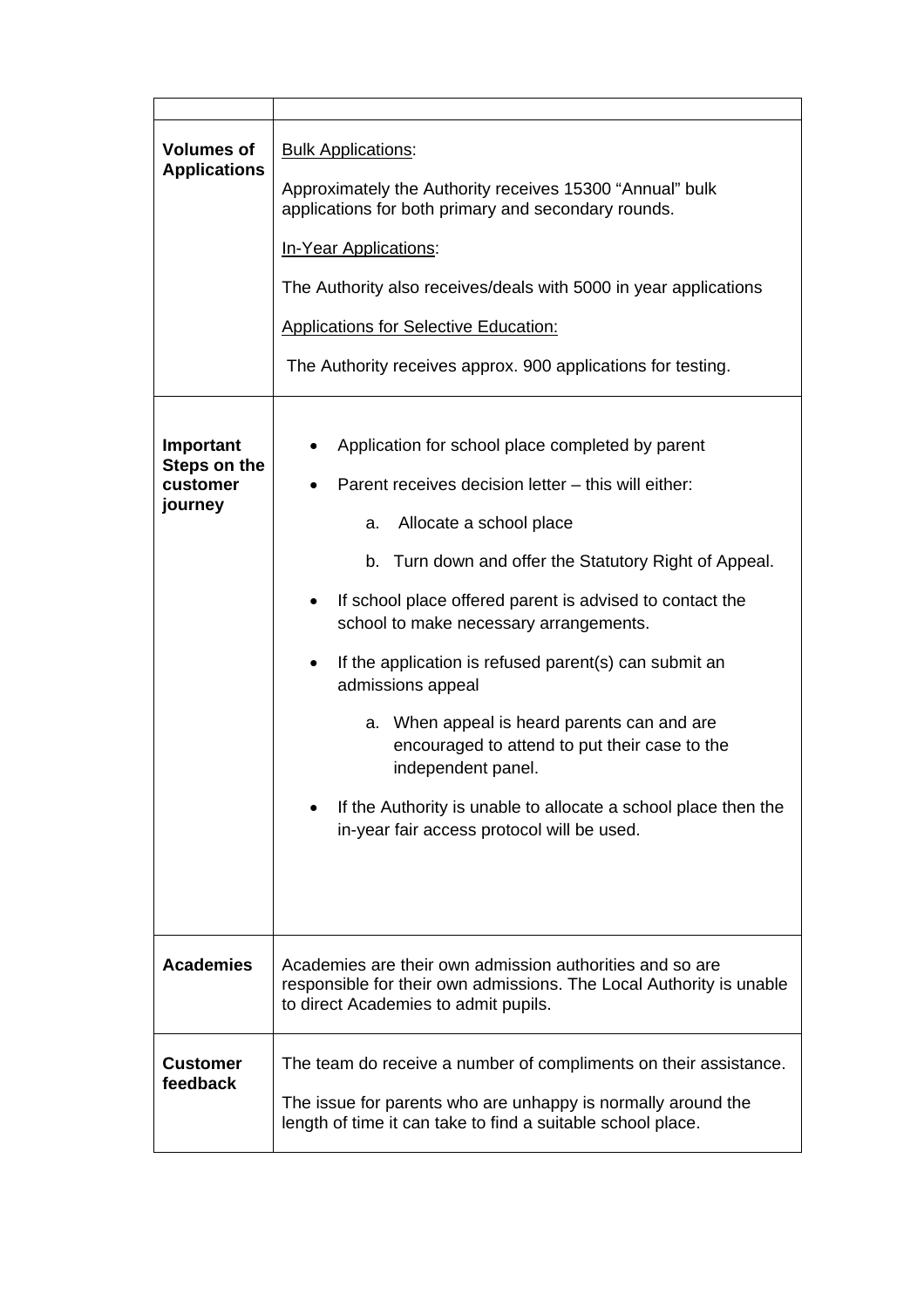| | |
|---|---|
| **Volumes of Applications** | <u>Bulk Applications</u>:<br><br>Approximately the Authority receives 15300 "Annual" bulk applications for both primary and secondary rounds.<br><br><u>In-Year Applications</u>:<br><br>The Authority also receives/deals with 5000 in year applications<br><br><u>Applications for Selective Education:</u><br><br>The Authority receives approx. 900 applications for testing. |
| **Important Steps on the customer journey** | • Application for school place completed by parent<br>• Parent receives decision letter – this will either:<br>  a. Allocate a school place<br>  b. Turn down and offer the Statutory Right of Appeal.<br>• If school place offered parent is advised to contact the school to make necessary arrangements.<br>• If the application is refused parent(s) can submit an admissions appeal<br>  a. When appeal is heard parents can and are encouraged to attend to put their case to the independent panel.<br>• If the Authority is unable to allocate a school place then the in-year fair access protocol will be used. |
| **Academies** | Academies are their own admission authorities and so are responsible for their own admissions. The Local Authority is unable to direct Academies to admit pupils. |
| **Customer feedback** | The team do receive a number of compliments on their assistance.<br><br>The issue for parents who are unhappy is normally around the length of time it can take to find a suitable school place. |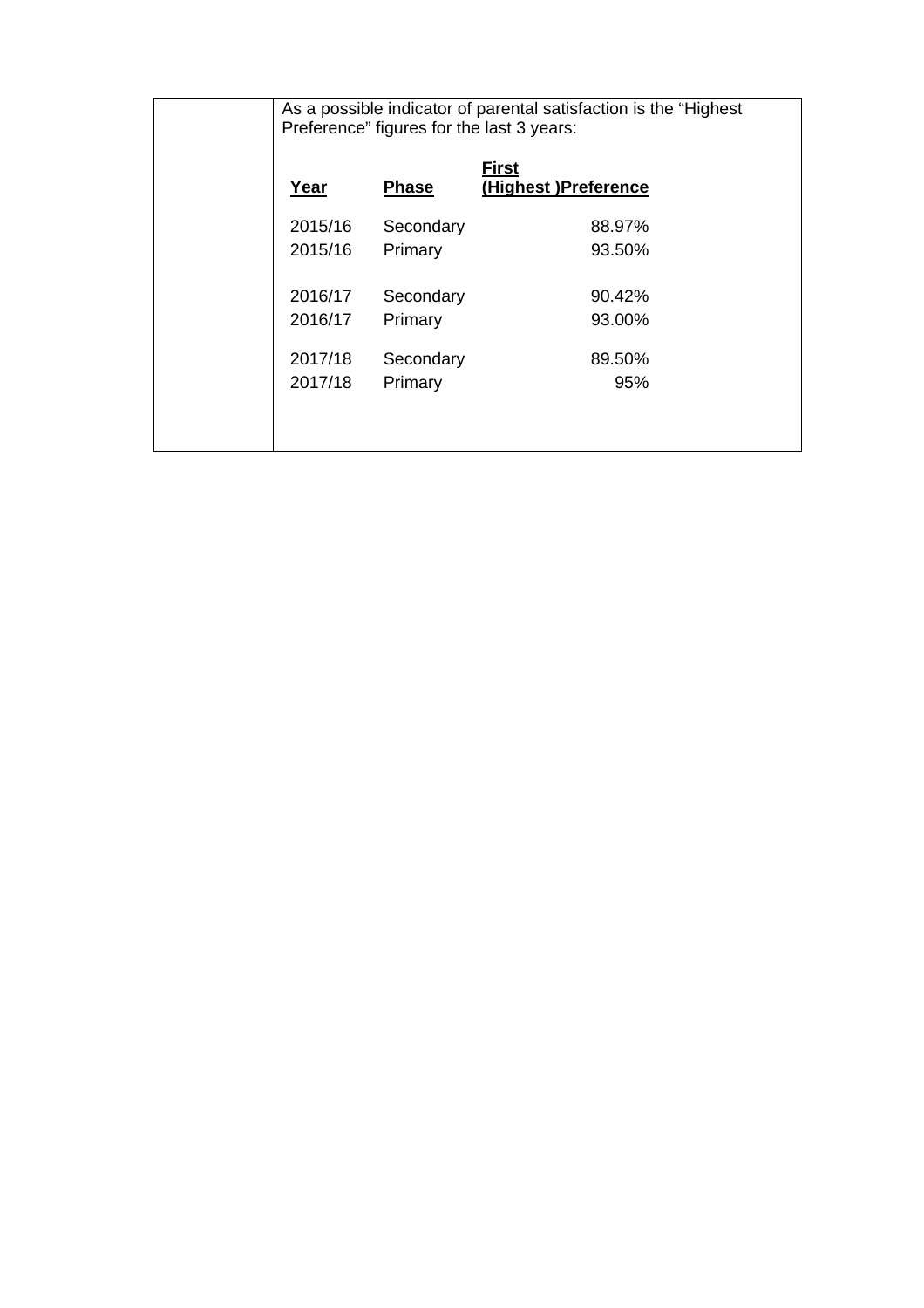As a possible indicator of parental satisfaction is the "Highest Preference" figures for the last 3 years:

| Year | Phase | First (Highest )Preference |
|---|---|---|
| 2015/16 | Secondary | 88.97% |
| 2015/16 | Primary | 93.50% |
| 2016/17 | Secondary | 90.42% |
| 2016/17 | Primary | 93.00% |
| 2017/18 | Secondary | 89.50% |
| 2017/18 | Primary | 95% |